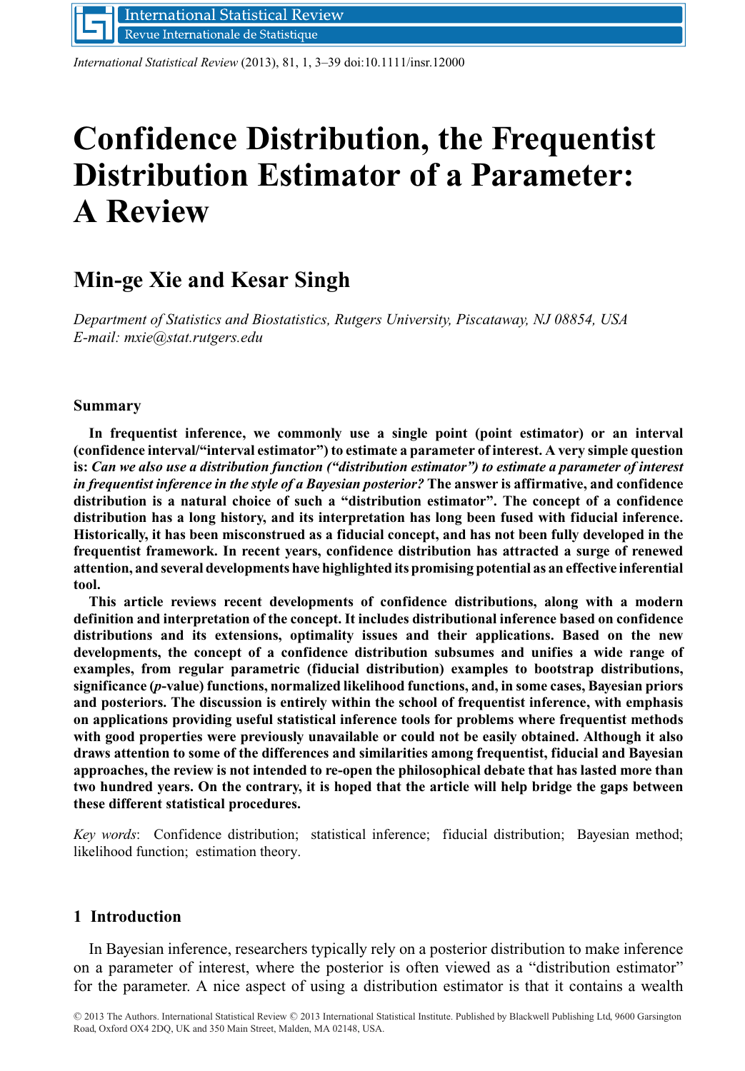# Confidence Distribution, the Frequentist Distribution Estimator of a Parameter: A Review

## Min-ge Xie and Kesar Singh

*Department of Statistics and Biostatistics, Rutgers University, Piscataway, NJ 08854, USA*
*E-mail: mxie@stat.rutgers.edu*

### Summary

**In frequentist inference, we commonly use a single point (point estimator) or an interval (confidence interval/"interval estimator") to estimate a parameter of interest. A very simple question is: *Can we also use a distribution function ("distribution estimator") to estimate a parameter of interest in frequentist inference in the style of a Bayesian posterior?* The answer is affirmative, and confidence distribution is a natural choice of such a "distribution estimator". The concept of a confidence distribution has a long history, and its interpretation has long been fused with fiducial inference. Historically, it has been misconstrued as a fiducial concept, and has not been fully developed in the frequentist framework. In recent years, confidence distribution has attracted a surge of renewed attention, and several developments have highlighted its promising potential as an effective inferential tool.**

**This article reviews recent developments of confidence distributions, along with a modern definition and interpretation of the concept. It includes distributional inference based on confidence distributions and its extensions, optimality issues and their applications. Based on the new developments, the concept of a confidence distribution subsumes and unifies a wide range of examples, from regular parametric (fiducial distribution) examples to bootstrap distributions, significance (*p*-value) functions, normalized likelihood functions, and, in some cases, Bayesian priors and posteriors. The discussion is entirely within the school of frequentist inference, with emphasis on applications providing useful statistical inference tools for problems where frequentist methods with good properties were previously unavailable or could not be easily obtained. Although it also draws attention to some of the differences and similarities among frequentist, fiducial and Bayesian approaches, the review is not intended to re-open the philosophical debate that has lasted more than two hundred years. On the contrary, it is hoped that the article will help bridge the gaps between these different statistical procedures.**

*Key words*: Confidence distribution; statistical inference; fiducial distribution; Bayesian method; likelihood function; estimation theory.

## 1 Introduction

In Bayesian inference, researchers typically rely on a posterior distribution to make inference on a parameter of interest, where the posterior is often viewed as a "distribution estimator" for the parameter. A nice aspect of using a distribution estimator is that it contains a wealth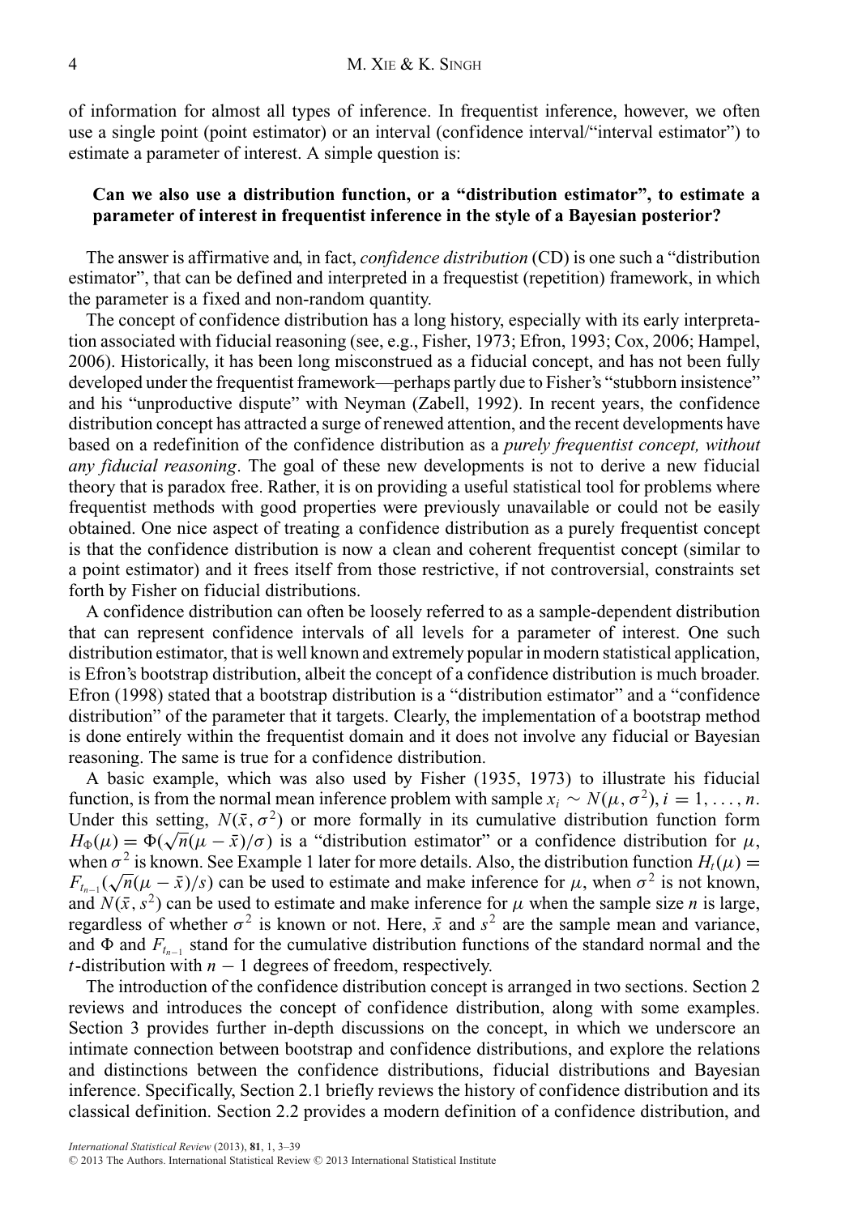of information for almost all types of inference. In frequentist inference, however, we often use a single point (point estimator) or an interval (confidence interval/"interval estimator") to estimate a parameter of interest. A simple question is:

> **Can we also use a distribution function, or a "distribution estimator", to estimate a parameter of interest in frequentist inference in the style of a Bayesian posterior?**

The answer is affirmative and, in fact, *confidence distribution* (CD) is one such a "distribution estimator", that can be defined and interpreted in a frequestist (repetition) framework, in which the parameter is a fixed and non-random quantity.

The concept of confidence distribution has a long history, especially with its early interpretation associated with fiducial reasoning (see, e.g., Fisher, 1973; Efron, 1993; Cox, 2006; Hampel, 2006). Historically, it has been long misconstrued as a fiducial concept, and has not been fully developed under the frequentist framework—perhaps partly due to Fisher's "stubborn insistence" and his "unproductive dispute" with Neyman (Zabell, 1992). In recent years, the confidence distribution concept has attracted a surge of renewed attention, and the recent developments have based on a redefinition of the confidence distribution as a *purely frequentist concept, without any fiducial reasoning*. The goal of these new developments is not to derive a new fiducial theory that is paradox free. Rather, it is on providing a useful statistical tool for problems where frequentist methods with good properties were previously unavailable or could not be easily obtained. One nice aspect of treating a confidence distribution as a purely frequentist concept is that the confidence distribution is now a clean and coherent frequentist concept (similar to a point estimator) and it frees itself from those restrictive, if not controversial, constraints set forth by Fisher on fiducial distributions.

A confidence distribution can often be loosely referred to as a sample-dependent distribution that can represent confidence intervals of all levels for a parameter of interest. One such distribution estimator, that is well known and extremely popular in modern statistical application, is Efron's bootstrap distribution, albeit the concept of a confidence distribution is much broader. Efron (1998) stated that a bootstrap distribution is a "distribution estimator" and a "confidence distribution" of the parameter that it targets. Clearly, the implementation of a bootstrap method is done entirely within the frequentist domain and it does not involve any fiducial or Bayesian reasoning. The same is true for a confidence distribution.

A basic example, which was also used by Fisher (1935, 1973) to illustrate his fiducial function, is from the normal mean inference problem with sample $x_i \sim N(\mu, \sigma^2), i = 1, \ldots, n$. Under this setting, $N(\bar{x}, \sigma^2)$ or more formally in its cumulative distribution function form $H_\Phi(\mu) = \Phi(\sqrt{n}(\mu - \bar{x})/\sigma)$ is a "distribution estimator" or a confidence distribution for $\mu$, when $\sigma^2$ is known. See Example 1 later for more details. Also, the distribution function $H_t(\mu) = F_{t_{n-1}}(\sqrt{n}(\mu - \bar{x})/s)$ can be used to estimate and make inference for $\mu$, when $\sigma^2$ is not known, and $N(\bar{x}, s^2)$ can be used to estimate and make inference for $\mu$ when the sample size $n$ is large, regardless of whether $\sigma^2$ is known or not. Here, $\bar{x}$ and $s^2$ are the sample mean and variance, and $\Phi$ and $F_{t_{n-1}}$ stand for the cumulative distribution functions of the standard normal and the $t$-distribution with $n - 1$ degrees of freedom, respectively.

The introduction of the confidence distribution concept is arranged in two sections. Section 2 reviews and introduces the concept of confidence distribution, along with some examples. Section 3 provides further in-depth discussions on the concept, in which we underscore an intimate connection between bootstrap and confidence distributions, and explore the relations and distinctions between the confidence distributions, fiducial distributions and Bayesian inference. Specifically, Section 2.1 briefly reviews the history of confidence distribution and its classical definition. Section 2.2 provides a modern definition of a confidence distribution, and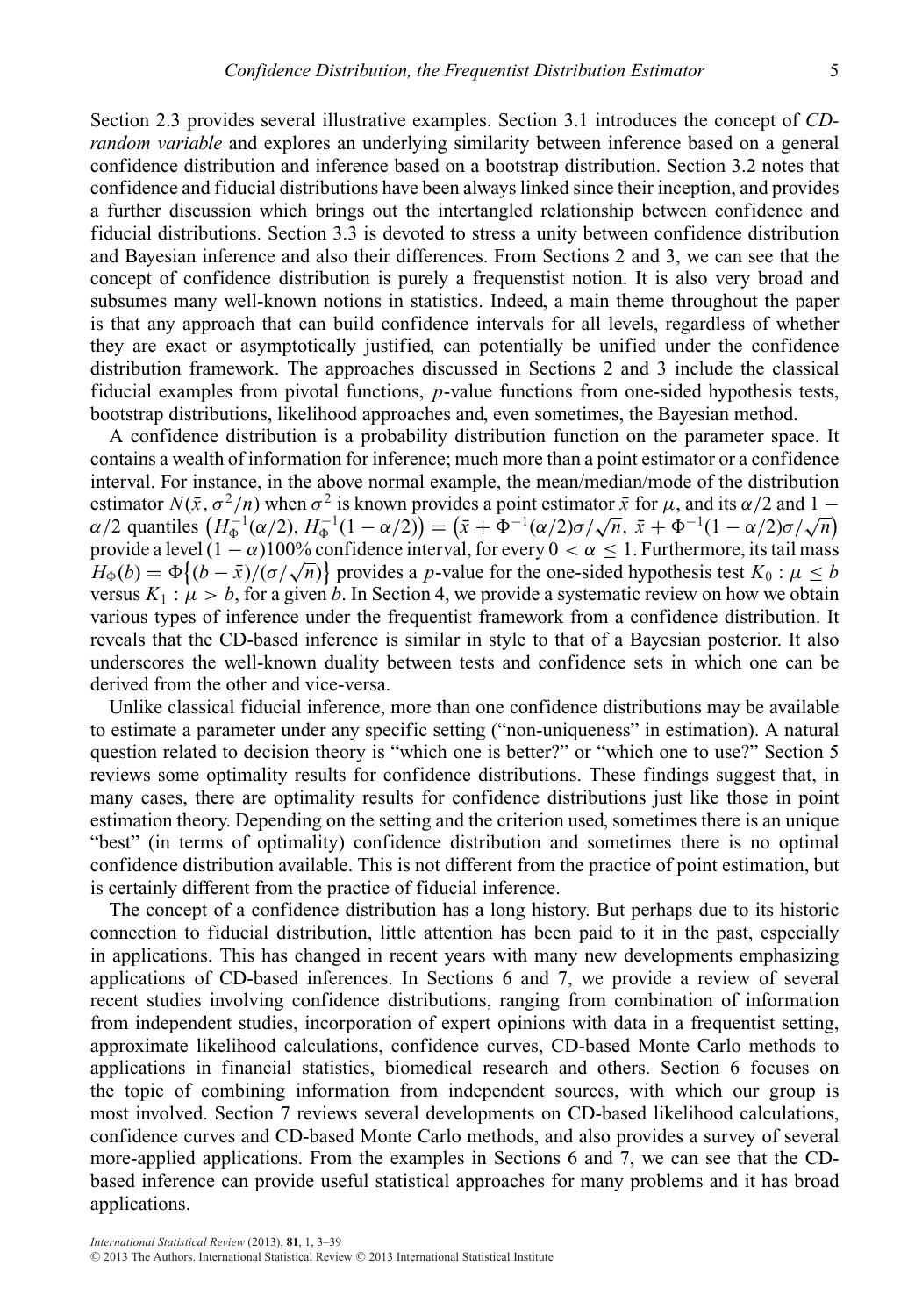Section 2.3 provides several illustrative examples. Section 3.1 introduces the concept of *CD-random variable* and explores an underlying similarity between inference based on a general confidence distribution and inference based on a bootstrap distribution. Section 3.2 notes that confidence and fiducial distributions have been always linked since their inception, and provides a further discussion which brings out the intertangled relationship between confidence and fiducial distributions. Section 3.3 is devoted to stress a unity between confidence distribution and Bayesian inference and also their differences. From Sections 2 and 3, we can see that the concept of confidence distribution is purely a frequenstist notion. It is also very broad and subsumes many well-known notions in statistics. Indeed, a main theme throughout the paper is that any approach that can build confidence intervals for all levels, regardless of whether they are exact or asymptotically justified, can potentially be unified under the confidence distribution framework. The approaches discussed in Sections 2 and 3 include the classical fiducial examples from pivotal functions, $p$-value functions from one-sided hypothesis tests, bootstrap distributions, likelihood approaches and, even sometimes, the Bayesian method.

A confidence distribution is a probability distribution function on the parameter space. It contains a wealth of information for inference; much more than a point estimator or a confidence interval. For instance, in the above normal example, the mean/median/mode of the distribution estimator $N(\bar{x}, \sigma^2/n)$ when $\sigma^2$ is known provides a point estimator $\bar{x}$ for $\mu$, and its $\alpha/2$ and $1 - \alpha/2$ quantiles $\left(H_\Phi^{-1}(\alpha/2), H_\Phi^{-1}(1-\alpha/2)\right) = \left(\bar{x} + \Phi^{-1}(\alpha/2)\sigma/\sqrt{n},\ \bar{x} + \Phi^{-1}(1-\alpha/2)\sigma/\sqrt{n}\right)$ provide a level $(1-\alpha)100\%$ confidence interval, for every $0 < \alpha \leq 1$. Furthermore, its tail mass $H_\Phi(b) = \Phi\left\{(b - \bar{x})/(\sigma/\sqrt{n})\right\}$ provides a $p$-value for the one-sided hypothesis test $K_0 : \mu \leq b$ versus $K_1 : \mu > b$, for a given $b$. In Section 4, we provide a systematic review on how we obtain various types of inference under the frequentist framework from a confidence distribution. It reveals that the CD-based inference is similar in style to that of a Bayesian posterior. It also underscores the well-known duality between tests and confidence sets in which one can be derived from the other and vice-versa.

Unlike classical fiducial inference, more than one confidence distributions may be available to estimate a parameter under any specific setting ("non-uniqueness" in estimation). A natural question related to decision theory is "which one is better?" or "which one to use?" Section 5 reviews some optimality results for confidence distributions. These findings suggest that, in many cases, there are optimality results for confidence distributions just like those in point estimation theory. Depending on the setting and the criterion used, sometimes there is an unique "best" (in terms of optimality) confidence distribution and sometimes there is no optimal confidence distribution available. This is not different from the practice of point estimation, but is certainly different from the practice of fiducial inference.

The concept of a confidence distribution has a long history. But perhaps due to its historic connection to fiducial distribution, little attention has been paid to it in the past, especially in applications. This has changed in recent years with many new developments emphasizing applications of CD-based inferences. In Sections 6 and 7, we provide a review of several recent studies involving confidence distributions, ranging from combination of information from independent studies, incorporation of expert opinions with data in a frequentist setting, approximate likelihood calculations, confidence curves, CD-based Monte Carlo methods to applications in financial statistics, biomedical research and others. Section 6 focuses on the topic of combining information from independent sources, with which our group is most involved. Section 7 reviews several developments on CD-based likelihood calculations, confidence curves and CD-based Monte Carlo methods, and also provides a survey of several more-applied applications. From the examples in Sections 6 and 7, we can see that the CD-based inference can provide useful statistical approaches for many problems and it has broad applications.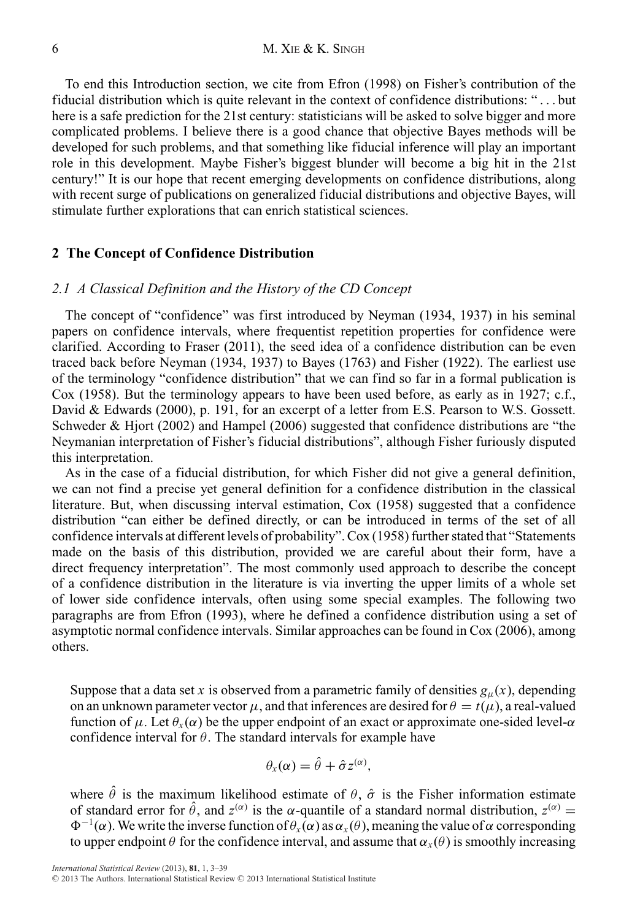To end this Introduction section, we cite from Efron (1998) on Fisher's contribution of the fiducial distribution which is quite relevant in the context of confidence distributions: "... but here is a safe prediction for the 21st century: statisticians will be asked to solve bigger and more complicated problems. I believe there is a good chance that objective Bayes methods will be developed for such problems, and that something like fiducial inference will play an important role in this development. Maybe Fisher's biggest blunder will become a big hit in the 21st century!" It is our hope that recent emerging developments on confidence distributions, along with recent surge of publications on generalized fiducial distributions and objective Bayes, will stimulate further explorations that can enrich statistical sciences.

## 2 The Concept of Confidence Distribution

### 2.1 A Classical Definition and the History of the CD Concept

The concept of "confidence" was first introduced by Neyman (1934, 1937) in his seminal papers on confidence intervals, where frequentist repetition properties for confidence were clarified. According to Fraser (2011), the seed idea of a confidence distribution can be even traced back before Neyman (1934, 1937) to Bayes (1763) and Fisher (1922). The earliest use of the terminology "confidence distribution" that we can find so far in a formal publication is Cox (1958). But the terminology appears to have been used before, as early as in 1927; c.f., David & Edwards (2000), p. 191, for an excerpt of a letter from E.S. Pearson to W.S. Gossett. Schweder & Hjort (2002) and Hampel (2006) suggested that confidence distributions are "the Neymanian interpretation of Fisher's fiducial distributions", although Fisher furiously disputed this interpretation.

As in the case of a fiducial distribution, for which Fisher did not give a general definition, we can not find a precise yet general definition for a confidence distribution in the classical literature. But, when discussing interval estimation, Cox (1958) suggested that a confidence distribution "can either be defined directly, or can be introduced in terms of the set of all confidence intervals at different levels of probability". Cox (1958) further stated that "Statements made on the basis of this distribution, provided we are careful about their form, have a direct frequency interpretation". The most commonly used approach to describe the concept of a confidence distribution in the literature is via inverting the upper limits of a whole set of lower side confidence intervals, often using some special examples. The following two paragraphs are from Efron (1993), where he defined a confidence distribution using a set of asymptotic normal confidence intervals. Similar approaches can be found in Cox (2006), among others.

> Suppose that a data set $x$ is observed from a parametric family of densities $g_\mu(x)$, depending on an unknown parameter vector $\mu$, and that inferences are desired for $\theta = t(\mu)$, a real-valued function of $\mu$. Let $\theta_x(\alpha)$ be the upper endpoint of an exact or approximate one-sided level-$\alpha$ confidence interval for $\theta$. The standard intervals for example have
>
> $$\theta_x(\alpha) = \hat{\theta} + \hat{\sigma} z^{(\alpha)},$$
>
> where $\hat{\theta}$ is the maximum likelihood estimate of $\theta$, $\hat{\sigma}$ is the Fisher information estimate of standard error for $\hat{\theta}$, and $z^{(\alpha)}$ is the $\alpha$-quantile of a standard normal distribution, $z^{(\alpha)} = \Phi^{-1}(\alpha)$. We write the inverse function of $\theta_x(\alpha)$ as $\alpha_x(\theta)$, meaning the value of $\alpha$ corresponding to upper endpoint $\theta$ for the confidence interval, and assume that $\alpha_x(\theta)$ is smoothly increasing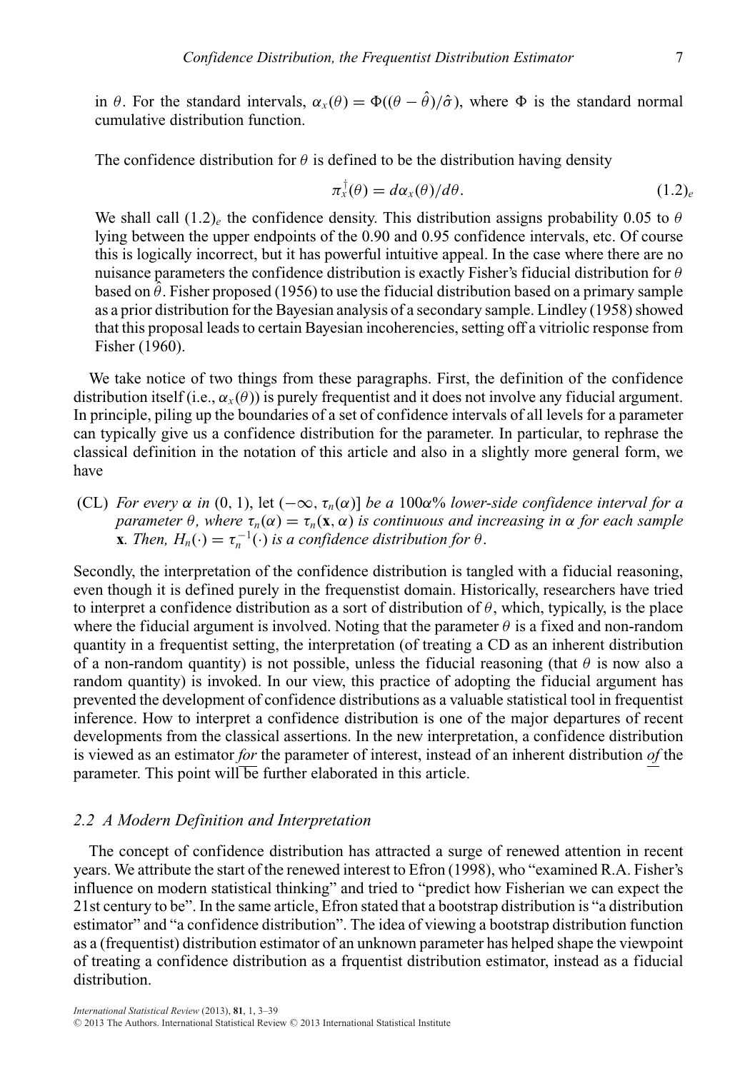in $\theta$. For the standard intervals, $\alpha_x(\theta) = \Phi((\theta - \hat{\theta})/\hat{\sigma})$, where $\Phi$ is the standard normal cumulative distribution function.

The confidence distribution for $\theta$ is defined to be the distribution having density

$$\pi_x^{\dagger}(\theta) = d\alpha_x(\theta)/d\theta. \qquad (1.2)_e$$

We shall call $(1.2)_e$ the confidence density. This distribution assigns probability 0.05 to $\theta$ lying between the upper endpoints of the 0.90 and 0.95 confidence intervals, etc. Of course this is logically incorrect, but it has powerful intuitive appeal. In the case where there are no nuisance parameters the confidence distribution is exactly Fisher's fiducial distribution for $\theta$ based on $\hat{\theta}$. Fisher proposed (1956) to use the fiducial distribution based on a primary sample as a prior distribution for the Bayesian analysis of a secondary sample. Lindley (1958) showed that this proposal leads to certain Bayesian incoherencies, setting off a vitriolic response from Fisher (1960).

We take notice of two things from these paragraphs. First, the definition of the confidence distribution itself (i.e., $\alpha_x(\theta)$) is purely frequentist and it does not involve any fiducial argument. In principle, piling up the boundaries of a set of confidence intervals of all levels for a parameter can typically give us a confidence distribution for the parameter. In particular, to rephrase the classical definition in the notation of this article and also in a slightly more general form, we have

(CL) *For every $\alpha$ in $(0, 1)$, let $(-\infty, \tau_n(\alpha)]$ be a $100\alpha\%$ lower-side confidence interval for a parameter $\theta$, where $\tau_n(\alpha) = \tau_n(\mathbf{x}, \alpha)$ is continuous and increasing in $\alpha$ for each sample $\mathbf{x}$. Then, $H_n(\cdot) = \tau_n^{-1}(\cdot)$ is a confidence distribution for $\theta$.*

Secondly, the interpretation of the confidence distribution is tangled with a fiducial reasoning, even though it is defined purely in the frequenstist domain. Historically, researchers have tried to interpret a confidence distribution as a sort of distribution of $\theta$, which, typically, is the place where the fiducial argument is involved. Noting that the parameter $\theta$ is a fixed and non-random quantity in a frequentist setting, the interpretation (of treating a CD as an inherent distribution of a non-random quantity) is not possible, unless the fiducial reasoning (that $\theta$ is now also a random quantity) is invoked. In our view, this practice of adopting the fiducial argument has prevented the development of confidence distributions as a valuable statistical tool in frequentist inference. How to interpret a confidence distribution is one of the major departures of recent developments from the classical assertions. In the new interpretation, a confidence distribution is viewed as an estimator *for* the parameter of interest, instead of an inherent distribution *of* the parameter. This point will be further elaborated in this article.

### *2.2 A Modern Definition and Interpretation*

The concept of confidence distribution has attracted a surge of renewed attention in recent years. We attribute the start of the renewed interest to Efron (1998), who "examined R.A. Fisher's influence on modern statistical thinking" and tried to "predict how Fisherian we can expect the 21st century to be". In the same article, Efron stated that a bootstrap distribution is "a distribution estimator" and "a confidence distribution". The idea of viewing a bootstrap distribution function as a (frequentist) distribution estimator of an unknown parameter has helped shape the viewpoint of treating a confidence distribution as a frquentist distribution estimator, instead as a fiducial distribution.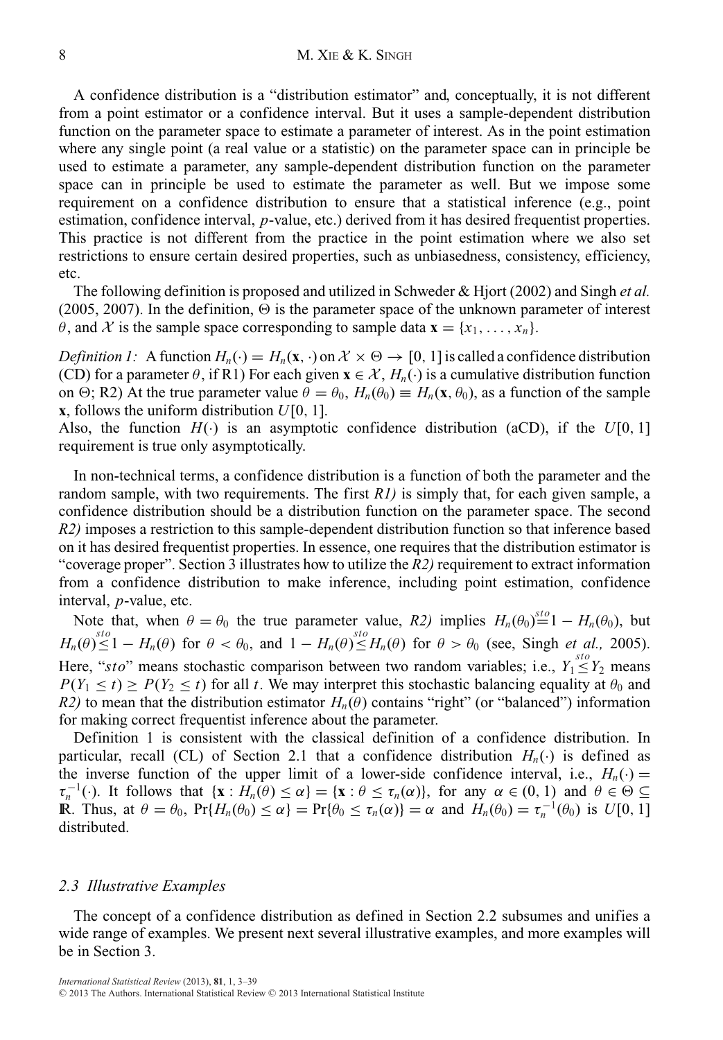A confidence distribution is a "distribution estimator" and, conceptually, it is not different from a point estimator or a confidence interval. But it uses a sample-dependent distribution function on the parameter space to estimate a parameter of interest. As in the point estimation where any single point (a real value or a statistic) on the parameter space can in principle be used to estimate a parameter, any sample-dependent distribution function on the parameter space can in principle be used to estimate the parameter as well. But we impose some requirement on a confidence distribution to ensure that a statistical inference (e.g., point estimation, confidence interval, $p$-value, etc.) derived from it has desired frequentist properties. This practice is not different from the practice in the point estimation where we also set restrictions to ensure certain desired properties, such as unbiasedness, consistency, efficiency, etc.

The following definition is proposed and utilized in Schweder & Hjort (2002) and Singh *et al.* (2005, 2007). In the definition, $\Theta$ is the parameter space of the unknown parameter of interest $\theta$, and $\mathcal{X}$ is the sample space corresponding to sample data $\mathbf{x} = \{x_1, \ldots, x_n\}$.

*Definition 1:* A function $H_n(\cdot) = H_n(\mathbf{x}, \cdot)$ on $\mathcal{X} \times \Theta \to [0, 1]$ is called a confidence distribution (CD) for a parameter $\theta$, if R1) For each given $\mathbf{x} \in \mathcal{X}$, $H_n(\cdot)$ is a cumulative distribution function on $\Theta$; R2) At the true parameter value $\theta = \theta_0$, $H_n(\theta_0) \equiv H_n(\mathbf{x}, \theta_0)$, as a function of the sample $\mathbf{x}$, follows the uniform distribution $U[0, 1]$.
Also, the function $H(\cdot)$ is an asymptotic confidence distribution (aCD), if the $U[0, 1]$ requirement is true only asymptotically.

In non-technical terms, a confidence distribution is a function of both the parameter and the random sample, with two requirements. The first *R1)* is simply that, for each given sample, a confidence distribution should be a distribution function on the parameter space. The second *R2)* imposes a restriction to this sample-dependent distribution function so that inference based on it has desired frequentist properties. In essence, one requires that the distribution estimator is "coverage proper". Section 3 illustrates how to utilize the *R2)* requirement to extract information from a confidence distribution to make inference, including point estimation, confidence interval, $p$-value, etc.

Note that, when $\theta = \theta_0$ the true parameter value, *R2)* implies $H_n(\theta_0) \overset{sto}{=} 1 - H_n(\theta_0)$, but $H_n(\theta) \overset{sto}{\leq} 1 - H_n(\theta)$ for $\theta < \theta_0$, and $1 - H_n(\theta) \overset{sto}{\leq} H_n(\theta)$ for $\theta > \theta_0$ (see, Singh *et al.,* 2005). Here, "$sto$" means stochastic comparison between two random variables; i.e., $Y_1 \overset{sto}{\leq} Y_2$ means $P(Y_1 \leq t) \geq P(Y_2 \leq t)$ for all $t$. We may interpret this stochastic balancing equality at $\theta_0$ and *R2)* to mean that the distribution estimator $H_n(\theta)$ contains "right" (or "balanced") information for making correct frequentist inference about the parameter.

Definition 1 is consistent with the classical definition of a confidence distribution. In particular, recall (CL) of Section 2.1 that a confidence distribution $H_n(\cdot)$ is defined as the inverse function of the upper limit of a lower-side confidence interval, i.e., $H_n(\cdot) = \tau_n^{-1}(\cdot)$. It follows that $\{\mathbf{x} : H_n(\theta) \leq \alpha\} = \{\mathbf{x} : \theta \leq \tau_n(\alpha)\}$, for any $\alpha \in (0, 1)$ and $\theta \in \Theta \subseteq \mathbb{R}$. Thus, at $\theta = \theta_0$, $\Pr\{H_n(\theta_0) \leq \alpha\} = \Pr\{\theta_0 \leq \tau_n(\alpha)\} = \alpha$ and $H_n(\theta_0) = \tau_n^{-1}(\theta_0)$ is $U[0, 1]$ distributed.

### *2.3 Illustrative Examples*

The concept of a confidence distribution as defined in Section 2.2 subsumes and unifies a wide range of examples. We present next several illustrative examples, and more examples will be in Section 3.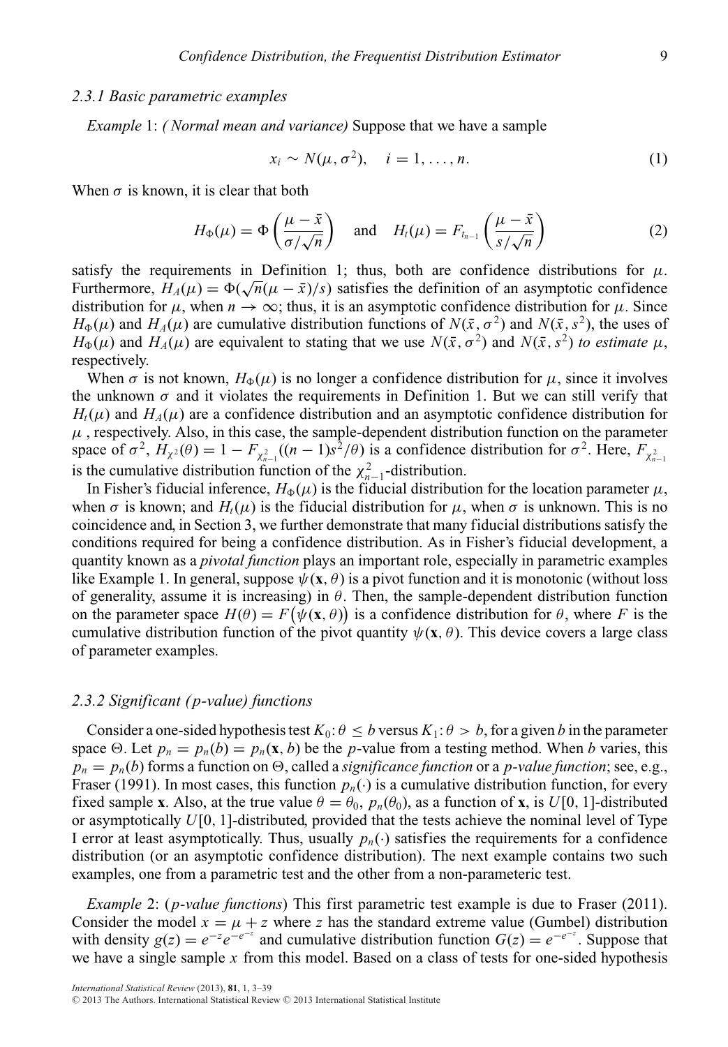### 2.3.1 Basic parametric examples

*Example* 1: *(Normal mean and variance)* Suppose that we have a sample

$$x_i \sim N(\mu, \sigma^2), \quad i = 1, \ldots, n. \tag{1}$$

When $\sigma$ is known, it is clear that both

$$H_\Phi(\mu) = \Phi\left(\frac{\mu - \bar{x}}{\sigma/\sqrt{n}}\right) \quad \text{and} \quad H_t(\mu) = F_{t_{n-1}}\left(\frac{\mu - \bar{x}}{s/\sqrt{n}}\right) \tag{2}$$

satisfy the requirements in Definition 1; thus, both are confidence distributions for $\mu$. Furthermore, $H_A(\mu) = \Phi(\sqrt{n}(\mu - \bar{x})/s)$ satisfies the definition of an asymptotic confidence distribution for $\mu$, when $n \to \infty$; thus, it is an asymptotic confidence distribution for $\mu$. Since $H_\Phi(\mu)$ and $H_A(\mu)$ are cumulative distribution functions of $N(\bar{x}, \sigma^2)$ and $N(\bar{x}, s^2)$, the uses of $H_\Phi(\mu)$ and $H_A(\mu)$ are equivalent to stating that we use $N(\bar{x}, \sigma^2)$ and $N(\bar{x}, s^2)$ *to estimate* $\mu$, respectively.

When $\sigma$ is not known, $H_\Phi(\mu)$ is no longer a confidence distribution for $\mu$, since it involves the unknown $\sigma$ and it violates the requirements in Definition 1. But we can still verify that $H_t(\mu)$ and $H_A(\mu)$ are a confidence distribution and an asymptotic confidence distribution for $\mu$ , respectively. Also, in this case, the sample-dependent distribution function on the parameter space of $\sigma^2$, $H_{\chi^2}(\theta) = 1 - F_{\chi^2_{n-1}}((n-1)s^2/\theta)$ is a confidence distribution for $\sigma^2$. Here, $F_{\chi^2_{n-1}}$ is the cumulative distribution function of the $\chi^2_{n-1}$-distribution.

In Fisher's fiducial inference, $H_\Phi(\mu)$ is the fiducial distribution for the location parameter $\mu$, when $\sigma$ is known; and $H_t(\mu)$ is the fiducial distribution for $\mu$, when $\sigma$ is unknown. This is no coincidence and, in Section 3, we further demonstrate that many fiducial distributions satisfy the conditions required for being a confidence distribution. As in Fisher's fiducial development, a quantity known as a *pivotal function* plays an important role, especially in parametric examples like Example 1. In general, suppose $\psi(\mathbf{x}, \theta)$ is a pivot function and it is monotonic (without loss of generality, assume it is increasing) in $\theta$. Then, the sample-dependent distribution function on the parameter space $H(\theta) = F\big(\psi(\mathbf{x}, \theta)\big)$ is a confidence distribution for $\theta$, where $F$ is the cumulative distribution function of the pivot quantity $\psi(\mathbf{x}, \theta)$. This device covers a large class of parameter examples.

### 2.3.2 Significant (p-value) functions

Consider a one-sided hypothesis test $K_0 \colon \theta \leq b$ versus $K_1 \colon \theta > b$, for a given $b$ in the parameter space $\Theta$. Let $p_n = p_n(b) = p_n(\mathbf{x}, b)$ be the $p$-value from a testing method. When $b$ varies, this $p_n = p_n(b)$ forms a function on $\Theta$, called a *significance function* or a *p-value function*; see, e.g., Fraser (1991). In most cases, this function $p_n(\cdot)$ is a cumulative distribution function, for every fixed sample $\mathbf{x}$. Also, at the true value $\theta = \theta_0$, $p_n(\theta_0)$, as a function of $\mathbf{x}$, is $U[0, 1]$-distributed or asymptotically $U[0, 1]$-distributed, provided that the tests achieve the nominal level of Type I error at least asymptotically. Thus, usually $p_n(\cdot)$ satisfies the requirements for a confidence distribution (or an asymptotic confidence distribution). The next example contains two such examples, one from a parametric test and the other from a non-parameteric test.

*Example* 2: (*p-value functions*) This first parametric test example is due to Fraser (2011). Consider the model $x = \mu + z$ where $z$ has the standard extreme value (Gumbel) distribution with density $g(z) = e^{-z}e^{-e^{-z}}$ and cumulative distribution function $G(z) = e^{-e^{-z}}$. Suppose that we have a single sample $x$ from this model. Based on a class of tests for one-sided hypothesis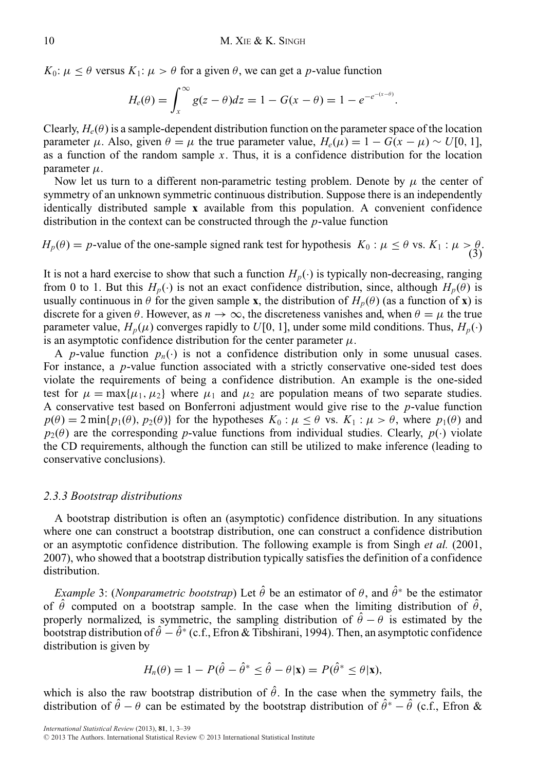$K_0$: $\mu \leq \theta$ versus $K_1$: $\mu > \theta$ for a given $\theta$, we can get a $p$-value function

$$H_e(\theta) = \int_x^{\infty} g(z - \theta)dz = 1 - G(x - \theta) = 1 - e^{-e^{-(x-\theta)}}.$$

Clearly, $H_e(\theta)$ is a sample-dependent distribution function on the parameter space of the location parameter $\mu$. Also, given $\theta = \mu$ the true parameter value, $H_e(\mu) = 1 - G(x - \mu) \sim U[0, 1]$, as a function of the random sample $x$. Thus, it is a confidence distribution for the location parameter $\mu$.

Now let us turn to a different non-parametric testing problem. Denote by $\mu$ the center of symmetry of an unknown symmetric continuous distribution. Suppose there is an independently identically distributed sample $\mathbf{x}$ available from this population. A convenient confidence distribution in the context can be constructed through the $p$-value function

$$H_p(\theta) = p\text{-value of the one-sample signed rank test for hypothesis } K_0 : \mu \leq \theta \text{ vs. } K_1 : \mu > \theta. \tag{3}$$

It is not a hard exercise to show that such a function $H_p(\cdot)$ is typically non-decreasing, ranging from 0 to 1. But this $H_p(\cdot)$ is not an exact confidence distribution, since, although $H_p(\theta)$ is usually continuous in $\theta$ for the given sample $\mathbf{x}$, the distribution of $H_p(\theta)$ (as a function of $\mathbf{x}$) is discrete for a given $\theta$. However, as $n \to \infty$, the discreteness vanishes and, when $\theta = \mu$ the true parameter value, $H_p(\mu)$ converges rapidly to $U[0, 1]$, under some mild conditions. Thus, $H_p(\cdot)$ is an asymptotic confidence distribution for the center parameter $\mu$.

A $p$-value function $p_n(\cdot)$ is not a confidence distribution only in some unusual cases. For instance, a $p$-value function associated with a strictly conservative one-sided test does violate the requirements of being a confidence distribution. An example is the one-sided test for $\mu = \max\{\mu_1, \mu_2\}$ where $\mu_1$ and $\mu_2$ are population means of two separate studies. A conservative test based on Bonferroni adjustment would give rise to the $p$-value function $p(\theta) = 2\min\{p_1(\theta), p_2(\theta)\}$ for the hypotheses $K_0 : \mu \leq \theta$ vs. $K_1 : \mu > \theta$, where $p_1(\theta)$ and $p_2(\theta)$ are the corresponding $p$-value functions from individual studies. Clearly, $p(\cdot)$ violate the CD requirements, although the function can still be utilized to make inference (leading to conservative conclusions).

### *2.3.3 Bootstrap distributions*

A bootstrap distribution is often an (asymptotic) confidence distribution. In any situations where one can construct a bootstrap distribution, one can construct a confidence distribution or an asymptotic confidence distribution. The following example is from Singh *et al.* (2001, 2007), who showed that a bootstrap distribution typically satisfies the definition of a confidence distribution.

*Example* 3: (*Nonparametric bootstrap*) Let $\hat{\theta}$ be an estimator of $\theta$, and $\hat{\theta}^*$ be the estimator of $\hat{\theta}$ computed on a bootstrap sample. In the case when the limiting distribution of $\hat{\theta}$, properly normalized, is symmetric, the sampling distribution of $\hat{\theta} - \theta$ is estimated by the bootstrap distribution of $\hat{\theta} - \hat{\theta}^*$ (c.f., Efron & Tibshirani, 1994). Then, an asymptotic confidence distribution is given by

$$H_n(\theta) = 1 - P(\hat{\theta} - \hat{\theta}^* \leq \hat{\theta} - \theta | \mathbf{x}) = P(\hat{\theta}^* \leq \theta | \mathbf{x}),$$

which is also the raw bootstrap distribution of $\hat{\theta}$. In the case when the symmetry fails, the distribution of $\hat{\theta} - \theta$ can be estimated by the bootstrap distribution of $\hat{\theta}^* - \hat{\theta}$ (c.f., Efron &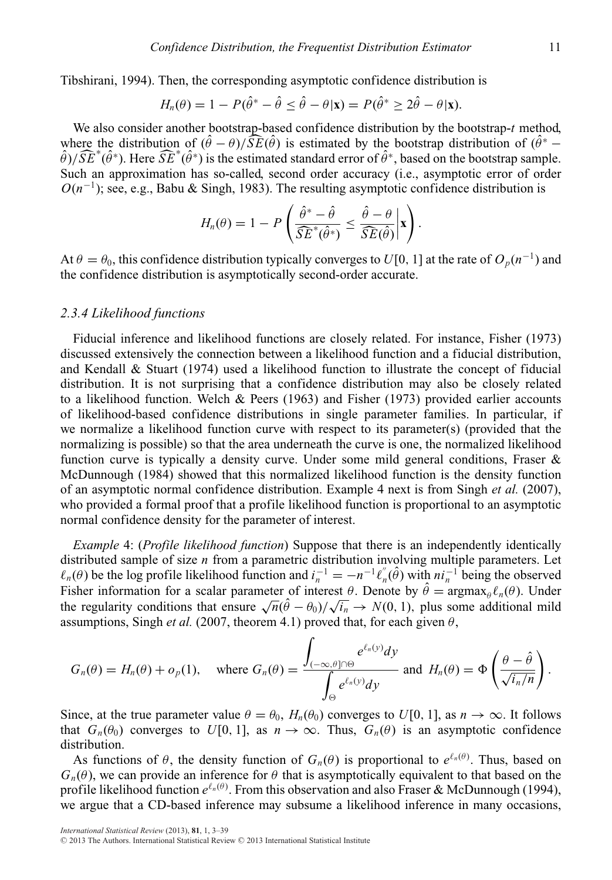Tibshirani, 1994). Then, the corresponding asymptotic confidence distribution is

$$H_n(\theta) = 1 - P(\hat{\theta}^* - \hat{\theta} \le \hat{\theta} - \theta | \mathbf{x}) = P(\hat{\theta}^* \ge 2\hat{\theta} - \theta | \mathbf{x}).$$

We also consider another bootstrap-based confidence distribution by the bootstrap-*t* method, where the distribution of $(\hat{\theta} - \theta)/\widehat{SE}(\hat{\theta})$ is estimated by the bootstrap distribution of $(\hat{\theta}^* - \hat{\theta})/\widehat{SE}^*(\hat{\theta}^*)$. Here $\widehat{SE}^*(\hat{\theta}^*)$ is the estimated standard error of $\hat{\theta}^*$, based on the bootstrap sample. Such an approximation has so-called, second order accuracy (i.e., asymptotic error of order $O(n^{-1})$; see, e.g., Babu & Singh, 1983). The resulting asymptotic confidence distribution is

$$H_n(\theta) = 1 - P\left( \frac{\hat{\theta}^* - \hat{\theta}}{\widehat{SE}^*(\hat{\theta}^*)} \le \frac{\hat{\theta} - \theta}{\widehat{SE}(\hat{\theta})} \middle| \mathbf{x} \right).$$

At $\theta = \theta_0$, this confidence distribution typically converges to $U[0, 1]$ at the rate of $O_p(n^{-1})$ and the confidence distribution is asymptotically second-order accurate.

### *2.3.4 Likelihood functions*

Fiducial inference and likelihood functions are closely related. For instance, Fisher (1973) discussed extensively the connection between a likelihood function and a fiducial distribution, and Kendall & Stuart (1974) used a likelihood function to illustrate the concept of fiducial distribution. It is not surprising that a confidence distribution may also be closely related to a likelihood function. Welch & Peers (1963) and Fisher (1973) provided earlier accounts of likelihood-based confidence distributions in single parameter families. In particular, if we normalize a likelihood function curve with respect to its parameter(s) (provided that the normalizing is possible) so that the area underneath the curve is one, the normalized likelihood function curve is typically a density curve. Under some mild general conditions, Fraser & McDunnough (1984) showed that this normalized likelihood function is the density function of an asymptotic normal confidence distribution. Example 4 next is from Singh *et al.* (2007), who provided a formal proof that a profile likelihood function is proportional to an asymptotic normal confidence density for the parameter of interest.

*Example* 4: (*Profile likelihood function*) Suppose that there is an independently identically distributed sample of size *n* from a parametric distribution involving multiple parameters. Let $\ell_n(\theta)$ be the log profile likelihood function and $i_n^{-1} = -n^{-1}\ell_n''(\hat{\theta})$ with $n i_n^{-1}$ being the observed Fisher information for a scalar parameter of interest $\theta$. Denote by $\hat{\theta} = \text{argmax}_\theta \ell_n(\theta)$. Under the regularity conditions that ensure $\sqrt{n}(\hat{\theta} - \theta_0)/\sqrt{i_n} \to N(0, 1)$, plus some additional mild assumptions, Singh *et al.* (2007, theorem 4.1) proved that, for each given $\theta$,

$$G_n(\theta) = H_n(\theta) + o_p(1), \quad \text{where } G_n(\theta) = \frac{\displaystyle\int_{(-\infty,\theta]\cap\Theta} e^{\ell_n(y)} dy}{\displaystyle\int_{\Theta} e^{\ell_n(y)} dy} \text{ and } H_n(\theta) = \Phi\left( \frac{\theta - \hat{\theta}}{\sqrt{i_n/n}} \right).$$

Since, at the true parameter value $\theta = \theta_0$, $H_n(\theta_0)$ converges to $U[0, 1]$, as $n \to \infty$. It follows that $G_n(\theta_0)$ converges to $U[0, 1]$, as $n \to \infty$. Thus, $G_n(\theta)$ is an asymptotic confidence distribution.

As functions of $\theta$, the density function of $G_n(\theta)$ is proportional to $e^{\ell_n(\theta)}$. Thus, based on $G_n(\theta)$, we can provide an inference for $\theta$ that is asymptotically equivalent to that based on the profile likelihood function $e^{\ell_n(\theta)}$. From this observation and also Fraser & McDunnough (1994), we argue that a CD-based inference may subsume a likelihood inference in many occasions,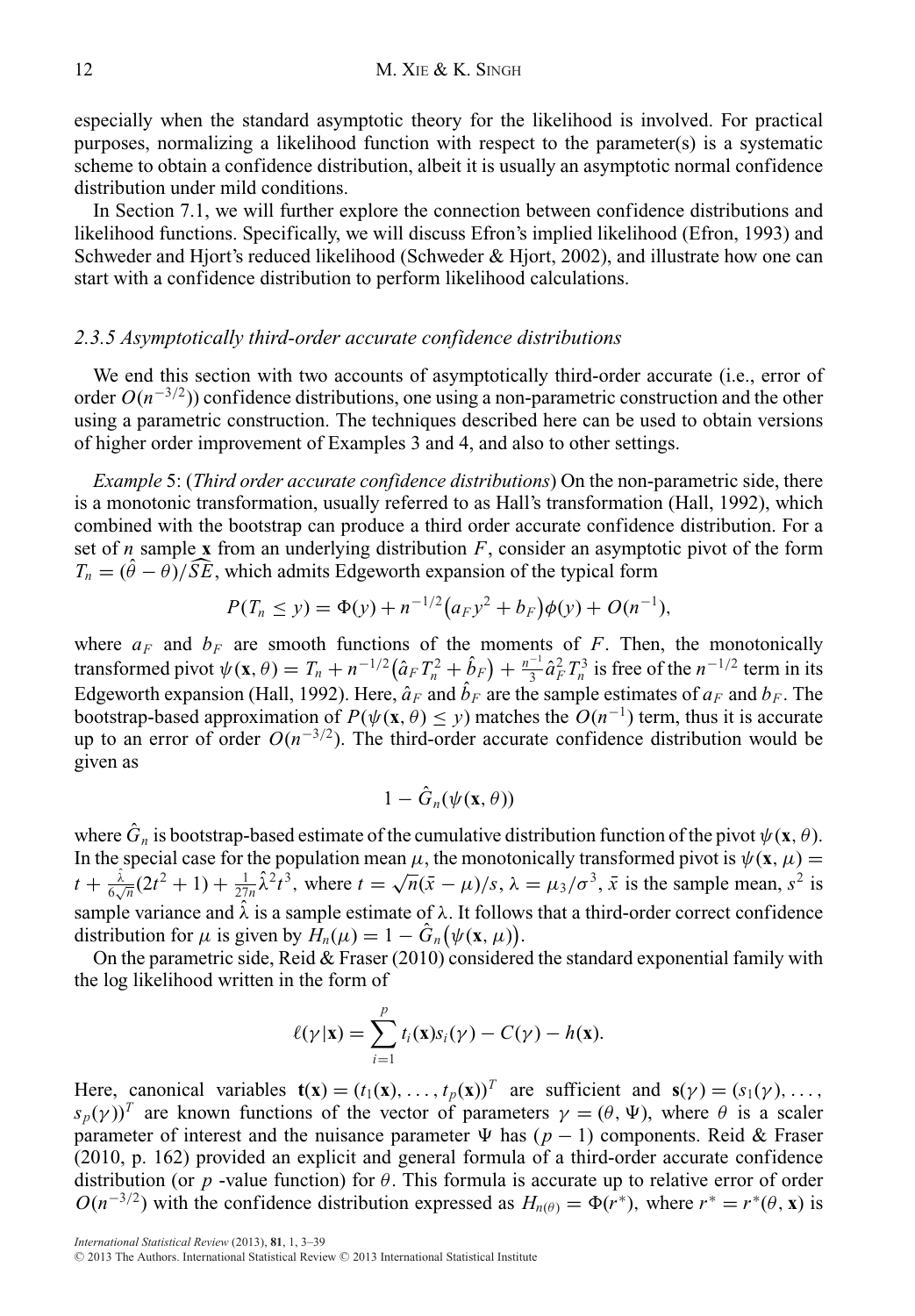especially when the standard asymptotic theory for the likelihood is involved. For practical purposes, normalizing a likelihood function with respect to the parameter(s) is a systematic scheme to obtain a confidence distribution, albeit it is usually an asymptotic normal confidence distribution under mild conditions.

In Section 7.1, we will further explore the connection between confidence distributions and likelihood functions. Specifically, we will discuss Efron's implied likelihood (Efron, 1993) and Schweder and Hjort's reduced likelihood (Schweder & Hjort, 2002), and illustrate how one can start with a confidence distribution to perform likelihood calculations.

### *2.3.5 Asymptotically third-order accurate confidence distributions*

We end this section with two accounts of asymptotically third-order accurate (i.e., error of order $O(n^{-3/2})$) confidence distributions, one using a non-parametric construction and the other using a parametric construction. The techniques described here can be used to obtain versions of higher order improvement of Examples 3 and 4, and also to other settings.

*Example* 5: (*Third order accurate confidence distributions*) On the non-parametric side, there is a monotonic transformation, usually referred to as Hall's transformation (Hall, 1992), which combined with the bootstrap can produce a third order accurate confidence distribution. For a set of $n$ sample $\mathbf{x}$ from an underlying distribution $F$, consider an asymptotic pivot of the form $T_n = (\hat{\theta} - \theta)/\widehat{SE}$, which admits Edgeworth expansion of the typical form

$$P(T_n \le y) = \Phi(y) + n^{-1/2}\big(a_F y^2 + b_F\big)\phi(y) + O(n^{-1}),$$

where $a_F$ and $b_F$ are smooth functions of the moments of $F$. Then, the monotonically transformed pivot $\psi(\mathbf{x}, \theta) = T_n + n^{-1/2}\big(\hat{a}_F T_n^2 + \hat{b}_F\big) + \frac{n^{-1}}{3}\hat{a}_F^2 T_n^3$ is free of the $n^{-1/2}$ term in its Edgeworth expansion (Hall, 1992). Here, $\hat{a}_F$ and $\hat{b}_F$ are the sample estimates of $a_F$ and $b_F$. The bootstrap-based approximation of $P(\psi(\mathbf{x}, \theta) \le y)$ matches the $O(n^{-1})$ term, thus it is accurate up to an error of order $O(n^{-3/2})$. The third-order accurate confidence distribution would be given as

$$1 - \hat{G}_n(\psi(\mathbf{x}, \theta))$$

where $\hat{G}_n$ is bootstrap-based estimate of the cumulative distribution function of the pivot $\psi(\mathbf{x}, \theta)$. In the special case for the population mean $\mu$, the monotonically transformed pivot is $\psi(\mathbf{x}, \mu) = t + \frac{\hat{\lambda}}{6\sqrt{n}}(2t^2 + 1) + \frac{1}{27n}\hat{\lambda}^2 t^3$, where $t = \sqrt{n}(\bar{x} - \mu)/s$, $\lambda = \mu_3/\sigma^3$, $\bar{x}$ is the sample mean, $s^2$ is sample variance and $\hat{\lambda}$ is a sample estimate of $\lambda$. It follows that a third-order correct confidence distribution for $\mu$ is given by $H_n(\mu) = 1 - \hat{G}_n\big(\psi(\mathbf{x}, \mu)\big)$.

On the parametric side, Reid & Fraser (2010) considered the standard exponential family with the log likelihood written in the form of

$$\ell(\gamma|\mathbf{x}) = \sum_{i=1}^{p} t_i(\mathbf{x}) s_i(\gamma) - C(\gamma) - h(\mathbf{x}).$$

Here, canonical variables $\mathbf{t}(\mathbf{x}) = (t_1(\mathbf{x}), \ldots, t_p(\mathbf{x}))^T$ are sufficient and $\mathbf{s}(\gamma) = (s_1(\gamma), \ldots, s_p(\gamma))^T$ are known functions of the vector of parameters $\gamma = (\theta, \Psi)$, where $\theta$ is a scaler parameter of interest and the nuisance parameter $\Psi$ has $(p-1)$ components. Reid & Fraser (2010, p. 162) provided an explicit and general formula of a third-order accurate confidence distribution (or $p$ -value function) for $\theta$. This formula is accurate up to relative error of order $O(n^{-3/2})$ with the confidence distribution expressed as $H_{n(\theta)} = \Phi(r^*)$, where $r^* = r^*(\theta, \mathbf{x})$ is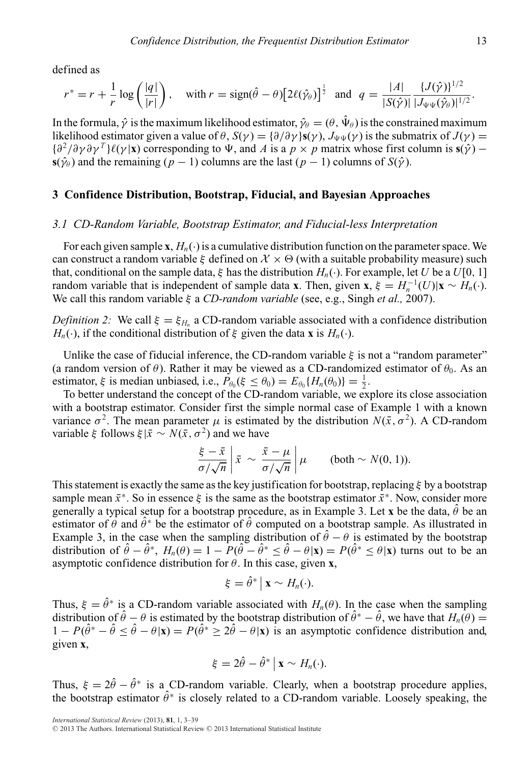defined as

$$r^* = r + \frac{1}{r}\log\left(\frac{|q|}{|r|}\right), \quad \text{with } r = \text{sign}(\hat{\theta} - \theta)\left[2\ell(\hat{\gamma}_\theta)\right]^{\frac{1}{2}} \text{ and } q = \frac{|A|}{|S(\hat{\gamma})|}\frac{\{J(\hat{\gamma})\}^{1/2}}{|J_{\Psi\Psi}(\hat{\gamma}_\theta)|^{1/2}}.$$

In the formula, $\hat{\gamma}$ is the maximum likelihood estimator, $\hat{\gamma}_\theta = (\theta, \hat{\Psi}_\theta)$ is the constrained maximum likelihood estimator given a value of $\theta$, $S(\gamma) = \{\partial/\partial\gamma\}\mathbf{s}(\gamma)$, $J_{\Psi\Psi}(\gamma)$ is the submatrix of $J(\gamma) = \{\partial^2/\partial\gamma\partial\gamma^T\}\ell(\gamma|\mathbf{x})$ corresponding to $\Psi$, and $A$ is a $p \times p$ matrix whose first column is $\mathbf{s}(\hat{\gamma}) - \mathbf{s}(\hat{\gamma}_\theta)$ and the remaining $(p-1)$ columns are the last $(p-1)$ columns of $S(\hat{\gamma})$.

## 3 Confidence Distribution, Bootstrap, Fiducial, and Bayesian Approaches

### 3.1 CD-Random Variable, Bootstrap Estimator, and Fiducial-less Interpretation

For each given sample $\mathbf{x}$, $H_n(\cdot)$ is a cumulative distribution function on the parameter space. We can construct a random variable $\xi$ defined on $\mathcal{X} \times \Theta$ (with a suitable probability measure) such that, conditional on the sample data, $\xi$ has the distribution $H_n(\cdot)$. For example, let $U$ be a $U[0, 1]$ random variable that is independent of sample data $\mathbf{x}$. Then, given $\mathbf{x}$, $\xi = H_n^{-1}(U)|\mathbf{x} \sim H_n(\cdot)$. We call this random variable $\xi$ a *CD-random variable* (see, e.g., Singh *et al.,* 2007).

*Definition 2:* We call $\xi = \xi_{H_n}$ a CD-random variable associated with a confidence distribution $H_n(\cdot)$, if the conditional distribution of $\xi$ given the data $\mathbf{x}$ is $H_n(\cdot)$.

Unlike the case of fiducial inference, the CD-random variable $\xi$ is not a "random parameter" (a random version of $\theta$). Rather it may be viewed as a CD-randomized estimator of $\theta_0$. As an estimator, $\xi$ is median unbiased, i.e., $P_{\theta_0}(\xi \leq \theta_0) = E_{\theta_0}\{H_n(\theta_0)\} = \frac{1}{2}$.

To better understand the concept of the CD-random variable, we explore its close association with a bootstrap estimator. Consider first the simple normal case of Example 1 with a known variance $\sigma^2$. The mean parameter $\mu$ is estimated by the distribution $N(\bar{x}, \sigma^2)$. A CD-random variable $\xi$ follows $\xi|\bar{x} \sim N(\bar{x}, \sigma^2)$ and we have

$$\left.\frac{\xi - \bar{x}}{\sigma/\sqrt{n}}\right| \bar{x} \sim \left.\frac{\bar{x} - \mu}{\sigma/\sqrt{n}}\right| \mu \qquad (\text{both} \sim N(0, 1)).$$

This statement is exactly the same as the key justification for bootstrap, replacing $\xi$ by a bootstrap sample mean $\bar{x}^*$. So in essence $\xi$ is the same as the bootstrap estimator $\bar{x}^*$. Now, consider more generally a typical setup for a bootstrap procedure, as in Example 3. Let $\mathbf{x}$ be the data, $\hat{\theta}$ be an estimator of $\theta$ and $\hat{\theta}^*$ be the estimator of $\hat{\theta}$ computed on a bootstrap sample. As illustrated in Example 3, in the case when the sampling distribution of $\hat{\theta} - \theta$ is estimated by the bootstrap distribution of $\hat{\theta} - \hat{\theta}^*$, $H_n(\theta) = 1 - P(\hat{\theta} - \hat{\theta}^* \leq \hat{\theta} - \theta|\mathbf{x}) = P(\hat{\theta}^* \leq \theta|\mathbf{x})$ turns out to be an asymptotic confidence distribution for $\theta$. In this case, given $\mathbf{x}$,

$$\xi = \hat{\theta}^* \,\big|\, \mathbf{x} \sim H_n(\cdot).$$

Thus, $\xi = \hat{\theta}^*$ is a CD-random variable associated with $H_n(\theta)$. In the case when the sampling distribution of $\hat{\theta} - \theta$ is estimated by the bootstrap distribution of $\hat{\theta}^* - \hat{\theta}$, we have that $H_n(\theta) = 1 - P(\hat{\theta}^* - \hat{\theta} \leq \hat{\theta} - \theta|\mathbf{x}) = P(\hat{\theta}^* \geq 2\hat{\theta} - \theta|\mathbf{x})$ is an asymptotic confidence distribution and, given $\mathbf{x}$,

$$\xi = 2\hat{\theta} - \hat{\theta}^* \,\big|\, \mathbf{x} \sim H_n(\cdot).$$

Thus, $\xi = 2\hat{\theta} - \hat{\theta}^*$ is a CD-random variable. Clearly, when a bootstrap procedure applies, the bootstrap estimator $\hat{\theta}^*$ is closely related to a CD-random variable. Loosely speaking, the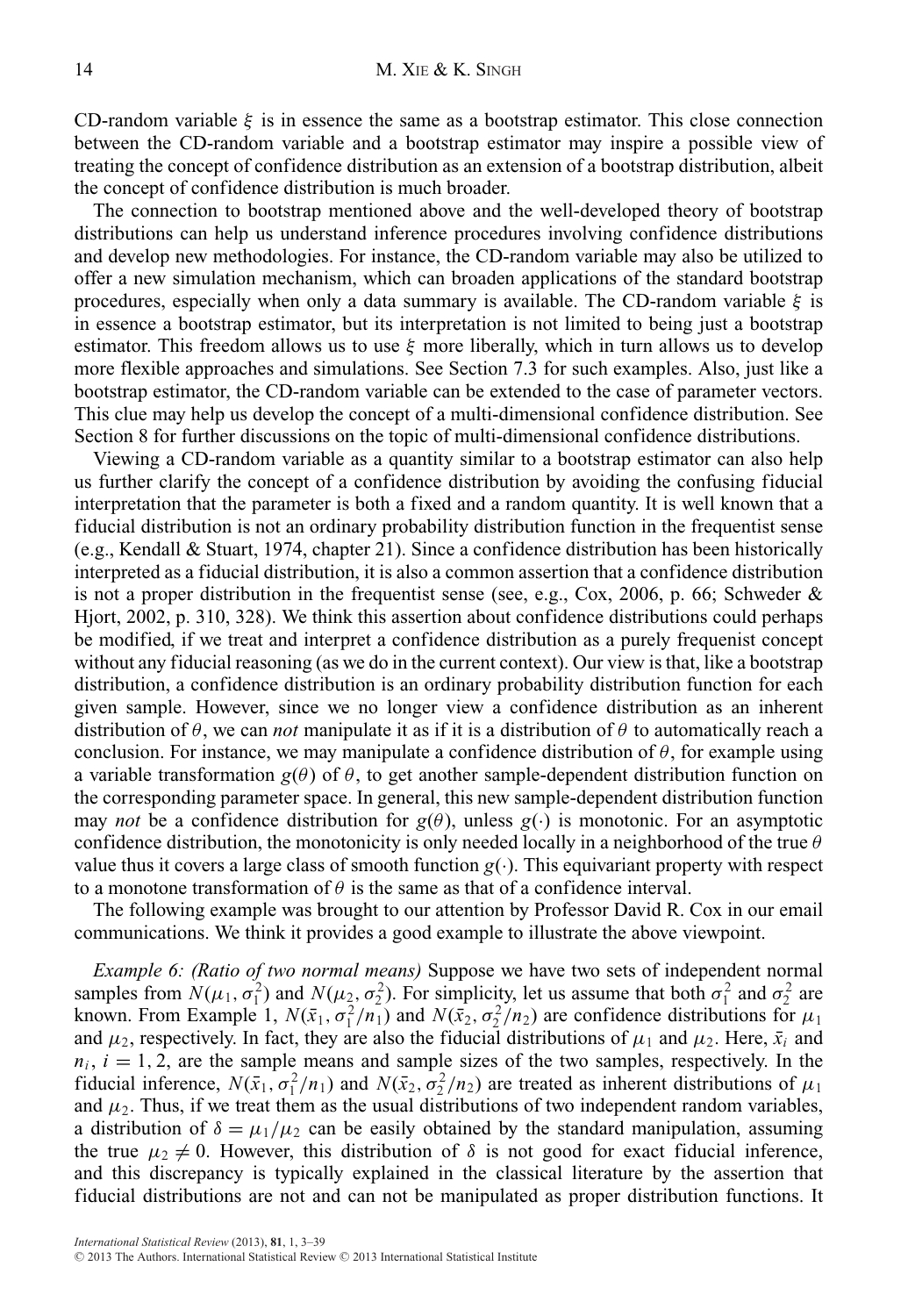CD-random variable $\xi$ is in essence the same as a bootstrap estimator. This close connection between the CD-random variable and a bootstrap estimator may inspire a possible view of treating the concept of confidence distribution as an extension of a bootstrap distribution, albeit the concept of confidence distribution is much broader.

The connection to bootstrap mentioned above and the well-developed theory of bootstrap distributions can help us understand inference procedures involving confidence distributions and develop new methodologies. For instance, the CD-random variable may also be utilized to offer a new simulation mechanism, which can broaden applications of the standard bootstrap procedures, especially when only a data summary is available. The CD-random variable $\xi$ is in essence a bootstrap estimator, but its interpretation is not limited to being just a bootstrap estimator. This freedom allows us to use $\xi$ more liberally, which in turn allows us to develop more flexible approaches and simulations. See Section 7.3 for such examples. Also, just like a bootstrap estimator, the CD-random variable can be extended to the case of parameter vectors. This clue may help us develop the concept of a multi-dimensional confidence distribution. See Section 8 for further discussions on the topic of multi-dimensional confidence distributions.

Viewing a CD-random variable as a quantity similar to a bootstrap estimator can also help us further clarify the concept of a confidence distribution by avoiding the confusing fiducial interpretation that the parameter is both a fixed and a random quantity. It is well known that a fiducial distribution is not an ordinary probability distribution function in the frequentist sense (e.g., Kendall & Stuart, 1974, chapter 21). Since a confidence distribution has been historically interpreted as a fiducial distribution, it is also a common assertion that a confidence distribution is not a proper distribution in the frequentist sense (see, e.g., Cox, 2006, p. 66; Schweder & Hjort, 2002, p. 310, 328). We think this assertion about confidence distributions could perhaps be modified, if we treat and interpret a confidence distribution as a purely frequenist concept without any fiducial reasoning (as we do in the current context). Our view is that, like a bootstrap distribution, a confidence distribution is an ordinary probability distribution function for each given sample. However, since we no longer view a confidence distribution as an inherent distribution of $\theta$, we can *not* manipulate it as if it is a distribution of $\theta$ to automatically reach a conclusion. For instance, we may manipulate a confidence distribution of $\theta$, for example using a variable transformation $g(\theta)$ of $\theta$, to get another sample-dependent distribution function on the corresponding parameter space. In general, this new sample-dependent distribution function may *not* be a confidence distribution for $g(\theta)$, unless $g(\cdot)$ is monotonic. For an asymptotic confidence distribution, the monotonicity is only needed locally in a neighborhood of the true $\theta$ value thus it covers a large class of smooth function $g(\cdot)$. This equivariant property with respect to a monotone transformation of $\theta$ is the same as that of a confidence interval.

The following example was brought to our attention by Professor David R. Cox in our email communications. We think it provides a good example to illustrate the above viewpoint.

*Example 6: (Ratio of two normal means)* Suppose we have two sets of independent normal samples from $N(\mu_1, \sigma_1^2)$ and $N(\mu_2, \sigma_2^2)$. For simplicity, let us assume that both $\sigma_1^2$ and $\sigma_2^2$ are known. From Example 1, $N(\bar{x}_1, \sigma_1^2/n_1)$ and $N(\bar{x}_2, \sigma_2^2/n_2)$ are confidence distributions for $\mu_1$ and $\mu_2$, respectively. In fact, they are also the fiducial distributions of $\mu_1$ and $\mu_2$. Here, $\bar{x}_i$ and $n_i$, $i = 1, 2$, are the sample means and sample sizes of the two samples, respectively. In the fiducial inference, $N(\bar{x}_1, \sigma_1^2/n_1)$ and $N(\bar{x}_2, \sigma_2^2/n_2)$ are treated as inherent distributions of $\mu_1$ and $\mu_2$. Thus, if we treat them as the usual distributions of two independent random variables, a distribution of $\delta = \mu_1/\mu_2$ can be easily obtained by the standard manipulation, assuming the true $\mu_2 \neq 0$. However, this distribution of $\delta$ is not good for exact fiducial inference, and this discrepancy is typically explained in the classical literature by the assertion that fiducial distributions are not and can not be manipulated as proper distribution functions. It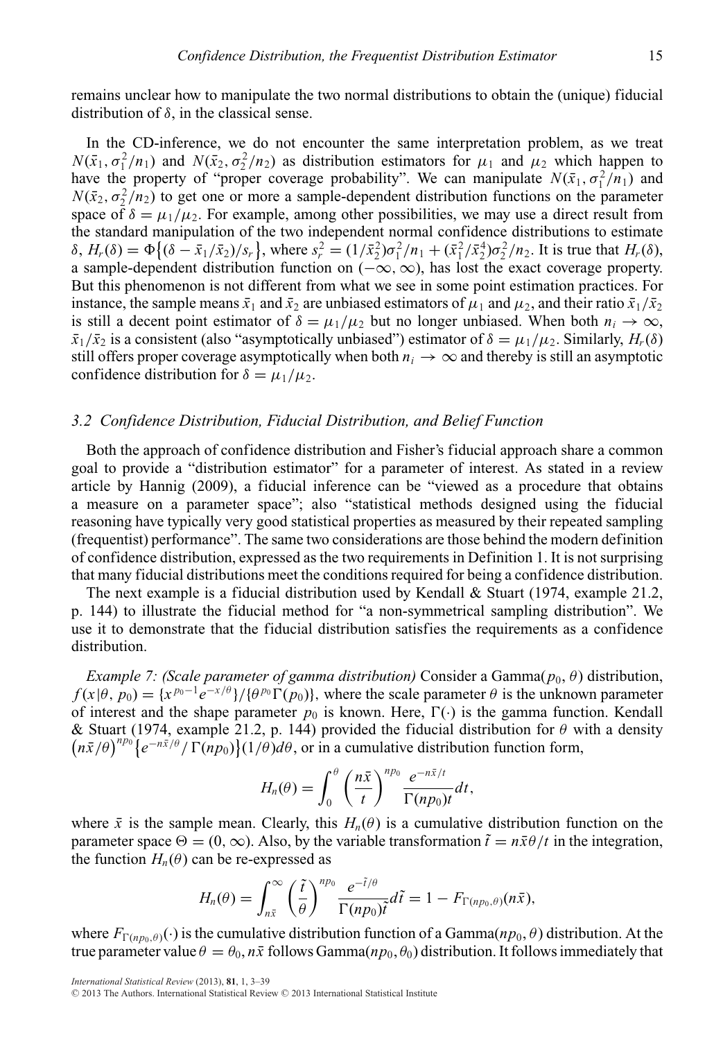remains unclear how to manipulate the two normal distributions to obtain the (unique) fiducial distribution of $\delta$, in the classical sense.

In the CD-inference, we do not encounter the same interpretation problem, as we treat $N(\bar{x}_1, \sigma_1^2/n_1)$ and $N(\bar{x}_2, \sigma_2^2/n_2)$ as distribution estimators for $\mu_1$ and $\mu_2$ which happen to have the property of "proper coverage probability". We can manipulate $N(\bar{x}_1, \sigma_1^2/n_1)$ and $N(\bar{x}_2, \sigma_2^2/n_2)$ to get one or more a sample-dependent distribution functions on the parameter space of $\delta = \mu_1/\mu_2$. For example, among other possibilities, we may use a direct result from the standard manipulation of the two independent normal confidence distributions to estimate $\delta$, $H_r(\delta) = \Phi\{(\delta - \bar{x}_1/\bar{x}_2)/s_r\}$, where $s_r^2 = (1/\bar{x}_2^2)\sigma_1^2/n_1 + (\bar{x}_1^2/\bar{x}_2^4)\sigma_2^2/n_2$. It is true that $H_r(\delta)$, a sample-dependent distribution function on $(-\infty, \infty)$, has lost the exact coverage property. But this phenomenon is not different from what we see in some point estimation practices. For instance, the sample means $\bar{x}_1$ and $\bar{x}_2$ are unbiased estimators of $\mu_1$ and $\mu_2$, and their ratio $\bar{x}_1/\bar{x}_2$ is still a decent point estimator of $\delta = \mu_1/\mu_2$ but no longer unbiased. When both $n_i \to \infty$, $\bar{x}_1/\bar{x}_2$ is a consistent (also "asymptotically unbiased") estimator of $\delta = \mu_1/\mu_2$. Similarly, $H_r(\delta)$ still offers proper coverage asymptotically when both $n_i \to \infty$ and thereby is still an asymptotic confidence distribution for $\delta = \mu_1/\mu_2$.

### *3.2 Confidence Distribution, Fiducial Distribution, and Belief Function*

Both the approach of confidence distribution and Fisher's fiducial approach share a common goal to provide a "distribution estimator" for a parameter of interest. As stated in a review article by Hannig (2009), a fiducial inference can be "viewed as a procedure that obtains a measure on a parameter space"; also "statistical methods designed using the fiducial reasoning have typically very good statistical properties as measured by their repeated sampling (frequentist) performance". The same two considerations are those behind the modern definition of confidence distribution, expressed as the two requirements in Definition 1. It is not surprising that many fiducial distributions meet the conditions required for being a confidence distribution.

The next example is a fiducial distribution used by Kendall & Stuart (1974, example 21.2, p. 144) to illustrate the fiducial method for "a non-symmetrical sampling distribution". We use it to demonstrate that the fiducial distribution satisfies the requirements as a confidence distribution.

*Example 7: (Scale parameter of gamma distribution)* Consider a Gamma$(p_0, \theta)$ distribution, $f(x|\theta, p_0) = \{x^{p_0-1}e^{-x/\theta}\}/\{\theta^{p_0}\Gamma(p_0)\}$, where the scale parameter $\theta$ is the unknown parameter of interest and the shape parameter $p_0$ is known. Here, $\Gamma(\cdot)$ is the gamma function. Kendall & Stuart (1974, example 21.2, p. 144) provided the fiducial distribution for $\theta$ with a density $\left(n\bar{x}/\theta\right)^{np_0}\{e^{-n\bar{x}/\theta}/\Gamma(np_0)\}(1/\theta)d\theta$, or in a cumulative distribution function form,

$$H_n(\theta) = \int_0^\theta \left(\frac{n\bar{x}}{t}\right)^{np_0} \frac{e^{-n\bar{x}/t}}{\Gamma(np_0)t}dt,$$

where $\bar{x}$ is the sample mean. Clearly, this $H_n(\theta)$ is a cumulative distribution function on the parameter space $\Theta = (0, \infty)$. Also, by the variable transformation $\tilde{t} = n\bar{x}\theta/t$ in the integration, the function $H_n(\theta)$ can be re-expressed as

$$H_n(\theta) = \int_{n\bar{x}}^\infty \left(\frac{\tilde{t}}{\theta}\right)^{np_0} \frac{e^{-\tilde{t}/\theta}}{\Gamma(np_0)\tilde{t}}d\tilde{t} = 1 - F_{\Gamma(np_0,\theta)}(n\bar{x}),$$

where $F_{\Gamma(np_0,\theta)}(\cdot)$ is the cumulative distribution function of a Gamma$(np_0, \theta)$ distribution. At the true parameter value $\theta = \theta_0$, $n\bar{x}$ follows Gamma$(np_0, \theta_0)$ distribution. It follows immediately that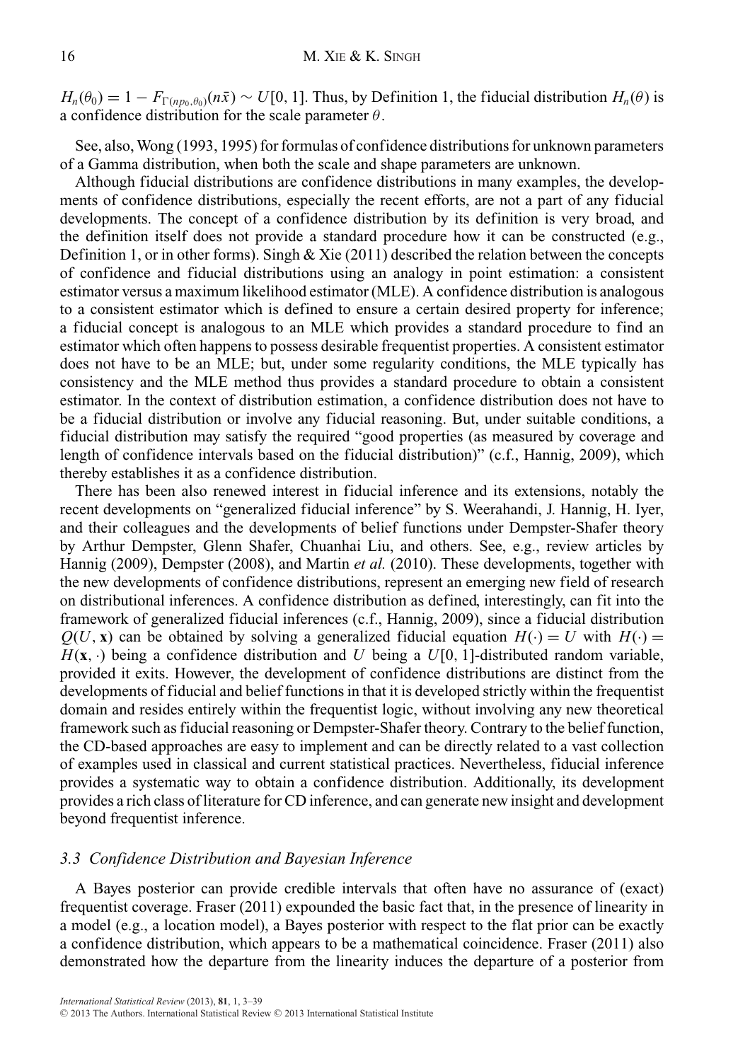$H_n(\theta_0) = 1 - F_{\Gamma(np_0,\theta_0)}(n\bar{x}) \sim U[0, 1]$. Thus, by Definition 1, the fiducial distribution $H_n(\theta)$ is a confidence distribution for the scale parameter $\theta$.

See, also, Wong (1993, 1995) for formulas of confidence distributions for unknown parameters of a Gamma distribution, when both the scale and shape parameters are unknown.

Although fiducial distributions are confidence distributions in many examples, the developments of confidence distributions, especially the recent efforts, are not a part of any fiducial developments. The concept of a confidence distribution by its definition is very broad, and the definition itself does not provide a standard procedure how it can be constructed (e.g., Definition 1, or in other forms). Singh & Xie (2011) described the relation between the concepts of confidence and fiducial distributions using an analogy in point estimation: a consistent estimator versus a maximum likelihood estimator (MLE). A confidence distribution is analogous to a consistent estimator which is defined to ensure a certain desired property for inference; a fiducial concept is analogous to an MLE which provides a standard procedure to find an estimator which often happens to possess desirable frequentist properties. A consistent estimator does not have to be an MLE; but, under some regularity conditions, the MLE typically has consistency and the MLE method thus provides a standard procedure to obtain a consistent estimator. In the context of distribution estimation, a confidence distribution does not have to be a fiducial distribution or involve any fiducial reasoning. But, under suitable conditions, a fiducial distribution may satisfy the required "good properties (as measured by coverage and length of confidence intervals based on the fiducial distribution)" (c.f., Hannig, 2009), which thereby establishes it as a confidence distribution.

There has been also renewed interest in fiducial inference and its extensions, notably the recent developments on "generalized fiducial inference" by S. Weerahandi, J. Hannig, H. Iyer, and their colleagues and the developments of belief functions under Dempster-Shafer theory by Arthur Dempster, Glenn Shafer, Chuanhai Liu, and others. See, e.g., review articles by Hannig (2009), Dempster (2008), and Martin *et al.* (2010). These developments, together with the new developments of confidence distributions, represent an emerging new field of research on distributional inferences. A confidence distribution as defined, interestingly, can fit into the framework of generalized fiducial inferences (c.f., Hannig, 2009), since a fiducial distribution $Q(U, \mathbf{x})$ can be obtained by solving a generalized fiducial equation $H(\cdot) = U$ with $H(\cdot) = H(\mathbf{x}, \cdot)$ being a confidence distribution and $U$ being a $U[0, 1]$-distributed random variable, provided it exits. However, the development of confidence distributions are distinct from the developments of fiducial and belief functions in that it is developed strictly within the frequentist domain and resides entirely within the frequentist logic, without involving any new theoretical framework such as fiducial reasoning or Dempster-Shafer theory. Contrary to the belief function, the CD-based approaches are easy to implement and can be directly related to a vast collection of examples used in classical and current statistical practices. Nevertheless, fiducial inference provides a systematic way to obtain a confidence distribution. Additionally, its development provides a rich class of literature for CD inference, and can generate new insight and development beyond frequentist inference.

### *3.3 Confidence Distribution and Bayesian Inference*

A Bayes posterior can provide credible intervals that often have no assurance of (exact) frequentist coverage. Fraser (2011) expounded the basic fact that, in the presence of linearity in a model (e.g., a location model), a Bayes posterior with respect to the flat prior can be exactly a confidence distribution, which appears to be a mathematical coincidence. Fraser (2011) also demonstrated how the departure from the linearity induces the departure of a posterior from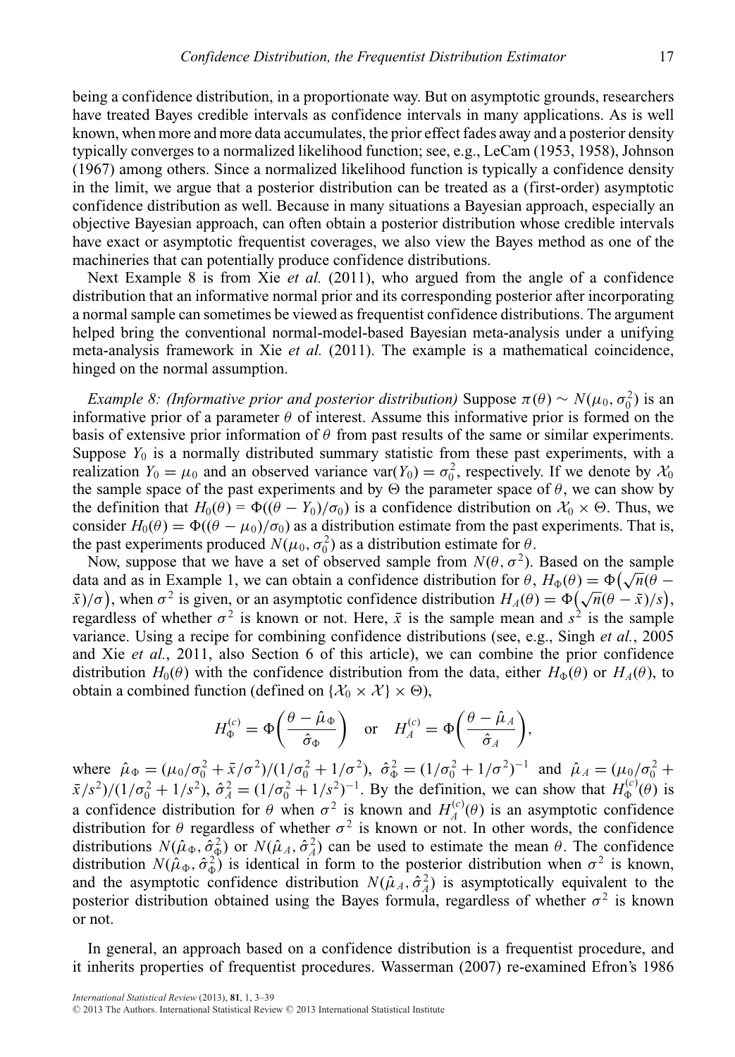being a confidence distribution, in a proportionate way. But on asymptotic grounds, researchers have treated Bayes credible intervals as confidence intervals in many applications. As is well known, when more and more data accumulates, the prior effect fades away and a posterior density typically converges to a normalized likelihood function; see, e.g., LeCam (1953, 1958), Johnson (1967) among others. Since a normalized likelihood function is typically a confidence density in the limit, we argue that a posterior distribution can be treated as a (first-order) asymptotic confidence distribution as well. Because in many situations a Bayesian approach, especially an objective Bayesian approach, can often obtain a posterior distribution whose credible intervals have exact or asymptotic frequentist coverages, we also view the Bayes method as one of the machineries that can potentially produce confidence distributions.

Next Example 8 is from Xie *et al.* (2011), who argued from the angle of a confidence distribution that an informative normal prior and its corresponding posterior after incorporating a normal sample can sometimes be viewed as frequentist confidence distributions. The argument helped bring the conventional normal-model-based Bayesian meta-analysis under a unifying meta-analysis framework in Xie *et al.* (2011). The example is a mathematical coincidence, hinged on the normal assumption.

*Example 8: (Informative prior and posterior distribution)* Suppose $\pi(\theta) \sim N(\mu_0, \sigma_0^2)$ is an informative prior of a parameter $\theta$ of interest. Assume this informative prior is formed on the basis of extensive prior information of $\theta$ from past results of the same or similar experiments. Suppose $Y_0$ is a normally distributed summary statistic from these past experiments, with a realization $Y_0 = \mu_0$ and an observed variance $\mathrm{var}(Y_0) = \sigma_0^2$, respectively. If we denote by $\mathcal{X}_0$ the sample space of the past experiments and by $\Theta$ the parameter space of $\theta$, we can show by the definition that $H_0(\theta) = \Phi((\theta - Y_0)/\sigma_0)$ is a confidence distribution on $\mathcal{X}_0 \times \Theta$. Thus, we consider $H_0(\theta) = \Phi((\theta - \mu_0)/\sigma_0)$ as a distribution estimate from the past experiments. That is, the past experiments produced $N(\mu_0, \sigma_0^2)$ as a distribution estimate for $\theta$.

Now, suppose that we have a set of observed sample from $N(\theta, \sigma^2)$. Based on the sample data and as in Example 1, we can obtain a confidence distribution for $\theta$, $H_\Phi(\theta) = \Phi\big(\sqrt{n}(\theta - \bar{x})/\sigma\big)$, when $\sigma^2$ is given, or an asymptotic confidence distribution $H_A(\theta) = \Phi\big(\sqrt{n}(\theta - \bar{x})/s\big)$, regardless of whether $\sigma^2$ is known or not. Here, $\bar{x}$ is the sample mean and $s^2$ is the sample variance. Using a recipe for combining confidence distributions (see, e.g., Singh *et al.*, 2005 and Xie *et al.*, 2011, also Section 6 of this article), we can combine the prior confidence distribution $H_0(\theta)$ with the confidence distribution from the data, either $H_\Phi(\theta)$ or $H_A(\theta)$, to obtain a combined function (defined on $\{\mathcal{X}_0 \times \mathcal{X}\} \times \Theta$),

$$H_\Phi^{(c)} = \Phi\left(\frac{\theta - \hat{\mu}_\Phi}{\hat{\sigma}_\Phi}\right) \quad \text{or} \quad H_A^{(c)} = \Phi\left(\frac{\theta - \hat{\mu}_A}{\hat{\sigma}_A}\right),$$

where $\hat{\mu}_\Phi = (\mu_0/\sigma_0^2 + \bar{x}/\sigma^2)/(1/\sigma_0^2 + 1/\sigma^2)$, $\hat{\sigma}_\Phi^2 = (1/\sigma_0^2 + 1/\sigma^2)^{-1}$ and $\hat{\mu}_A = (\mu_0/\sigma_0^2 + \bar{x}/s^2)/(1/\sigma_0^2 + 1/s^2)$, $\hat{\sigma}_A^2 = (1/\sigma_0^2 + 1/s^2)^{-1}$. By the definition, we can show that $H_\Phi^{(c)}(\theta)$ is a confidence distribution for $\theta$ when $\sigma^2$ is known and $H_A^{(c)}(\theta)$ is an asymptotic confidence distribution for $\theta$ regardless of whether $\sigma^2$ is known or not. In other words, the confidence distributions $N(\hat{\mu}_\Phi, \hat{\sigma}_\Phi^2)$ or $N(\hat{\mu}_A, \hat{\sigma}_A^2)$ can be used to estimate the mean $\theta$. The confidence distribution $N(\hat{\mu}_\Phi, \hat{\sigma}_\Phi^2)$ is identical in form to the posterior distribution when $\sigma^2$ is known, and the asymptotic confidence distribution $N(\hat{\mu}_A, \hat{\sigma}_A^2)$ is asymptotically equivalent to the posterior distribution obtained using the Bayes formula, regardless of whether $\sigma^2$ is known or not.

In general, an approach based on a confidence distribution is a frequentist procedure, and it inherits properties of frequentist procedures. Wasserman (2007) re-examined Efron's 1986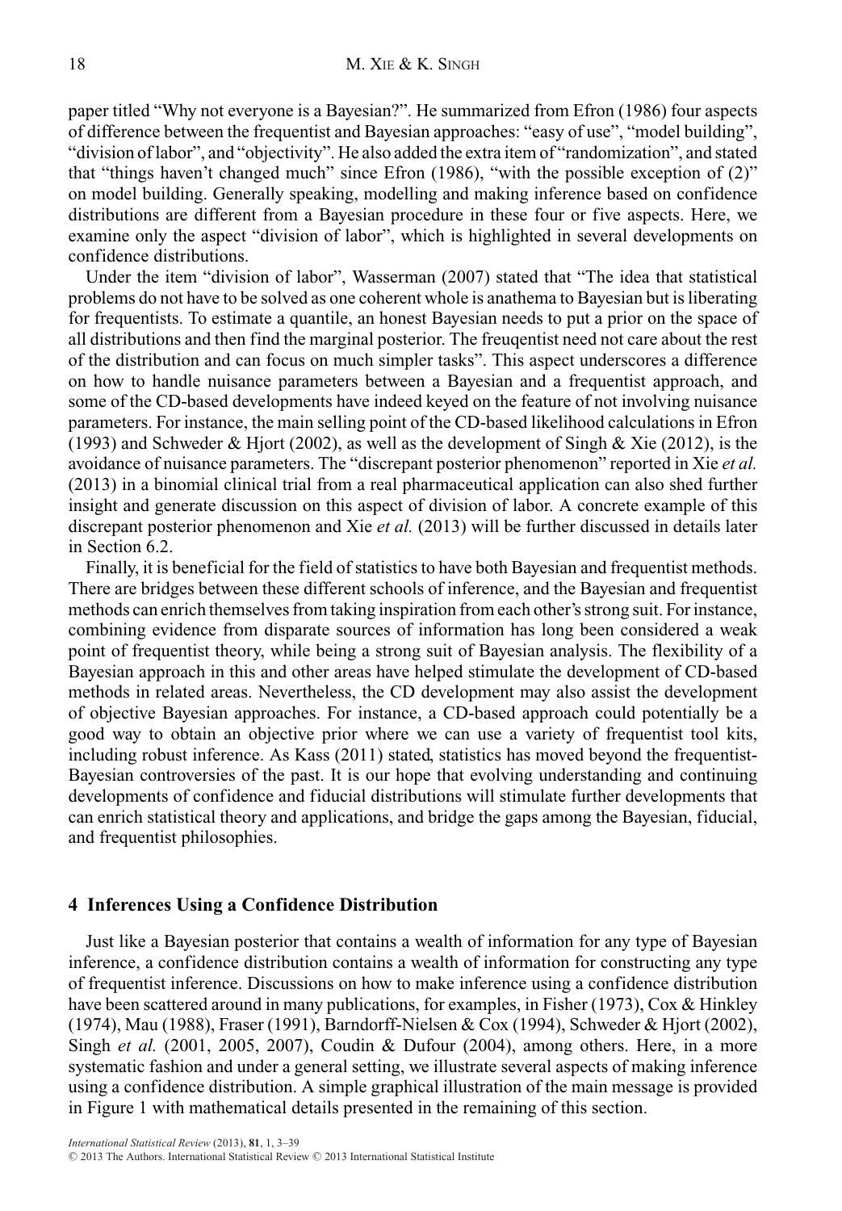paper titled "Why not everyone is a Bayesian?". He summarized from Efron (1986) four aspects of difference between the frequentist and Bayesian approaches: "easy of use", "model building", "division of labor", and "objectivity". He also added the extra item of "randomization", and stated that "things haven't changed much" since Efron (1986), "with the possible exception of (2)" on model building. Generally speaking, modelling and making inference based on confidence distributions are different from a Bayesian procedure in these four or five aspects. Here, we examine only the aspect "division of labor", which is highlighted in several developments on confidence distributions.

Under the item "division of labor", Wasserman (2007) stated that "The idea that statistical problems do not have to be solved as one coherent whole is anathema to Bayesian but is liberating for frequentists. To estimate a quantile, an honest Bayesian needs to put a prior on the space of all distributions and then find the marginal posterior. The freuqentist need not care about the rest of the distribution and can focus on much simpler tasks". This aspect underscores a difference on how to handle nuisance parameters between a Bayesian and a frequentist approach, and some of the CD-based developments have indeed keyed on the feature of not involving nuisance parameters. For instance, the main selling point of the CD-based likelihood calculations in Efron (1993) and Schweder & Hjort (2002), as well as the development of Singh & Xie (2012), is the avoidance of nuisance parameters. The "discrepant posterior phenomenon" reported in Xie *et al.* (2013) in a binomial clinical trial from a real pharmaceutical application can also shed further insight and generate discussion on this aspect of division of labor. A concrete example of this discrepant posterior phenomenon and Xie *et al.* (2013) will be further discussed in details later in Section 6.2.

Finally, it is beneficial for the field of statistics to have both Bayesian and frequentist methods. There are bridges between these different schools of inference, and the Bayesian and frequentist methods can enrich themselves from taking inspiration from each other's strong suit. For instance, combining evidence from disparate sources of information has long been considered a weak point of frequentist theory, while being a strong suit of Bayesian analysis. The flexibility of a Bayesian approach in this and other areas have helped stimulate the development of CD-based methods in related areas. Nevertheless, the CD development may also assist the development of objective Bayesian approaches. For instance, a CD-based approach could potentially be a good way to obtain an objective prior where we can use a variety of frequentist tool kits, including robust inference. As Kass (2011) stated, statistics has moved beyond the frequentist-Bayesian controversies of the past. It is our hope that evolving understanding and continuing developments of confidence and fiducial distributions will stimulate further developments that can enrich statistical theory and applications, and bridge the gaps among the Bayesian, fiducial, and frequentist philosophies.

## 4 Inferences Using a Confidence Distribution

Just like a Bayesian posterior that contains a wealth of information for any type of Bayesian inference, a confidence distribution contains a wealth of information for constructing any type of frequentist inference. Discussions on how to make inference using a confidence distribution have been scattered around in many publications, for examples, in Fisher (1973), Cox & Hinkley (1974), Mau (1988), Fraser (1991), Barndorff-Nielsen & Cox (1994), Schweder & Hjort (2002), Singh *et al.* (2001, 2005, 2007), Coudin & Dufour (2004), among others. Here, in a more systematic fashion and under a general setting, we illustrate several aspects of making inference using a confidence distribution. A simple graphical illustration of the main message is provided in Figure 1 with mathematical details presented in the remaining of this section.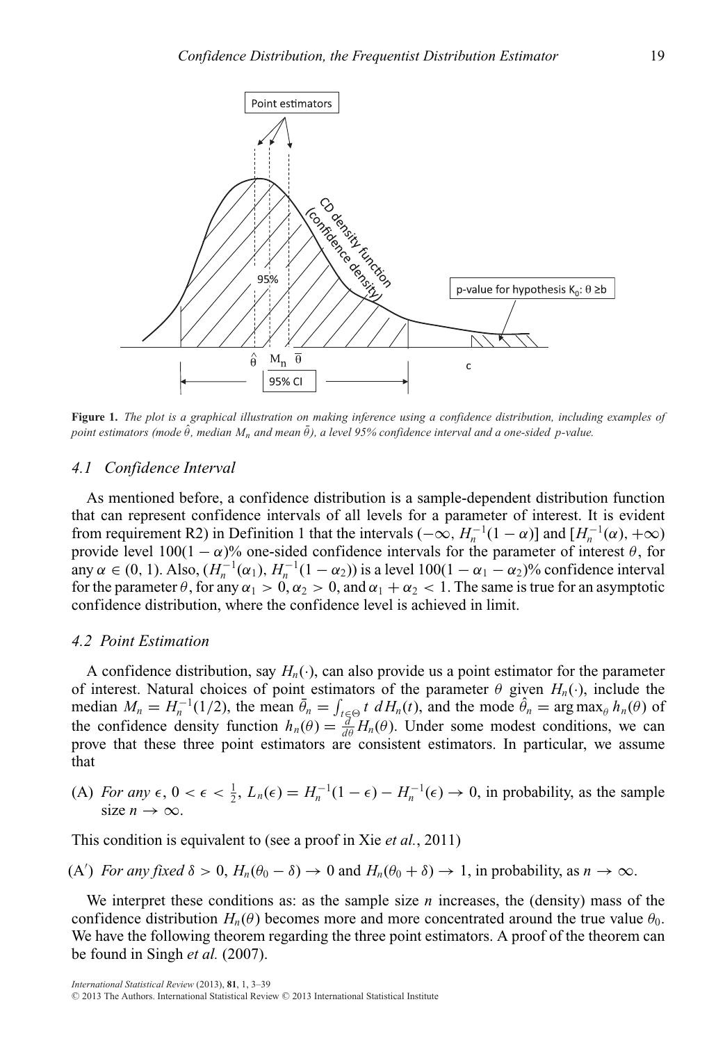**Figure 1.** *The plot is a graphical illustration on making inference using a confidence distribution, including examples of point estimators (mode $\hat{\theta}$, median $M_n$ and mean $\bar{\theta}$), a level 95% confidence interval and a one-sided p-value.*

### 4.1 Confidence Interval

As mentioned before, a confidence distribution is a sample-dependent distribution function that can represent confidence intervals of all levels for a parameter of interest. It is evident from requirement R2) in Definition 1 that the intervals $(-\infty, H_n^{-1}(1-\alpha)]$ and $[H_n^{-1}(\alpha), +\infty)$ provide level $100(1-\alpha)\%$ one-sided confidence intervals for the parameter of interest $\theta$, for any $\alpha \in (0, 1)$. Also, $(H_n^{-1}(\alpha_1), H_n^{-1}(1-\alpha_2))$ is a level $100(1-\alpha_1-\alpha_2)\%$ confidence interval for the parameter $\theta$, for any $\alpha_1 > 0, \alpha_2 > 0$, and $\alpha_1 + \alpha_2 < 1$. The same is true for an asymptotic confidence distribution, where the confidence level is achieved in limit.

### 4.2 Point Estimation

A confidence distribution, say $H_n(\cdot)$, can also provide us a point estimator for the parameter of interest. Natural choices of point estimators of the parameter $\theta$ given $H_n(\cdot)$, include the median $M_n = H_n^{-1}(1/2)$, the mean $\bar{\theta}_n = \int_{t\in\Theta} t \, dH_n(t)$, and the mode $\hat{\theta}_n = \arg\max_\theta h_n(\theta)$ of the confidence density function $h_n(\theta) = \frac{d}{d\theta} H_n(\theta)$. Under some modest conditions, we can prove that these three point estimators are consistent estimators. In particular, we assume that

(A) *For any* $\epsilon$, $0 < \epsilon < \frac{1}{2}$, $L_n(\epsilon) = H_n^{-1}(1-\epsilon) - H_n^{-1}(\epsilon) \to 0$, in probability, as the sample size $n \to \infty$.

This condition is equivalent to (see a proof in Xie *et al.*, 2011)

(A′) *For any fixed* $\delta > 0$, $H_n(\theta_0 - \delta) \to 0$ and $H_n(\theta_0 + \delta) \to 1$, in probability, as $n \to \infty$.

We interpret these conditions as: as the sample size $n$ increases, the (density) mass of the confidence distribution $H_n(\theta)$ becomes more and more concentrated around the true value $\theta_0$. We have the following theorem regarding the three point estimators. A proof of the theorem can be found in Singh *et al.* (2007).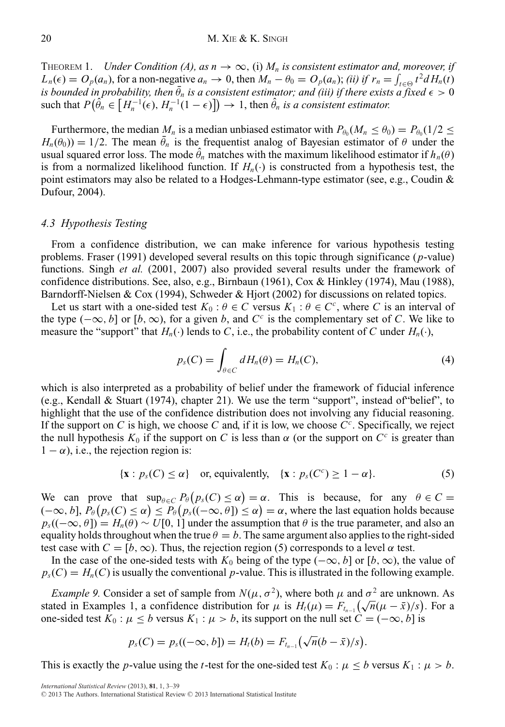THEOREM 1. *Under Condition (A), as $n \to \infty$, (i) $M_n$ is consistent estimator and, moreover, if $L_n(\epsilon) = O_p(a_n)$, for a non-negative $a_n \to 0$, then $M_n - \theta_0 = O_p(a_n)$; (ii) if $r_n = \int_{t\in\Theta} t^2 dH_n(t)$ is bounded in probability, then $\bar{\theta}_n$ is a consistent estimator; and (iii) if there exists a fixed $\epsilon > 0$ such that $P\big(\hat{\theta}_n \in \big[H_n^{-1}(\epsilon), H_n^{-1}(1-\epsilon)\big]\big) \to 1$, then $\hat{\theta}_n$ is a consistent estimator.*

Furthermore, the median $M_n$ is a median unbiased estimator with $P_{\theta_0}(M_n \le \theta_0) = P_{\theta_0}(1/2 \le H_n(\theta_0)) = 1/2$. The mean $\bar{\theta}_n$ is the frequentist analog of Bayesian estimator of $\theta$ under the usual squared error loss. The mode $\hat{\theta}_n$ matches with the maximum likelihood estimator if $h_n(\theta)$ is from a normalized likelihood function. If $H_n(\cdot)$ is constructed from a hypothesis test, the point estimators may also be related to a Hodges-Lehmann-type estimator (see, e.g., Coudin & Dufour, 2004).

### 4.3 Hypothesis Testing

From a confidence distribution, we can make inference for various hypothesis testing problems. Fraser (1991) developed several results on this topic through significance ($p$-value) functions. Singh *et al.* (2001, 2007) also provided several results under the framework of confidence distributions. See, also, e.g., Birnbaun (1961), Cox & Hinkley (1974), Mau (1988), Barndorff-Nielsen & Cox (1994), Schweder & Hjort (2002) for discussions on related topics.

Let us start with a one-sided test $K_0 : \theta \in C$ versus $K_1 : \theta \in C^c$, where $C$ is an interval of the type $(-\infty, b]$ or $[b, \infty)$, for a given $b$, and $C^c$ is the complementary set of $C$. We like to measure the "support" that $H_n(\cdot)$ lends to $C$, i.e., the probability content of $C$ under $H_n(\cdot)$,

$$p_s(C) = \int_{\theta \in C} dH_n(\theta) = H_n(C), \tag{4}$$

which is also interpreted as a probability of belief under the framework of fiducial inference (e.g., Kendall & Stuart (1974), chapter 21). We use the term "support", instead of"belief", to highlight that the use of the confidence distribution does not involving any fiducial reasoning. If the support on $C$ is high, we choose $C$ and, if it is low, we choose $C^c$. Specifically, we reject the null hypothesis $K_0$ if the support on $C$ is less than $\alpha$ (or the support on $C^c$ is greater than $1 - \alpha$), i.e., the rejection region is:

$$\{\mathbf{x} : p_s(C) \le \alpha\} \quad \text{or, equivalently,} \quad \{\mathbf{x} : p_s(C^c) \ge 1 - \alpha\}. \tag{5}$$

We can prove that $\sup_{\theta \in C} P_\theta\big(p_s(C) \le \alpha\big) = \alpha$. This is because, for any $\theta \in C = (-\infty, b]$, $P_\theta\big(p_s(C) \le \alpha\big) \le P_\theta\big(p_s((-\infty, \theta]) \le \alpha\big) = \alpha$, where the last equation holds because $p_s((-\infty, \theta]) = H_n(\theta) \sim U[0, 1]$ under the assumption that $\theta$ is the true parameter, and also an equality holds throughout when the true $\theta = b$. The same argument also applies to the right-sided test case with $C = [b, \infty)$. Thus, the rejection region (5) corresponds to a level $\alpha$ test.

In the case of the one-sided tests with $K_0$ being of the type $(-\infty, b]$ or $[b, \infty)$, the value of $p_s(C) = H_n(C)$ is usually the conventional $p$-value. This is illustrated in the following example.

*Example 9.* Consider a set of sample from $N(\mu, \sigma^2)$, where both $\mu$ and $\sigma^2$ are unknown. As stated in Examples 1, a confidence distribution for $\mu$ is $H_t(\mu) = F_{t_{n-1}}\big(\sqrt{n}(\mu - \bar{x})/s\big)$. For a one-sided test $K_0 : \mu \le b$ versus $K_1 : \mu > b$, its support on the null set $C = (-\infty, b]$ is

$$p_s(C) = p_s((-\infty, b]) = H_t(b) = F_{t_{n-1}}\big(\sqrt{n}(b - \bar{x})/s\big).$$

This is exactly the $p$-value using the $t$-test for the one-sided test $K_0 : \mu \le b$ versus $K_1 : \mu > b$.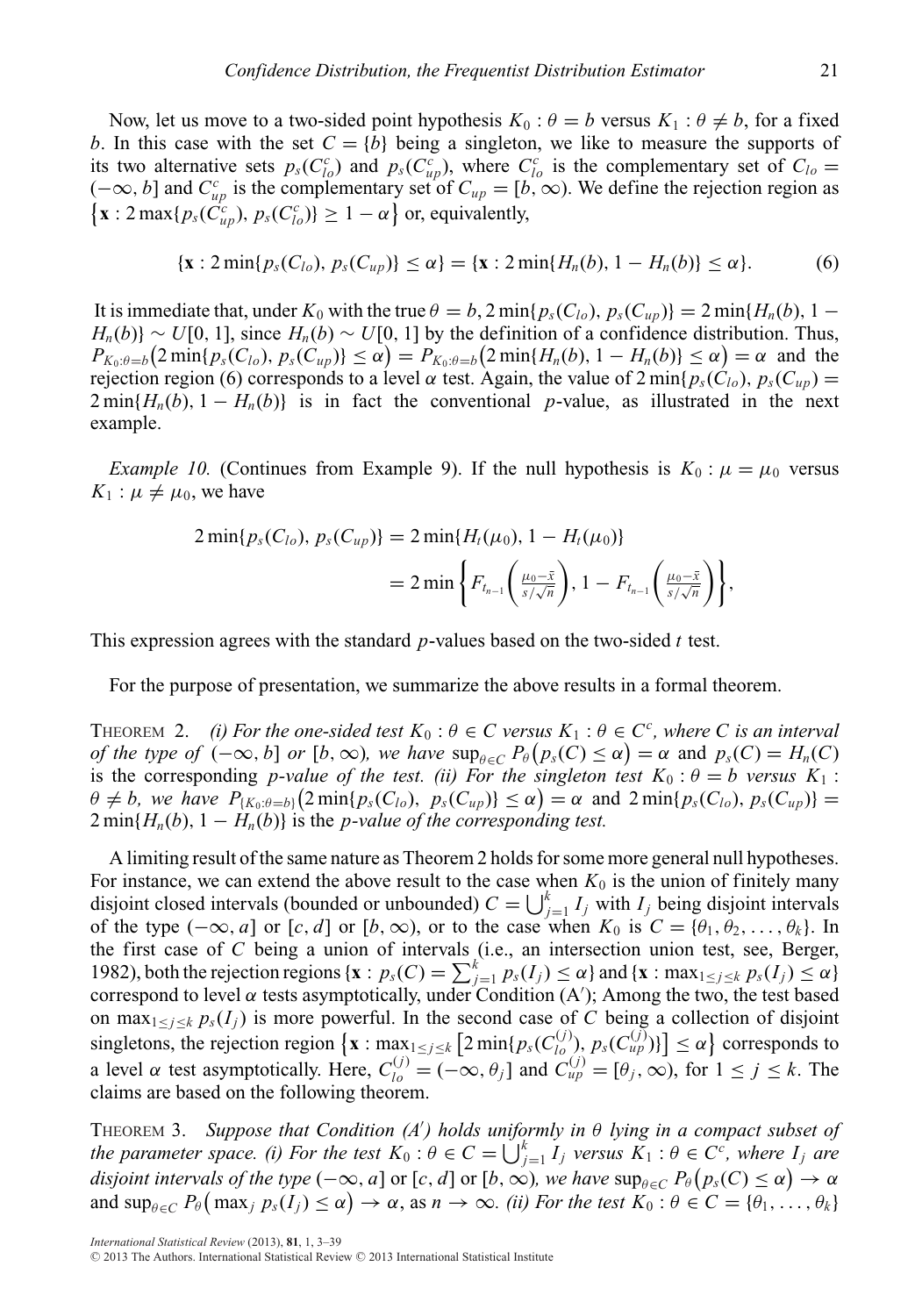Now, let us move to a two-sided point hypothesis $K_0 : \theta = b$ versus $K_1 : \theta \neq b$, for a fixed $b$. In this case with the set $C = \{b\}$ being a singleton, we like to measure the supports of its two alternative sets $p_s(C_{lo}^c)$ and $p_s(C_{up}^c)$, where $C_{lo}^c$ is the complementary set of $C_{lo} = (-\infty, b]$ and $C_{up}^c$ is the complementary set of $C_{up} = [b, \infty)$. We define the rejection region as $\{\mathbf{x} : 2\max\{p_s(C_{up}^c), p_s(C_{lo}^c)\} \geq 1 - \alpha\}$ or, equivalently,

$$\{\mathbf{x} : 2\min\{p_s(C_{lo}), p_s(C_{up})\} \leq \alpha\} = \{\mathbf{x} : 2\min\{H_n(b), 1 - H_n(b)\} \leq \alpha\}. \tag{6}$$

It is immediate that, under $K_0$ with the true $\theta = b$, $2\min\{p_s(C_{lo}), p_s(C_{up})\} = 2\min\{H_n(b), 1 - H_n(b)\} \sim U[0, 1]$, since $H_n(b) \sim U[0, 1]$ by the definition of a confidence distribution. Thus, $P_{K_0:\theta=b}\big(2\min\{p_s(C_{lo}), p_s(C_{up})\} \leq \alpha\big) = P_{K_0:\theta=b}\big(2\min\{H_n(b), 1 - H_n(b)\} \leq \alpha\big) = \alpha$ and the rejection region (6) corresponds to a level $\alpha$ test. Again, the value of $2\min\{p_s(C_{lo}), p_s(C_{up}) = 2\min\{H_n(b), 1 - H_n(b)\}$ is in fact the conventional $p$-value, as illustrated in the next example.

*Example 10.* (Continues from Example 9). If the null hypothesis is $K_0 : \mu = \mu_0$ versus $K_1 : \mu \neq \mu_0$, we have

$$\begin{aligned} 2\min\{p_s(C_{lo}), p_s(C_{up})\} &= 2\min\{H_t(\mu_0), 1 - H_t(\mu_0)\} \\ &= 2\min\left\{F_{t_{n-1}}\left(\tfrac{\mu_0 - \bar{x}}{s/\sqrt{n}}\right), 1 - F_{t_{n-1}}\left(\tfrac{\mu_0 - \bar{x}}{s/\sqrt{n}}\right)\right\}, \end{aligned}$$

This expression agrees with the standard $p$-values based on the two-sided $t$ test.

For the purpose of presentation, we summarize the above results in a formal theorem.

THEOREM 2. *(i) For the one-sided test $K_0 : \theta \in C$ versus $K_1 : \theta \in C^c$, where $C$ is an interval of the type of $(-\infty, b]$ or $[b, \infty)$, we have* $\sup_{\theta \in C} P_\theta\big(p_s(C) \leq \alpha\big) = \alpha$ and $p_s(C) = H_n(C)$ *is the corresponding p-value of the test. (ii) For the singleton test $K_0 : \theta = b$ versus $K_1 : \theta \neq b$, we have* $P_{\{K_0:\theta=b\}}\big(2\min\{p_s(C_{lo}), \ p_s(C_{up})\} \leq \alpha\big) = \alpha$ and $2\min\{p_s(C_{lo}), p_s(C_{up})\} = 2\min\{H_n(b), 1 - H_n(b)\}$ *is the p-value of the corresponding test.*

A limiting result of the same nature as Theorem 2 holds for some more general null hypotheses. For instance, we can extend the above result to the case when $K_0$ is the union of finitely many disjoint closed intervals (bounded or unbounded) $C = \bigcup_{j=1}^k I_j$ with $I_j$ being disjoint intervals of the type $(-\infty, a]$ or $[c, d]$ or $[b, \infty)$, or to the case when $K_0$ is $C = \{\theta_1, \theta_2, \ldots, \theta_k\}$. In the first case of $C$ being a union of intervals (i.e., an intersection union test, see, Berger, 1982), both the rejection regions $\{\mathbf{x} : p_s(C) = \sum_{j=1}^k p_s(I_j) \leq \alpha\}$ and $\{\mathbf{x} : \max_{1 \leq j \leq k} p_s(I_j) \leq \alpha\}$ correspond to level $\alpha$ tests asymptotically, under Condition (A$'$); Among the two, the test based on $\max_{1 \leq j \leq k} p_s(I_j)$ is more powerful. In the second case of $C$ being a collection of disjoint singletons, the rejection region $\left\{\mathbf{x} : \max_{1 \leq j \leq k}\left[2\min\{p_s(C_{lo}^{(j)}), p_s(C_{up}^{(j)})\}\right] \leq \alpha\right\}$ corresponds to a level $\alpha$ test asymptotically. Here, $C_{lo}^{(j)} = (-\infty, \theta_j]$ and $C_{up}^{(j)} = [\theta_j, \infty)$, for $1 \leq j \leq k$. The claims are based on the following theorem.

THEOREM 3. *Suppose that Condition (A$'$) holds uniformly in $\theta$ lying in a compact subset of the parameter space. (i) For the test $K_0 : \theta \in C = \bigcup_{j=1}^k I_j$ versus $K_1 : \theta \in C^c$, where $I_j$ are disjoint intervals of the type* $(-\infty, a]$ or $[c, d]$ or $[b, \infty)$*, we have* $\sup_{\theta \in C} P_\theta\big(p_s(C) \leq \alpha\big) \to \alpha$ and $\sup_{\theta \in C} P_\theta\big(\max_j p_s(I_j) \leq \alpha\big) \to \alpha$, *as $n \to \infty$. (ii) For the test $K_0 : \theta \in C = \{\theta_1, \ldots, \theta_k\}$*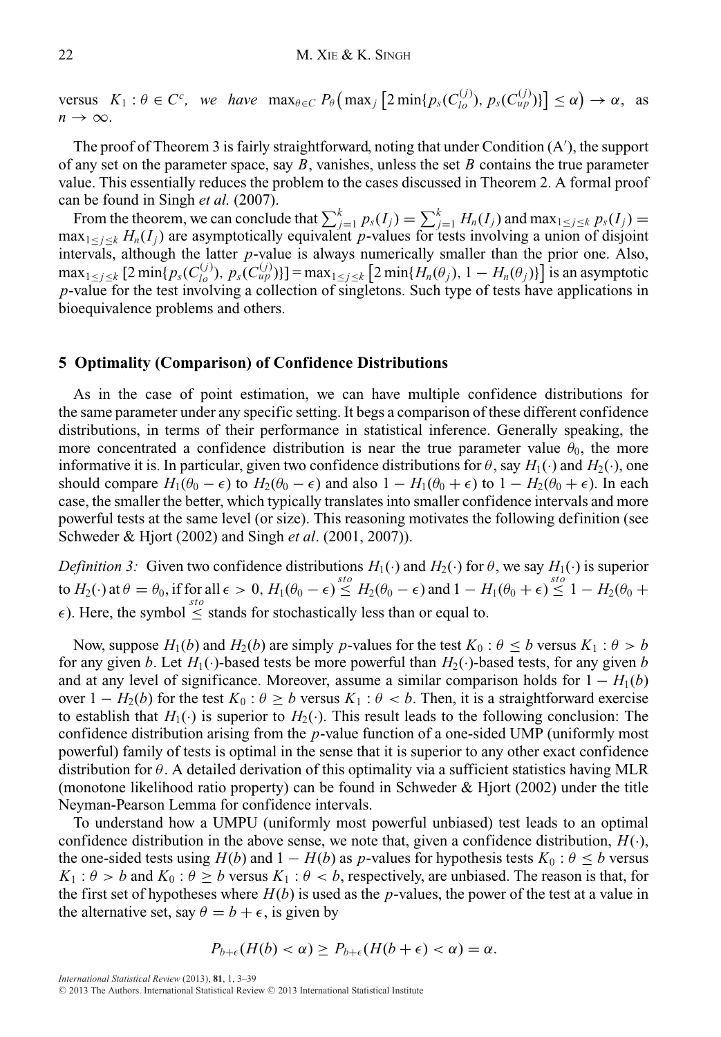versus $K_1 : \theta \in C^c$, *we have* $\max_{\theta \in C} P_\theta\big(\max_j \big[2\min\{p_s(C_{lo}^{(j)}),\, p_s(C_{up}^{(j)})\}\big] \le \alpha\big) \to \alpha$, as $n \to \infty$.

The proof of Theorem 3 is fairly straightforward, noting that under Condition (A′), the support of any set on the parameter space, say $B$, vanishes, unless the set $B$ contains the true parameter value. This essentially reduces the problem to the cases discussed in Theorem 2. A formal proof can be found in Singh *et al.* (2007).

From the theorem, we can conclude that $\sum_{j=1}^{k} p_s(I_j) = \sum_{j=1}^{k} H_n(I_j)$ and $\max_{1\le j\le k} p_s(I_j) = \max_{1\le j\le k} H_n(I_j)$ are asymptotically equivalent $p$-values for tests involving a union of disjoint intervals, although the latter $p$-value is always numerically smaller than the prior one. Also, $\max_{1\le j\le k} [2\min\{p_s(C_{lo}^{(j)}),\, p_s(C_{up}^{(j)})\}] = \max_{1\le j\le k} \big[2\min\{H_n(\theta_j),\, 1 - H_n(\theta_j)\}\big]$ is an asymptotic $p$-value for the test involving a collection of singletons. Such type of tests have applications in bioequivalence problems and others.

## 5 Optimality (Comparison) of Confidence Distributions

As in the case of point estimation, we can have multiple confidence distributions for the same parameter under any specific setting. It begs a comparison of these different confidence distributions, in terms of their performance in statistical inference. Generally speaking, the more concentrated a confidence distribution is near the true parameter value $\theta_0$, the more informative it is. In particular, given two confidence distributions for $\theta$, say $H_1(\cdot)$ and $H_2(\cdot)$, one should compare $H_1(\theta_0 - \epsilon)$ to $H_2(\theta_0 - \epsilon)$ and also $1 - H_1(\theta_0 + \epsilon)$ to $1 - H_2(\theta_0 + \epsilon)$. In each case, the smaller the better, which typically translates into smaller confidence intervals and more powerful tests at the same level (or size). This reasoning motivates the following definition (see Schweder & Hjort (2002) and Singh *et al*. (2001, 2007)).

*Definition 3:* Given two confidence distributions $H_1(\cdot)$ and $H_2(\cdot)$ for $\theta$, we say $H_1(\cdot)$ is superior to $H_2(\cdot)$ at $\theta = \theta_0$, if for all $\epsilon > 0$, $H_1(\theta_0 - \epsilon) \overset{sto}{\le} H_2(\theta_0 - \epsilon)$ and $1 - H_1(\theta_0 + \epsilon) \overset{sto}{\le} 1 - H_2(\theta_0 + \epsilon)$. Here, the symbol $\overset{sto}{\le}$ stands for stochastically less than or equal to.

Now, suppose $H_1(b)$ and $H_2(b)$ are simply $p$-values for the test $K_0 : \theta \le b$ versus $K_1 : \theta > b$ for any given $b$. Let $H_1(\cdot)$-based tests be more powerful than $H_2(\cdot)$-based tests, for any given $b$ and at any level of significance. Moreover, assume a similar comparison holds for $1 - H_1(b)$ over $1 - H_2(b)$ for the test $K_0 : \theta \ge b$ versus $K_1 : \theta < b$. Then, it is a straightforward exercise to establish that $H_1(\cdot)$ is superior to $H_2(\cdot)$. This result leads to the following conclusion: The confidence distribution arising from the $p$-value function of a one-sided UMP (uniformly most powerful) family of tests is optimal in the sense that it is superior to any other exact confidence distribution for $\theta$. A detailed derivation of this optimality via a sufficient statistics having MLR (monotone likelihood ratio property) can be found in Schweder & Hjort (2002) under the title Neyman-Pearson Lemma for confidence intervals.

To understand how a UMPU (uniformly most powerful unbiased) test leads to an optimal confidence distribution in the above sense, we note that, given a confidence distribution, $H(\cdot)$, the one-sided tests using $H(b)$ and $1 - H(b)$ as $p$-values for hypothesis tests $K_0 : \theta \le b$ versus $K_1 : \theta > b$ and $K_0 : \theta \ge b$ versus $K_1 : \theta < b$, respectively, are unbiased. The reason is that, for the first set of hypotheses where $H(b)$ is used as the $p$-values, the power of the test at a value in the alternative set, say $\theta = b + \epsilon$, is given by

$$P_{b+\epsilon}(H(b) < \alpha) \ge P_{b+\epsilon}(H(b+\epsilon) < \alpha) = \alpha.$$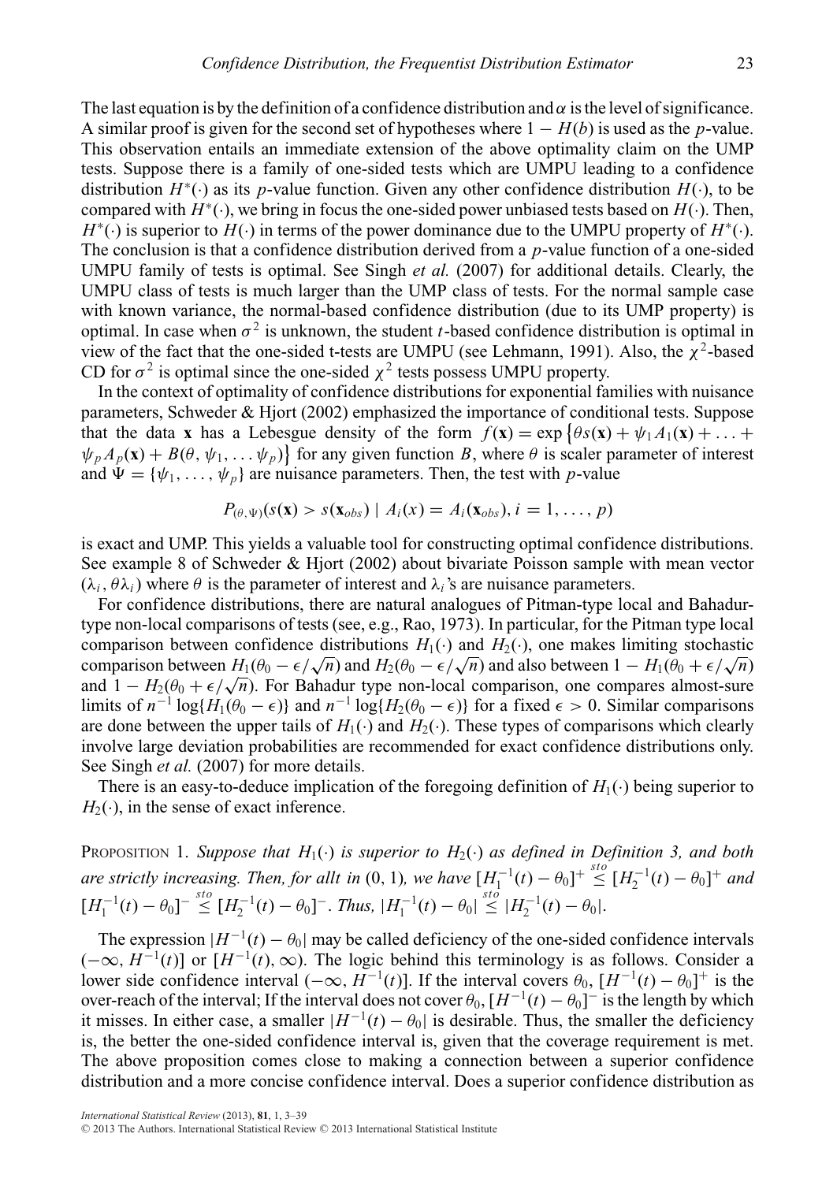The last equation is by the definition of a confidence distribution and $\alpha$ is the level of significance. A similar proof is given for the second set of hypotheses where $1 - H(b)$ is used as the $p$-value. This observation entails an immediate extension of the above optimality claim on the UMP tests. Suppose there is a family of one-sided tests which are UMPU leading to a confidence distribution $H^*(\cdot)$ as its $p$-value function. Given any other confidence distribution $H(\cdot)$, to be compared with $H^*(\cdot)$, we bring in focus the one-sided power unbiased tests based on $H(\cdot)$. Then, $H^*(\cdot)$ is superior to $H(\cdot)$ in terms of the power dominance due to the UMPU property of $H^*(\cdot)$. The conclusion is that a confidence distribution derived from a $p$-value function of a one-sided UMPU family of tests is optimal. See Singh *et al.* (2007) for additional details. Clearly, the UMPU class of tests is much larger than the UMP class of tests. For the normal sample case with known variance, the normal-based confidence distribution (due to its UMP property) is optimal. In case when $\sigma^2$ is unknown, the student $t$-based confidence distribution is optimal in view of the fact that the one-sided t-tests are UMPU (see Lehmann, 1991). Also, the $\chi^2$-based CD for $\sigma^2$ is optimal since the one-sided $\chi^2$ tests possess UMPU property.

In the context of optimality of confidence distributions for exponential families with nuisance parameters, Schweder & Hjort (2002) emphasized the importance of conditional tests. Suppose that the data $\mathbf{x}$ has a Lebesgue density of the form $f(\mathbf{x}) = \exp\{\theta s(\mathbf{x}) + \psi_1 A_1(\mathbf{x}) + \ldots + \psi_p A_p(\mathbf{x}) + B(\theta, \psi_1, \ldots \psi_p)\}$ for any given function $B$, where $\theta$ is scaler parameter of interest and $\Psi = \{\psi_1, \ldots, \psi_p\}$ are nuisance parameters. Then, the test with $p$-value

$$P_{(\theta,\Psi)}(s(\mathbf{x}) > s(\mathbf{x}_{obs}) \mid A_i(x) = A_i(\mathbf{x}_{obs}), i = 1, \ldots, p)$$

is exact and UMP. This yields a valuable tool for constructing optimal confidence distributions. See example 8 of Schweder & Hjort (2002) about bivariate Poisson sample with mean vector $(\lambda_i, \theta\lambda_i)$ where $\theta$ is the parameter of interest and $\lambda_i$'s are nuisance parameters.

For confidence distributions, there are natural analogues of Pitman-type local and Bahadur-type non-local comparisons of tests (see, e.g., Rao, 1973). In particular, for the Pitman type local comparison between confidence distributions $H_1(\cdot)$ and $H_2(\cdot)$, one makes limiting stochastic comparison between $H_1(\theta_0 - \epsilon/\sqrt{n})$ and $H_2(\theta_0 - \epsilon/\sqrt{n})$ and also between $1 - H_1(\theta_0 + \epsilon/\sqrt{n})$ and $1 - H_2(\theta_0 + \epsilon/\sqrt{n})$. For Bahadur type non-local comparison, one compares almost-sure limits of $n^{-1}\log\{H_1(\theta_0 - \epsilon)\}$ and $n^{-1}\log\{H_2(\theta_0 - \epsilon)\}$ for a fixed $\epsilon > 0$. Similar comparisons are done between the upper tails of $H_1(\cdot)$ and $H_2(\cdot)$. These types of comparisons which clearly involve large deviation probabilities are recommended for exact confidence distributions only. See Singh *et al.* (2007) for more details.

There is an easy-to-deduce implication of the foregoing definition of $H_1(\cdot)$ being superior to $H_2(\cdot)$, in the sense of exact inference.

PROPOSITION 1. *Suppose that $H_1(\cdot)$ is superior to $H_2(\cdot)$ as defined in Definition 3, and both are strictly increasing. Then, for allt in $(0, 1)$, we have $[H_1^{-1}(t) - \theta_0]^+ \overset{sto}{\leq} [H_2^{-1}(t) - \theta_0]^+$ and $[H_1^{-1}(t) - \theta_0]^- \overset{sto}{\leq} [H_2^{-1}(t) - \theta_0]^-$. Thus, $|H_1^{-1}(t) - \theta_0| \overset{sto}{\leq} |H_2^{-1}(t) - \theta_0|$.*

The expression $|H^{-1}(t) - \theta_0|$ may be called deficiency of the one-sided confidence intervals $(-\infty, H^{-1}(t)]$ or $[H^{-1}(t), \infty)$. The logic behind this terminology is as follows. Consider a lower side confidence interval $(-\infty, H^{-1}(t)]$. If the interval covers $\theta_0$, $[H^{-1}(t) - \theta_0]^+$ is the over-reach of the interval; If the interval does not cover $\theta_0$, $[H^{-1}(t) - \theta_0]^-$ is the length by which it misses. In either case, a smaller $|H^{-1}(t) - \theta_0|$ is desirable. Thus, the smaller the deficiency is, the better the one-sided confidence interval is, given that the coverage requirement is met. The above proposition comes close to making a connection between a superior confidence distribution and a more concise confidence interval. Does a superior confidence distribution as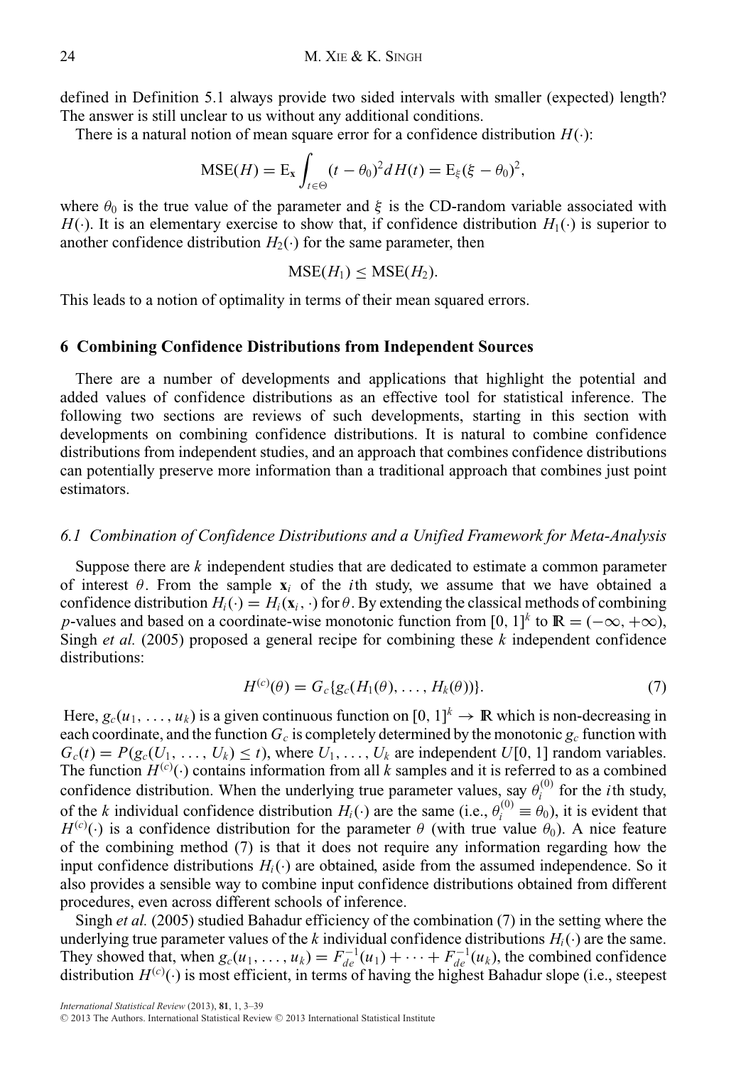defined in Definition 5.1 always provide two sided intervals with smaller (expected) length? The answer is still unclear to us without any additional conditions.

There is a natural notion of mean square error for a confidence distribution $H(\cdot)$:

$$\text{MSE}(H) = \text{E}_{\mathbf{x}} \int_{t \in \Theta} (t - \theta_0)^2 dH(t) = \text{E}_{\xi}(\xi - \theta_0)^2,$$

where $\theta_0$ is the true value of the parameter and $\xi$ is the CD-random variable associated with $H(\cdot)$. It is an elementary exercise to show that, if confidence distribution $H_1(\cdot)$ is superior to another confidence distribution $H_2(\cdot)$ for the same parameter, then

$$\text{MSE}(H_1) \leq \text{MSE}(H_2).$$

This leads to a notion of optimality in terms of their mean squared errors.

## 6 Combining Confidence Distributions from Independent Sources

There are a number of developments and applications that highlight the potential and added values of confidence distributions as an effective tool for statistical inference. The following two sections are reviews of such developments, starting in this section with developments on combining confidence distributions. It is natural to combine confidence distributions from independent studies, and an approach that combines confidence distributions can potentially preserve more information than a traditional approach that combines just point estimators.

### *6.1 Combination of Confidence Distributions and a Unified Framework for Meta-Analysis*

Suppose there are $k$ independent studies that are dedicated to estimate a common parameter of interest $\theta$. From the sample $\mathbf{x}_i$ of the $i$th study, we assume that we have obtained a confidence distribution $H_i(\cdot) = H_i(\mathbf{x}_i, \cdot)$ for $\theta$. By extending the classical methods of combining $p$-values and based on a coordinate-wise monotonic function from $[0, 1]^k$ to $\mathbb{R} = (-\infty, +\infty)$, Singh *et al.* (2005) proposed a general recipe for combining these $k$ independent confidence distributions:

$$H^{(c)}(\theta) = G_c\{g_c(H_1(\theta), \ldots, H_k(\theta))\}. \tag{7}$$

Here, $g_c(u_1, \ldots, u_k)$ is a given continuous function on $[0, 1]^k \to \mathbb{R}$ which is non-decreasing in each coordinate, and the function $G_c$ is completely determined by the monotonic $g_c$ function with $G_c(t) = P(g_c(U_1, \ldots, U_k) \leq t)$, where $U_1, \ldots, U_k$ are independent $U[0, 1]$ random variables. The function $H^{(c)}(\cdot)$ contains information from all $k$ samples and it is referred to as a combined confidence distribution. When the underlying true parameter values, say $\theta_i^{(0)}$ for the $i$th study, of the $k$ individual confidence distribution $H_i(\cdot)$ are the same (i.e., $\theta_i^{(0)} \equiv \theta_0$), it is evident that $H^{(c)}(\cdot)$ is a confidence distribution for the parameter $\theta$ (with true value $\theta_0$). A nice feature of the combining method (7) is that it does not require any information regarding how the input confidence distributions $H_i(\cdot)$ are obtained, aside from the assumed independence. So it also provides a sensible way to combine input confidence distributions obtained from different procedures, even across different schools of inference.

Singh *et al.* (2005) studied Bahadur efficiency of the combination (7) in the setting where the underlying true parameter values of the $k$ individual confidence distributions $H_i(\cdot)$ are the same. They showed that, when $g_c(u_1, \ldots, u_k) = F_{de}^{-1}(u_1) + \cdots + F_{de}^{-1}(u_k)$, the combined confidence distribution $H^{(c)}(\cdot)$ is most efficient, in terms of having the highest Bahadur slope (i.e., steepest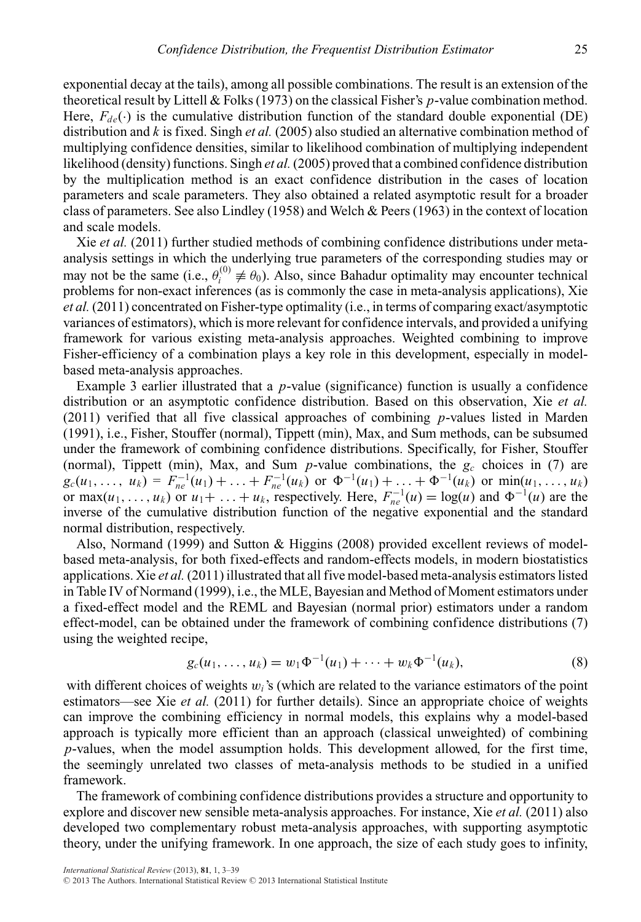exponential decay at the tails), among all possible combinations. The result is an extension of the theoretical result by Littell & Folks (1973) on the classical Fisher's $p$-value combination method. Here, $F_{de}(\cdot)$ is the cumulative distribution function of the standard double exponential (DE) distribution and $k$ is fixed. Singh *et al.* (2005) also studied an alternative combination method of multiplying confidence densities, similar to likelihood combination of multiplying independent likelihood (density) functions. Singh *et al.* (2005) proved that a combined confidence distribution by the multiplication method is an exact confidence distribution in the cases of location parameters and scale parameters. They also obtained a related asymptotic result for a broader class of parameters. See also Lindley (1958) and Welch & Peers (1963) in the context of location and scale models.

Xie *et al.* (2011) further studied methods of combining confidence distributions under meta-analysis settings in which the underlying true parameters of the corresponding studies may or may not be the same (i.e., $\theta_i^{(0)} \not\equiv \theta_0$). Also, since Bahadur optimality may encounter technical problems for non-exact inferences (as is commonly the case in meta-analysis applications), Xie *et al.* (2011) concentrated on Fisher-type optimality (i.e., in terms of comparing exact/asymptotic variances of estimators), which is more relevant for confidence intervals, and provided a unifying framework for various existing meta-analysis approaches. Weighted combining to improve Fisher-efficiency of a combination plays a key role in this development, especially in model-based meta-analysis approaches.

Example 3 earlier illustrated that a $p$-value (significance) function is usually a confidence distribution or an asymptotic confidence distribution. Based on this observation, Xie *et al.* (2011) verified that all five classical approaches of combining $p$-values listed in Marden (1991), i.e., Fisher, Stouffer (normal), Tippett (min), Max, and Sum methods, can be subsumed under the framework of combining confidence distributions. Specifically, for Fisher, Stouffer (normal), Tippett (min), Max, and Sum $p$-value combinations, the $g_c$ choices in (7) are $g_c(u_1, \ldots, u_k) = F_{ne}^{-1}(u_1) + \ldots + F_{ne}^{-1}(u_k)$ or $\Phi^{-1}(u_1) + \ldots + \Phi^{-1}(u_k)$ or $\min(u_1, \ldots, u_k)$ or $\max(u_1, \ldots, u_k)$ or $u_1 + \ldots + u_k$, respectively. Here, $F_{ne}^{-1}(u) = \log(u)$ and $\Phi^{-1}(u)$ are the inverse of the cumulative distribution function of the negative exponential and the standard normal distribution, respectively.

Also, Normand (1999) and Sutton & Higgins (2008) provided excellent reviews of model-based meta-analysis, for both fixed-effects and random-effects models, in modern biostatistics applications. Xie *et al.* (2011) illustrated that all five model-based meta-analysis estimators listed in Table IV of Normand (1999), i.e., the MLE, Bayesian and Method of Moment estimators under a fixed-effect model and the REML and Bayesian (normal prior) estimators under a random effect-model, can be obtained under the framework of combining confidence distributions (7) using the weighted recipe,

$$g_c(u_1, \ldots, u_k) = w_1 \Phi^{-1}(u_1) + \cdots + w_k \Phi^{-1}(u_k), \tag{8}$$

with different choices of weights $w_i$'s (which are related to the variance estimators of the point estimators—see Xie *et al.* (2011) for further details). Since an appropriate choice of weights can improve the combining efficiency in normal models, this explains why a model-based approach is typically more efficient than an approach (classical unweighted) of combining $p$-values, when the model assumption holds. This development allowed, for the first time, the seemingly unrelated two classes of meta-analysis methods to be studied in a unified framework.

The framework of combining confidence distributions provides a structure and opportunity to explore and discover new sensible meta-analysis approaches. For instance, Xie *et al.* (2011) also developed two complementary robust meta-analysis approaches, with supporting asymptotic theory, under the unifying framework. In one approach, the size of each study goes to infinity,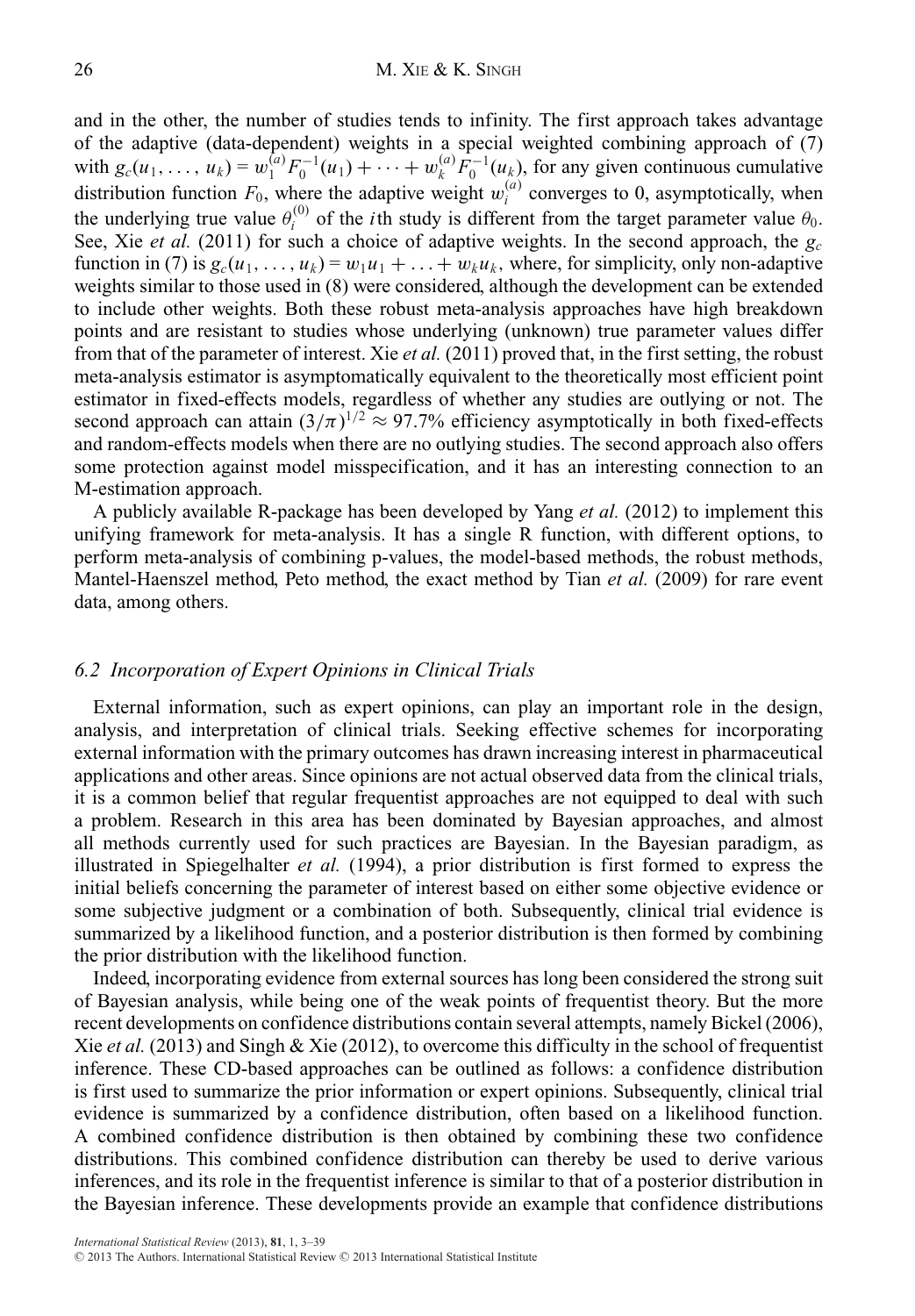and in the other, the number of studies tends to infinity. The first approach takes advantage of the adaptive (data-dependent) weights in a special weighted combining approach of (7) with $g_c(u_1, \ldots, u_k) = w_1^{(a)} F_0^{-1}(u_1) + \cdots + w_k^{(a)} F_0^{-1}(u_k)$, for any given continuous cumulative distribution function $F_0$, where the adaptive weight $w_i^{(a)}$ converges to 0, asymptotically, when the underlying true value $\theta_i^{(0)}$ of the $i$th study is different from the target parameter value $\theta_0$. See, Xie *et al.* (2011) for such a choice of adaptive weights. In the second approach, the $g_c$ function in (7) is $g_c(u_1, \ldots, u_k) = w_1 u_1 + \ldots + w_k u_k$, where, for simplicity, only non-adaptive weights similar to those used in (8) were considered, although the development can be extended to include other weights. Both these robust meta-analysis approaches have high breakdown points and are resistant to studies whose underlying (unknown) true parameter values differ from that of the parameter of interest. Xie *et al.* (2011) proved that, in the first setting, the robust meta-analysis estimator is asymptomatically equivalent to the theoretically most efficient point estimator in fixed-effects models, regardless of whether any studies are outlying or not. The second approach can attain $(3/\pi)^{1/2} \approx 97.7\%$ efficiency asymptotically in both fixed-effects and random-effects models when there are no outlying studies. The second approach also offers some protection against model misspecification, and it has an interesting connection to an M-estimation approach.

A publicly available R-package has been developed by Yang *et al.* (2012) to implement this unifying framework for meta-analysis. It has a single R function, with different options, to perform meta-analysis of combining p-values, the model-based methods, the robust methods, Mantel-Haenszel method, Peto method, the exact method by Tian *et al.* (2009) for rare event data, among others.

### *6.2 Incorporation of Expert Opinions in Clinical Trials*

External information, such as expert opinions, can play an important role in the design, analysis, and interpretation of clinical trials. Seeking effective schemes for incorporating external information with the primary outcomes has drawn increasing interest in pharmaceutical applications and other areas. Since opinions are not actual observed data from the clinical trials, it is a common belief that regular frequentist approaches are not equipped to deal with such a problem. Research in this area has been dominated by Bayesian approaches, and almost all methods currently used for such practices are Bayesian. In the Bayesian paradigm, as illustrated in Spiegelhalter *et al.* (1994), a prior distribution is first formed to express the initial beliefs concerning the parameter of interest based on either some objective evidence or some subjective judgment or a combination of both. Subsequently, clinical trial evidence is summarized by a likelihood function, and a posterior distribution is then formed by combining the prior distribution with the likelihood function.

Indeed, incorporating evidence from external sources has long been considered the strong suit of Bayesian analysis, while being one of the weak points of frequentist theory. But the more recent developments on confidence distributions contain several attempts, namely Bickel (2006), Xie *et al.* (2013) and Singh & Xie (2012), to overcome this difficulty in the school of frequentist inference. These CD-based approaches can be outlined as follows: a confidence distribution is first used to summarize the prior information or expert opinions. Subsequently, clinical trial evidence is summarized by a confidence distribution, often based on a likelihood function. A combined confidence distribution is then obtained by combining these two confidence distributions. This combined confidence distribution can thereby be used to derive various inferences, and its role in the frequentist inference is similar to that of a posterior distribution in the Bayesian inference. These developments provide an example that confidence distributions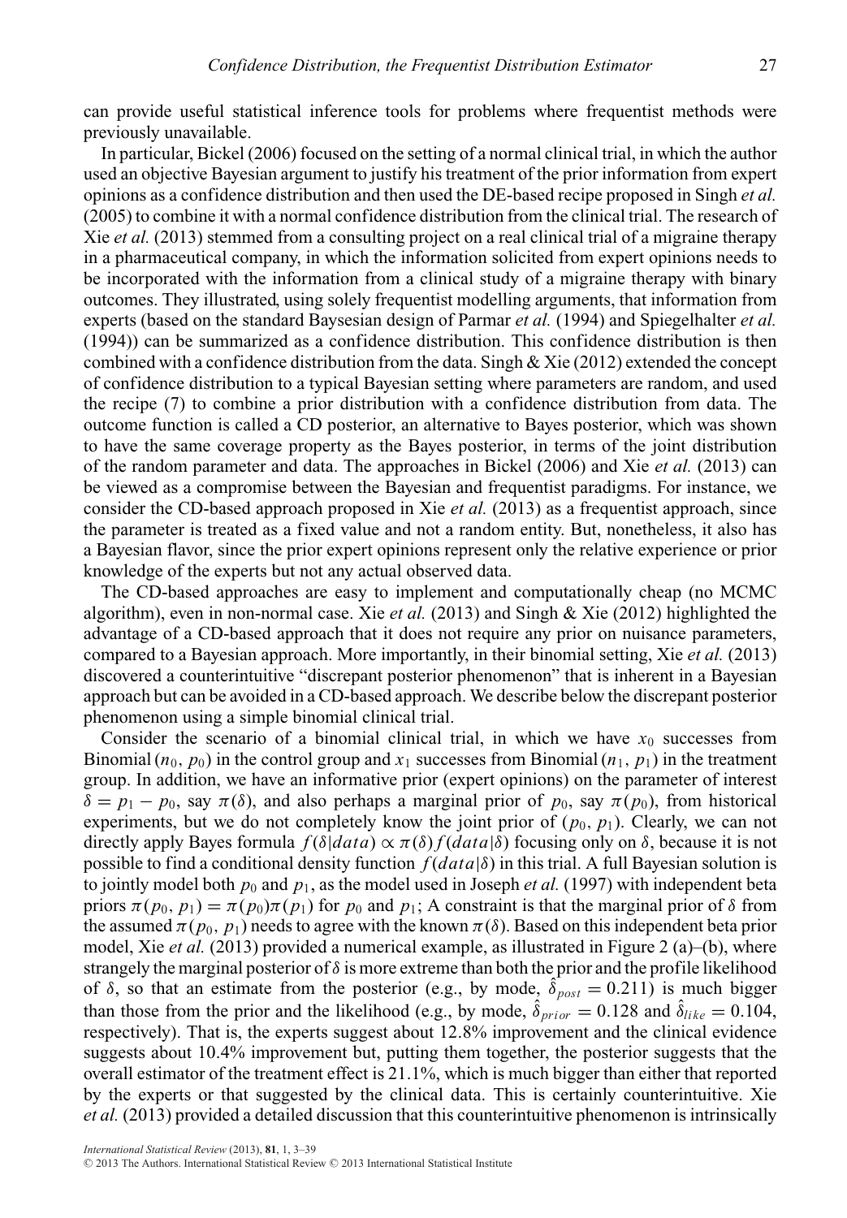can provide useful statistical inference tools for problems where frequentist methods were previously unavailable.

In particular, Bickel (2006) focused on the setting of a normal clinical trial, in which the author used an objective Bayesian argument to justify his treatment of the prior information from expert opinions as a confidence distribution and then used the DE-based recipe proposed in Singh *et al.* (2005) to combine it with a normal confidence distribution from the clinical trial. The research of Xie *et al.* (2013) stemmed from a consulting project on a real clinical trial of a migraine therapy in a pharmaceutical company, in which the information solicited from expert opinions needs to be incorporated with the information from a clinical study of a migraine therapy with binary outcomes. They illustrated, using solely frequentist modelling arguments, that information from experts (based on the standard Baysesian design of Parmar *et al.* (1994) and Spiegelhalter *et al.* (1994)) can be summarized as a confidence distribution. This confidence distribution is then combined with a confidence distribution from the data. Singh & Xie (2012) extended the concept of confidence distribution to a typical Bayesian setting where parameters are random, and used the recipe (7) to combine a prior distribution with a confidence distribution from data. The outcome function is called a CD posterior, an alternative to Bayes posterior, which was shown to have the same coverage property as the Bayes posterior, in terms of the joint distribution of the random parameter and data. The approaches in Bickel (2006) and Xie *et al.* (2013) can be viewed as a compromise between the Bayesian and frequentist paradigms. For instance, we consider the CD-based approach proposed in Xie *et al.* (2013) as a frequentist approach, since the parameter is treated as a fixed value and not a random entity. But, nonetheless, it also has a Bayesian flavor, since the prior expert opinions represent only the relative experience or prior knowledge of the experts but not any actual observed data.

The CD-based approaches are easy to implement and computationally cheap (no MCMC algorithm), even in non-normal case. Xie *et al.* (2013) and Singh & Xie (2012) highlighted the advantage of a CD-based approach that it does not require any prior on nuisance parameters, compared to a Bayesian approach. More importantly, in their binomial setting, Xie *et al.* (2013) discovered a counterintuitive "discrepant posterior phenomenon" that is inherent in a Bayesian approach but can be avoided in a CD-based approach. We describe below the discrepant posterior phenomenon using a simple binomial clinical trial.

Consider the scenario of a binomial clinical trial, in which we have $x_0$ successes from Binomial $(n_0, p_0)$ in the control group and $x_1$ successes from Binomial $(n_1, p_1)$ in the treatment group. In addition, we have an informative prior (expert opinions) on the parameter of interest $\delta = p_1 - p_0$, say $\pi(\delta)$, and also perhaps a marginal prior of $p_0$, say $\pi(p_0)$, from historical experiments, but we do not completely know the joint prior of $(p_0, p_1)$. Clearly, we can not directly apply Bayes formula $f(\delta|data) \propto \pi(\delta) f(data|\delta)$ focusing only on $\delta$, because it is not possible to find a conditional density function $f(data|\delta)$ in this trial. A full Bayesian solution is to jointly model both $p_0$ and $p_1$, as the model used in Joseph *et al.* (1997) with independent beta priors $\pi(p_0, p_1) = \pi(p_0)\pi(p_1)$ for $p_0$ and $p_1$; A constraint is that the marginal prior of $\delta$ from the assumed $\pi(p_0, p_1)$ needs to agree with the known $\pi(\delta)$. Based on this independent beta prior model, Xie *et al.* (2013) provided a numerical example, as illustrated in Figure 2 (a)–(b), where strangely the marginal posterior of $\delta$ is more extreme than both the prior and the profile likelihood of $\delta$, so that an estimate from the posterior (e.g., by mode, $\hat{\delta}_{post} = 0.211$) is much bigger than those from the prior and the likelihood (e.g., by mode, $\hat{\delta}_{prior} = 0.128$ and $\hat{\delta}_{like} = 0.104$, respectively). That is, the experts suggest about 12.8% improvement and the clinical evidence suggests about 10.4% improvement but, putting them together, the posterior suggests that the overall estimator of the treatment effect is 21.1%, which is much bigger than either that reported by the experts or that suggested by the clinical data. This is certainly counterintuitive. Xie *et al.* (2013) provided a detailed discussion that this counterintuitive phenomenon is intrinsically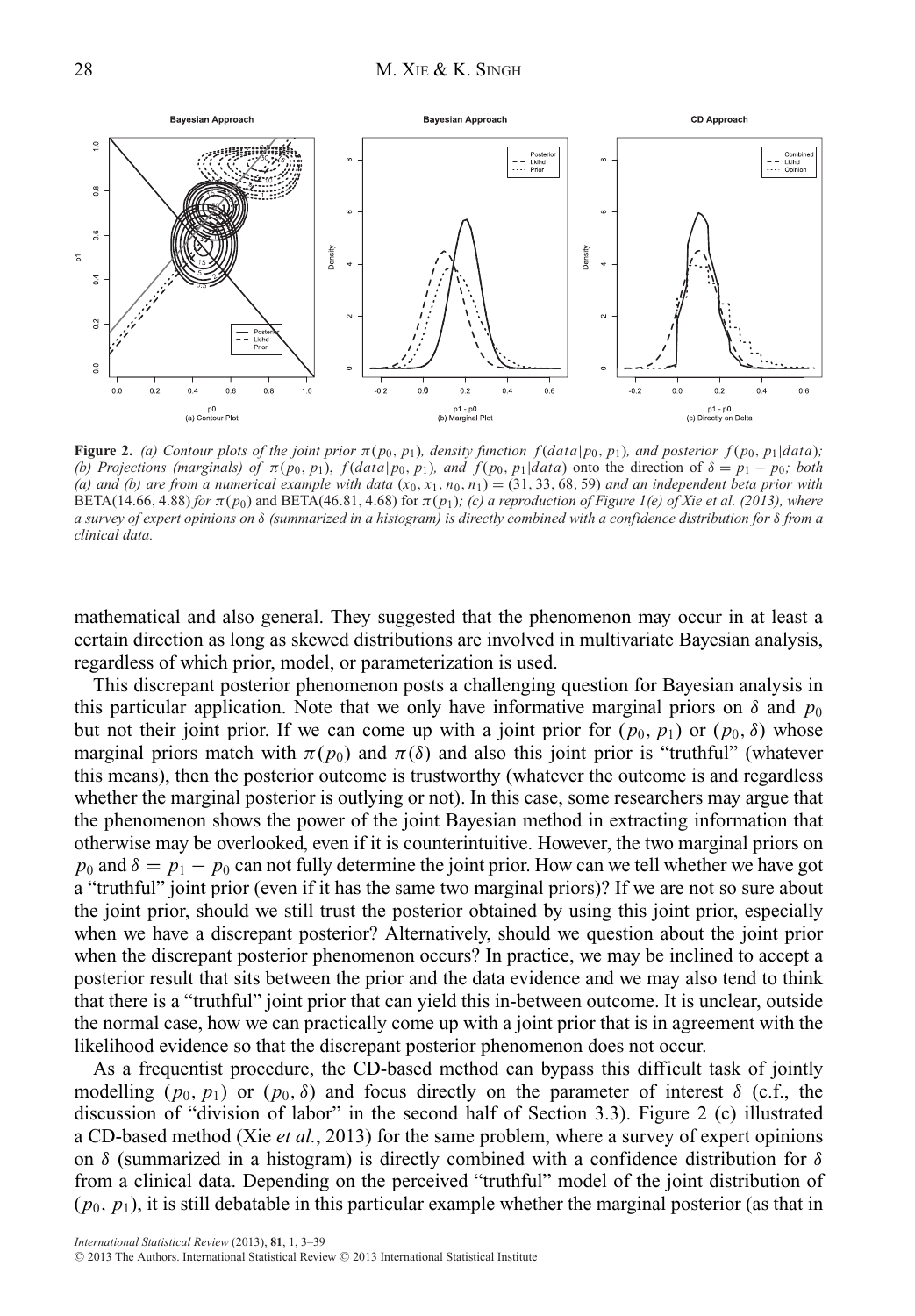**Figure 2.** *(a) Contour plots of the joint prior $\pi(p_0, p_1)$, density function $f(data|p_0, p_1)$, and posterior $f(p_0, p_1|data)$; (b) Projections (marginals) of $\pi(p_0, p_1)$, $f(data|p_0, p_1)$, and $f(p_0, p_1|data)$ onto the direction of $\delta = p_1 - p_0$; both (a) and (b) are from a numerical example with data $(x_0, x_1, n_0, n_1) = (31, 33, 68, 59)$ and an independent beta prior with* BETA(14.66, 4.88) *for $\pi(p_0)$* and BETA(46.81, 4.68) *for $\pi(p_1)$; (c) a reproduction of Figure 1(e) of Xie et al. (2013), where a survey of expert opinions on $\delta$ (summarized in a histogram) is directly combined with a confidence distribution for $\delta$ from a clinical data.*

mathematical and also general. They suggested that the phenomenon may occur in at least a certain direction as long as skewed distributions are involved in multivariate Bayesian analysis, regardless of which prior, model, or parameterization is used.

This discrepant posterior phenomenon posts a challenging question for Bayesian analysis in this particular application. Note that we only have informative marginal priors on $\delta$ and $p_0$ but not their joint prior. If we can come up with a joint prior for $(p_0, p_1)$ or $(p_0, \delta)$ whose marginal priors match with $\pi(p_0)$ and $\pi(\delta)$ and also this joint prior is "truthful" (whatever this means), then the posterior outcome is trustworthy (whatever the outcome is and regardless whether the marginal posterior is outlying or not). In this case, some researchers may argue that the phenomenon shows the power of the joint Bayesian method in extracting information that otherwise may be overlooked, even if it is counterintuitive. However, the two marginal priors on $p_0$ and $\delta = p_1 - p_0$ can not fully determine the joint prior. How can we tell whether we have got a "truthful" joint prior (even if it has the same two marginal priors)? If we are not so sure about the joint prior, should we still trust the posterior obtained by using this joint prior, especially when we have a discrepant posterior? Alternatively, should we question about the joint prior when the discrepant posterior phenomenon occurs? In practice, we may be inclined to accept a posterior result that sits between the prior and the data evidence and we may also tend to think that there is a "truthful" joint prior that can yield this in-between outcome. It is unclear, outside the normal case, how we can practically come up with a joint prior that is in agreement with the likelihood evidence so that the discrepant posterior phenomenon does not occur.

As a frequentist procedure, the CD-based method can bypass this difficult task of jointly modelling $(p_0, p_1)$ or $(p_0, \delta)$ and focus directly on the parameter of interest $\delta$ (c.f., the discussion of "division of labor" in the second half of Section 3.3). Figure 2 (c) illustrated a CD-based method (Xie *et al.*, 2013) for the same problem, where a survey of expert opinions on $\delta$ (summarized in a histogram) is directly combined with a confidence distribution for $\delta$ from a clinical data. Depending on the perceived "truthful" model of the joint distribution of $(p_0, p_1)$, it is still debatable in this particular example whether the marginal posterior (as that in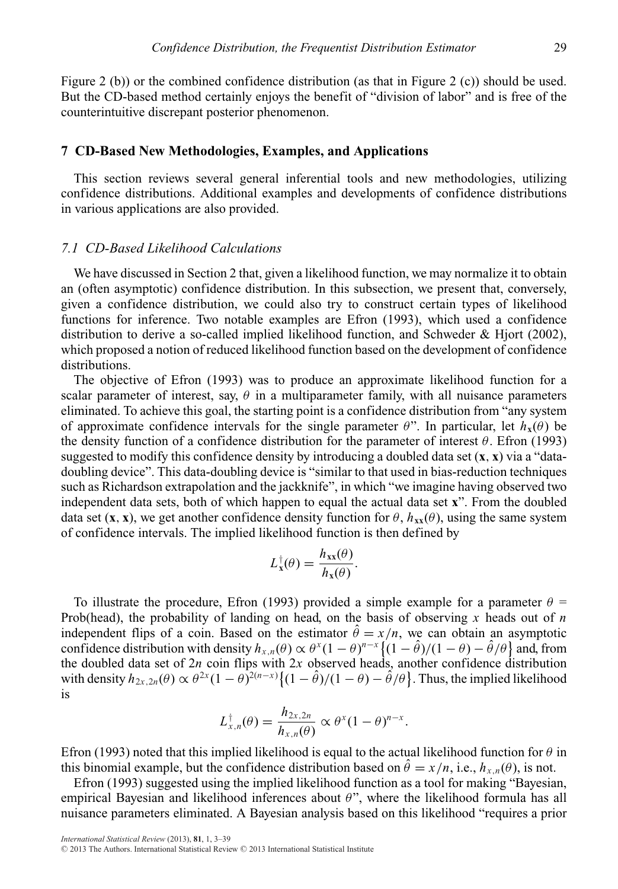Figure 2 (b)) or the combined confidence distribution (as that in Figure 2 (c)) should be used. But the CD-based method certainly enjoys the benefit of "division of labor" and is free of the counterintuitive discrepant posterior phenomenon.

## 7 CD-Based New Methodologies, Examples, and Applications

This section reviews several general inferential tools and new methodologies, utilizing confidence distributions. Additional examples and developments of confidence distributions in various applications are also provided.

### 7.1 CD-Based Likelihood Calculations

We have discussed in Section 2 that, given a likelihood function, we may normalize it to obtain an (often asymptotic) confidence distribution. In this subsection, we present that, conversely, given a confidence distribution, we could also try to construct certain types of likelihood functions for inference. Two notable examples are Efron (1993), which used a confidence distribution to derive a so-called implied likelihood function, and Schweder & Hjort (2002), which proposed a notion of reduced likelihood function based on the development of confidence distributions.

The objective of Efron (1993) was to produce an approximate likelihood function for a scalar parameter of interest, say, $\theta$ in a multiparameter family, with all nuisance parameters eliminated. To achieve this goal, the starting point is a confidence distribution from "any system of approximate confidence intervals for the single parameter $\theta$". In particular, let $h_{\mathbf{x}}(\theta)$ be the density function of a confidence distribution for the parameter of interest $\theta$. Efron (1993) suggested to modify this confidence density by introducing a doubled data set $(\mathbf{x}, \mathbf{x})$ via a "data-doubling device". This data-doubling device is "similar to that used in bias-reduction techniques such as Richardson extrapolation and the jackknife", in which "we imagine having observed two independent data sets, both of which happen to equal the actual data set $\mathbf{x}$". From the doubled data set $(\mathbf{x}, \mathbf{x})$, we get another confidence density function for $\theta$, $h_{\mathbf{xx}}(\theta)$, using the same system of confidence intervals. The implied likelihood function is then defined by

$$L^{\dagger}_{\mathbf{x}}(\theta) = \frac{h_{\mathbf{xx}}(\theta)}{h_{\mathbf{x}}(\theta)}.$$

To illustrate the procedure, Efron (1993) provided a simple example for a parameter $\theta$ = Prob(head), the probability of landing on head, on the basis of observing $x$ heads out of $n$ independent flips of a coin. Based on the estimator $\hat{\theta} = x/n$, we can obtain an asymptotic confidence distribution with density $h_{x,n}(\theta) \propto \theta^x(1-\theta)^{n-x}\{(1-\hat{\theta})/(1-\theta) - \hat{\theta}/\theta\}$ and, from the doubled data set of $2n$ coin flips with $2x$ observed heads, another confidence distribution with density $h_{2x,2n}(\theta) \propto \theta^{2x}(1-\theta)^{2(n-x)}\{(1-\hat{\theta})/(1-\theta) - \hat{\theta}/\theta\}$. Thus, the implied likelihood is

$$L^{\dagger}_{x,n}(\theta) = \frac{h_{2x,2n}}{h_{x,n}(\theta)} \propto \theta^x(1-\theta)^{n-x}.$$

Efron (1993) noted that this implied likelihood is equal to the actual likelihood function for $\theta$ in this binomial example, but the confidence distribution based on $\hat{\theta} = x/n$, i.e., $h_{x,n}(\theta)$, is not.

Efron (1993) suggested using the implied likelihood function as a tool for making "Bayesian, empirical Bayesian and likelihood inferences about $\theta$", where the likelihood formula has all nuisance parameters eliminated. A Bayesian analysis based on this likelihood "requires a prior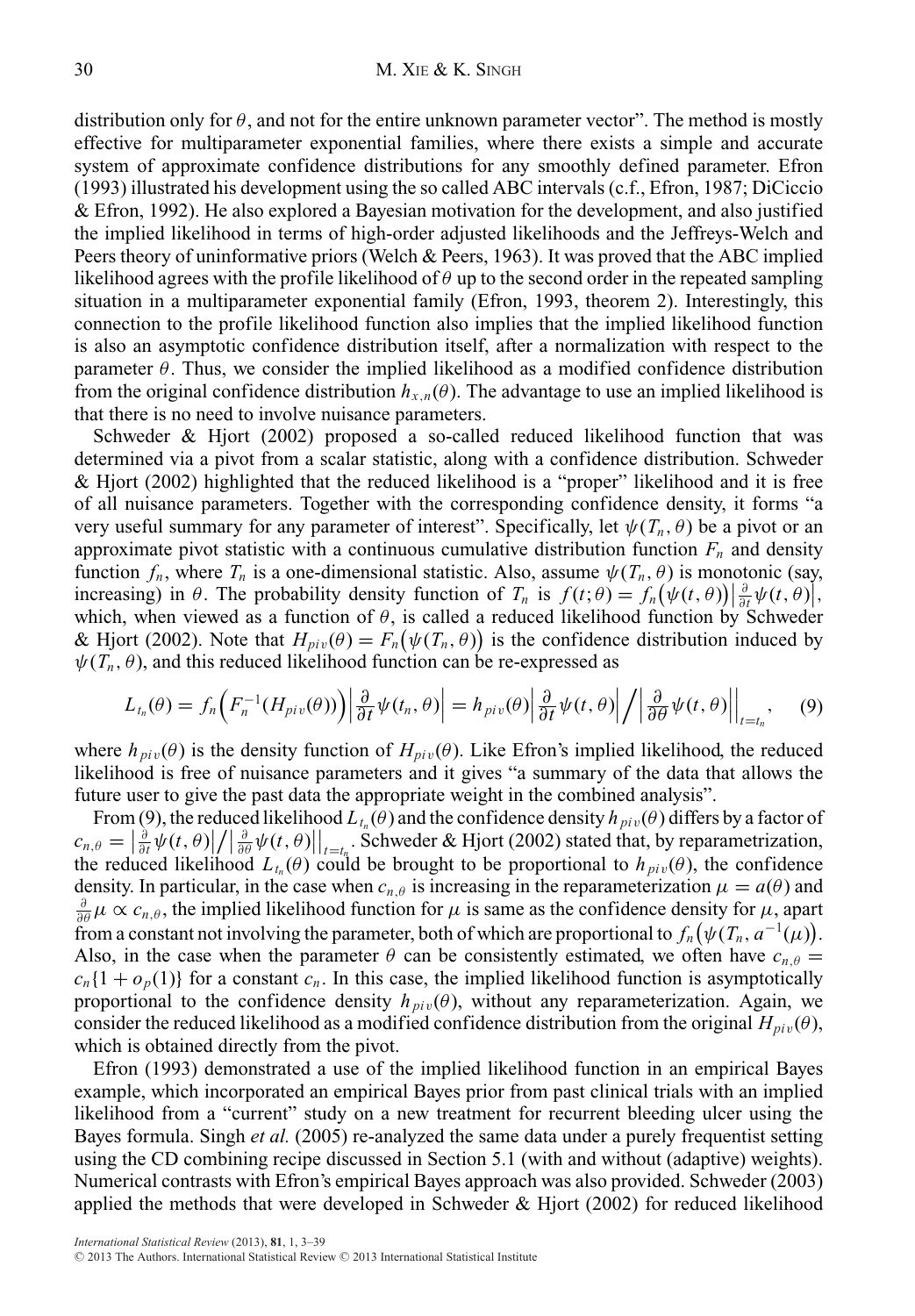distribution only for $\theta$, and not for the entire unknown parameter vector". The method is mostly effective for multiparameter exponential families, where there exists a simple and accurate system of approximate confidence distributions for any smoothly defined parameter. Efron (1993) illustrated his development using the so called ABC intervals (c.f., Efron, 1987; DiCiccio & Efron, 1992). He also explored a Bayesian motivation for the development, and also justified the implied likelihood in terms of high-order adjusted likelihoods and the Jeffreys-Welch and Peers theory of uninformative priors (Welch & Peers, 1963). It was proved that the ABC implied likelihood agrees with the profile likelihood of $\theta$ up to the second order in the repeated sampling situation in a multiparameter exponential family (Efron, 1993, theorem 2). Interestingly, this connection to the profile likelihood function also implies that the implied likelihood function is also an asymptotic confidence distribution itself, after a normalization with respect to the parameter $\theta$. Thus, we consider the implied likelihood as a modified confidence distribution from the original confidence distribution $h_{x,n}(\theta)$. The advantage to use an implied likelihood is that there is no need to involve nuisance parameters.

Schweder & Hjort (2002) proposed a so-called reduced likelihood function that was determined via a pivot from a scalar statistic, along with a confidence distribution. Schweder & Hjort (2002) highlighted that the reduced likelihood is a "proper" likelihood and it is free of all nuisance parameters. Together with the corresponding confidence density, it forms "a very useful summary for any parameter of interest". Specifically, let $\psi(T_n, \theta)$ be a pivot or an approximate pivot statistic with a continuous cumulative distribution function $F_n$ and density function $f_n$, where $T_n$ is a one-dimensional statistic. Also, assume $\psi(T_n, \theta)$ is monotonic (say, increasing) in $\theta$. The probability density function of $T_n$ is $f(t;\theta) = f_n\big(\psi(t,\theta)\big)\big|\frac{\partial}{\partial t}\psi(t,\theta)\big|$, which, when viewed as a function of $\theta$, is called a reduced likelihood function by Schweder & Hjort (2002). Note that $H_{piv}(\theta) = F_n\big(\psi(T_n,\theta)\big)$ is the confidence distribution induced by $\psi(T_n, \theta)$, and this reduced likelihood function can be re-expressed as

$$L_{t_n}(\theta) = f_n\Big(F_n^{-1}(H_{piv}(\theta))\Big)\Big|\frac{\partial}{\partial t}\psi(t_n,\theta)\Big| = h_{piv}(\theta)\Big|\frac{\partial}{\partial t}\psi(t,\theta)\Big| \Big/ \Big|\frac{\partial}{\partial \theta}\psi(t,\theta)\Big|\Big|_{t=t_n}, \quad (9)$$

where $h_{piv}(\theta)$ is the density function of $H_{piv}(\theta)$. Like Efron's implied likelihood, the reduced likelihood is free of nuisance parameters and it gives "a summary of the data that allows the future user to give the past data the appropriate weight in the combined analysis".

From (9), the reduced likelihood $L_{t_n}(\theta)$ and the confidence density $h_{piv}(\theta)$ differs by a factor of $c_{n,\theta} = \big|\frac{\partial}{\partial t}\psi(t,\theta)\big| \big/ \big|\frac{\partial}{\partial \theta}\psi(t,\theta)\big|\big|_{t=t_n}$. Schweder & Hjort (2002) stated that, by reparametrization, the reduced likelihood $L_{t_n}(\theta)$ could be brought to be proportional to $h_{piv}(\theta)$, the confidence density. In particular, in the case when $c_{n,\theta}$ is increasing in the reparameterization $\mu = a(\theta)$ and $\frac{\partial}{\partial \theta}\mu \propto c_{n,\theta}$, the implied likelihood function for $\mu$ is same as the confidence density for $\mu$, apart from a constant not involving the parameter, both of which are proportional to $f_n\big(\psi(T_n, a^{-1}(\mu)\big)$. Also, in the case when the parameter $\theta$ can be consistently estimated, we often have $c_{n,\theta} = c_n\{1 + o_p(1)\}$ for a constant $c_n$. In this case, the implied likelihood function is asymptotically proportional to the confidence density $h_{piv}(\theta)$, without any reparameterization. Again, we consider the reduced likelihood as a modified confidence distribution from the original $H_{piv}(\theta)$, which is obtained directly from the pivot.

Efron (1993) demonstrated a use of the implied likelihood function in an empirical Bayes example, which incorporated an empirical Bayes prior from past clinical trials with an implied likelihood from a "current" study on a new treatment for recurrent bleeding ulcer using the Bayes formula. Singh *et al.* (2005) re-analyzed the same data under a purely frequentist setting using the CD combining recipe discussed in Section 5.1 (with and without (adaptive) weights). Numerical contrasts with Efron's empirical Bayes approach was also provided. Schweder (2003) applied the methods that were developed in Schweder & Hjort (2002) for reduced likelihood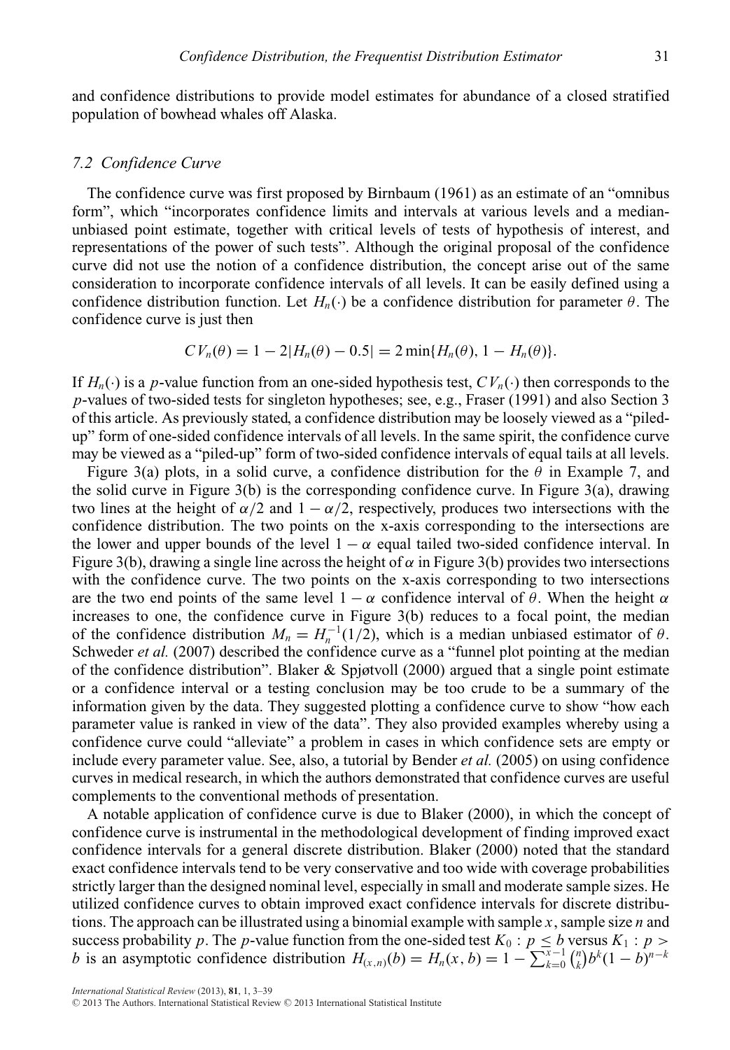and confidence distributions to provide model estimates for abundance of a closed stratified population of bowhead whales off Alaska.

### 7.2 Confidence Curve

The confidence curve was first proposed by Birnbaum (1961) as an estimate of an "omnibus form", which "incorporates confidence limits and intervals at various levels and a median-unbiased point estimate, together with critical levels of tests of hypothesis of interest, and representations of the power of such tests". Although the original proposal of the confidence curve did not use the notion of a confidence distribution, the concept arise out of the same consideration to incorporate confidence intervals of all levels. It can be easily defined using a confidence distribution function. Let $H_n(\cdot)$ be a confidence distribution for parameter $\theta$. The confidence curve is just then

$$CV_n(\theta) = 1 - 2|H_n(\theta) - 0.5| = 2\min\{H_n(\theta), 1 - H_n(\theta)\}.$$

If $H_n(\cdot)$ is a $p$-value function from an one-sided hypothesis test, $CV_n(\cdot)$ then corresponds to the $p$-values of two-sided tests for singleton hypotheses; see, e.g., Fraser (1991) and also Section 3 of this article. As previously stated, a confidence distribution may be loosely viewed as a "piled-up" form of one-sided confidence intervals of all levels. In the same spirit, the confidence curve may be viewed as a "piled-up" form of two-sided confidence intervals of equal tails at all levels.

Figure 3(a) plots, in a solid curve, a confidence distribution for the $\theta$ in Example 7, and the solid curve in Figure 3(b) is the corresponding confidence curve. In Figure 3(a), drawing two lines at the height of $\alpha/2$ and $1 - \alpha/2$, respectively, produces two intersections with the confidence distribution. The two points on the x-axis corresponding to the intersections are the lower and upper bounds of the level $1 - \alpha$ equal tailed two-sided confidence interval. In Figure 3(b), drawing a single line across the height of $\alpha$ in Figure 3(b) provides two intersections with the confidence curve. The two points on the x-axis corresponding to two intersections are the two end points of the same level $1 - \alpha$ confidence interval of $\theta$. When the height $\alpha$ increases to one, the confidence curve in Figure 3(b) reduces to a focal point, the median of the confidence distribution $M_n = H_n^{-1}(1/2)$, which is a median unbiased estimator of $\theta$. Schweder *et al.* (2007) described the confidence curve as a "funnel plot pointing at the median of the confidence distribution". Blaker & Spjøtvoll (2000) argued that a single point estimate or a confidence interval or a testing conclusion may be too crude to be a summary of the information given by the data. They suggested plotting a confidence curve to show "how each parameter value is ranked in view of the data". They also provided examples whereby using a confidence curve could "alleviate" a problem in cases in which confidence sets are empty or include every parameter value. See, also, a tutorial by Bender *et al.* (2005) on using confidence curves in medical research, in which the authors demonstrated that confidence curves are useful complements to the conventional methods of presentation.

A notable application of confidence curve is due to Blaker (2000), in which the concept of confidence curve is instrumental in the methodological development of finding improved exact confidence intervals for a general discrete distribution. Blaker (2000) noted that the standard exact confidence intervals tend to be very conservative and too wide with coverage probabilities strictly larger than the designed nominal level, especially in small and moderate sample sizes. He utilized confidence curves to obtain improved exact confidence intervals for discrete distributions. The approach can be illustrated using a binomial example with sample $x$, sample size $n$ and success probability $p$. The $p$-value function from the one-sided test $K_0 : p \leq b$ versus $K_1 : p > b$ is an asymptotic confidence distribution $H_{(x,n)}(b) = H_n(x, b) = 1 - \sum_{k=0}^{x-1} \binom{n}{k} b^k (1 - b)^{n-k}$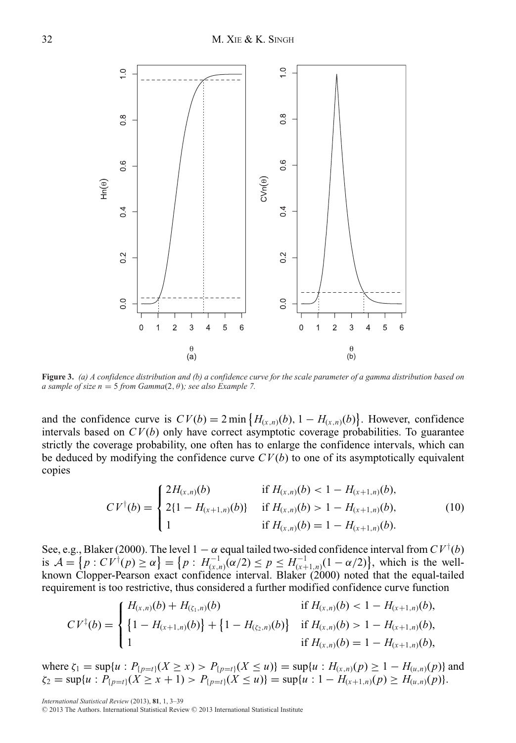**Figure 3.** *(a) A confidence distribution and (b) a confidence curve for the scale parameter of a gamma distribution based on a sample of size $n = 5$ from Gamma$(2, \theta)$; see also Example 7.*

and the confidence curve is $CV(b) = 2\min\{H_{(x,n)}(b), 1 - H_{(x,n)}(b)\}$. However, confidence intervals based on $CV(b)$ only have correct asymptotic coverage probabilities. To guarantee strictly the coverage probability, one often has to enlarge the confidence intervals, which can be deduced by modifying the confidence curve $CV(b)$ to one of its asymptotically equivalent copies

$$CV^{\dagger}(b) = \begin{cases} 2H_{(x,n)}(b) & \text{if } H_{(x,n)}(b) < 1 - H_{(x+1,n)}(b), \\ 2\{1 - H_{(x+1,n)}(b)\} & \text{if } H_{(x,n)}(b) > 1 - H_{(x+1,n)}(b), \\ 1 & \text{if } H_{(x,n)}(b) = 1 - H_{(x+1,n)}(b). \end{cases} \tag{10}$$

See, e.g., Blaker (2000). The level $1 - \alpha$ equal tailed two-sided confidence interval from $CV^{\dagger}(b)$ is $\mathcal{A} = \{p : CV^{\dagger}(p) \geq \alpha\} = \{p : H^{-1}_{(x,n)}(\alpha/2) \leq p \leq H^{-1}_{(x+1,n)}(1 - \alpha/2)\}$, which is the well-known Clopper-Pearson exact confidence interval. Blaker (2000) noted that the equal-tailed requirement is too restrictive, thus considered a further modified confidence curve function

$$CV^{\ddagger}(b) = \begin{cases} H_{(x,n)}(b) + H_{(\zeta_1,n)}(b) & \text{if } H_{(x,n)}(b) < 1 - H_{(x+1,n)}(b), \\ \{1 - H_{(x+1,n)}(b)\} + \{1 - H_{(\zeta_2,n)}(b)\} & \text{if } H_{(x,n)}(b) > 1 - H_{(x+1,n)}(b), \\ 1 & \text{if } H_{(x,n)}(b) = 1 - H_{(x+1,n)}(b), \end{cases}$$

where $\zeta_1 = \sup\{u : P_{\{p=t\}}(X \geq x) > P_{\{p=t\}}(X \leq u)\} = \sup\{u : H_{(x,n)}(p) \geq 1 - H_{(u,n)}(p)\}$ and $\zeta_2 = \sup\{u : P_{\{p=t\}}(X \geq x + 1) > P_{\{p=t\}}(X \leq u)\} = \sup\{u : 1 - H_{(x+1,n)}(p) \geq H_{(u,n)}(p)\}$.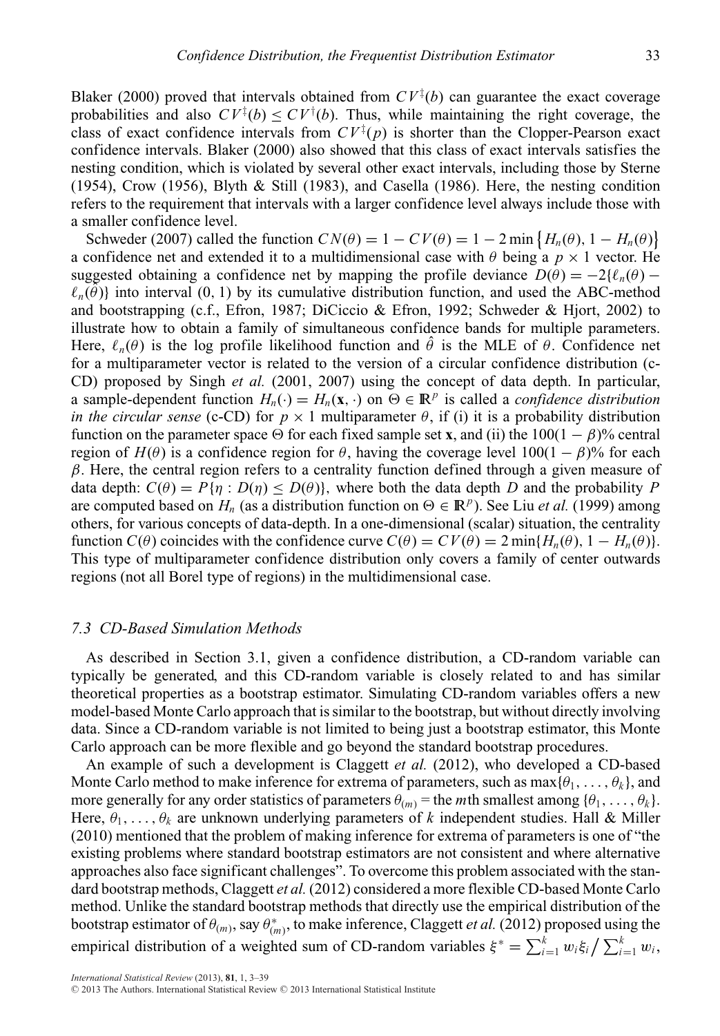Blaker (2000) proved that intervals obtained from $CV^{\ddagger}(b)$ can guarantee the exact coverage probabilities and also $CV^{\ddagger}(b) \leq CV^{\dagger}(b)$. Thus, while maintaining the right coverage, the class of exact confidence intervals from $CV^{\ddagger}(p)$ is shorter than the Clopper-Pearson exact confidence intervals. Blaker (2000) also showed that this class of exact intervals satisfies the nesting condition, which is violated by several other exact intervals, including those by Sterne (1954), Crow (1956), Blyth & Still (1983), and Casella (1986). Here, the nesting condition refers to the requirement that intervals with a larger confidence level always include those with a smaller confidence level.

Schweder (2007) called the function $CN(\theta) = 1 - CV(\theta) = 1 - 2\min\{H_n(\theta), 1 - H_n(\theta)\}$ a confidence net and extended it to a multidimensional case with $\theta$ being a $p \times 1$ vector. He suggested obtaining a confidence net by mapping the profile deviance $D(\theta) = -2\{\ell_n(\theta) - \ell_n(\hat{\theta})\}$ into interval (0, 1) by its cumulative distribution function, and used the ABC-method and bootstrapping (c.f., Efron, 1987; DiCiccio & Efron, 1992; Schweder & Hjort, 2002) to illustrate how to obtain a family of simultaneous confidence bands for multiple parameters. Here, $\ell_n(\theta)$ is the log profile likelihood function and $\hat{\theta}$ is the MLE of $\theta$. Confidence net for a multiparameter vector is related to the version of a circular confidence distribution (c-CD) proposed by Singh *et al.* (2001, 2007) using the concept of data depth. In particular, a sample-dependent function $H_n(\cdot) = H_n(\mathbf{x}, \cdot)$ on $\Theta \in \mathbb{R}^p$ is called a *confidence distribution in the circular sense* (c-CD) for $p \times 1$ multiparameter $\theta$, if (i) it is a probability distribution function on the parameter space $\Theta$ for each fixed sample set $\mathbf{x}$, and (ii) the $100(1-\beta)\%$ central region of $H(\theta)$ is a confidence region for $\theta$, having the coverage level $100(1-\beta)\%$ for each $\beta$. Here, the central region refers to a centrality function defined through a given measure of data depth: $C(\theta) = P\{\eta : D(\eta) \leq D(\theta)\}$, where both the data depth $D$ and the probability $P$ are computed based on $H_n$ (as a distribution function on $\Theta \in \mathbb{R}^p$). See Liu *et al.* (1999) among others, for various concepts of data-depth. In a one-dimensional (scalar) situation, the centrality function $C(\theta)$ coincides with the confidence curve $C(\theta) = CV(\theta) = 2\min\{H_n(\theta), 1 - H_n(\theta)\}$. This type of multiparameter confidence distribution only covers a family of center outwards regions (not all Borel type of regions) in the multidimensional case.

### 7.3 CD-Based Simulation Methods

As described in Section 3.1, given a confidence distribution, a CD-random variable can typically be generated, and this CD-random variable is closely related to and has similar theoretical properties as a bootstrap estimator. Simulating CD-random variables offers a new model-based Monte Carlo approach that is similar to the bootstrap, but without directly involving data. Since a CD-random variable is not limited to being just a bootstrap estimator, this Monte Carlo approach can be more flexible and go beyond the standard bootstrap procedures.

An example of such a development is Claggett *et al.* (2012), who developed a CD-based Monte Carlo method to make inference for extrema of parameters, such as $\max\{\theta_1, \ldots, \theta_k\}$, and more generally for any order statistics of parameters $\theta_{(m)}$ = the $m$th smallest among $\{\theta_1, \ldots, \theta_k\}$. Here, $\theta_1, \ldots, \theta_k$ are unknown underlying parameters of $k$ independent studies. Hall & Miller (2010) mentioned that the problem of making inference for extrema of parameters is one of "the existing problems where standard bootstrap estimators are not consistent and where alternative approaches also face significant challenges". To overcome this problem associated with the standard bootstrap methods, Claggett *et al.* (2012) considered a more flexible CD-based Monte Carlo method. Unlike the standard bootstrap methods that directly use the empirical distribution of the bootstrap estimator of $\theta_{(m)}$, say $\theta^*_{(m)}$, to make inference, Claggett *et al.* (2012) proposed using the empirical distribution of a weighted sum of CD-random variables $\xi^* = \sum_{i=1}^{k} w_i \xi_i \big/ \sum_{i=1}^{k} w_i$,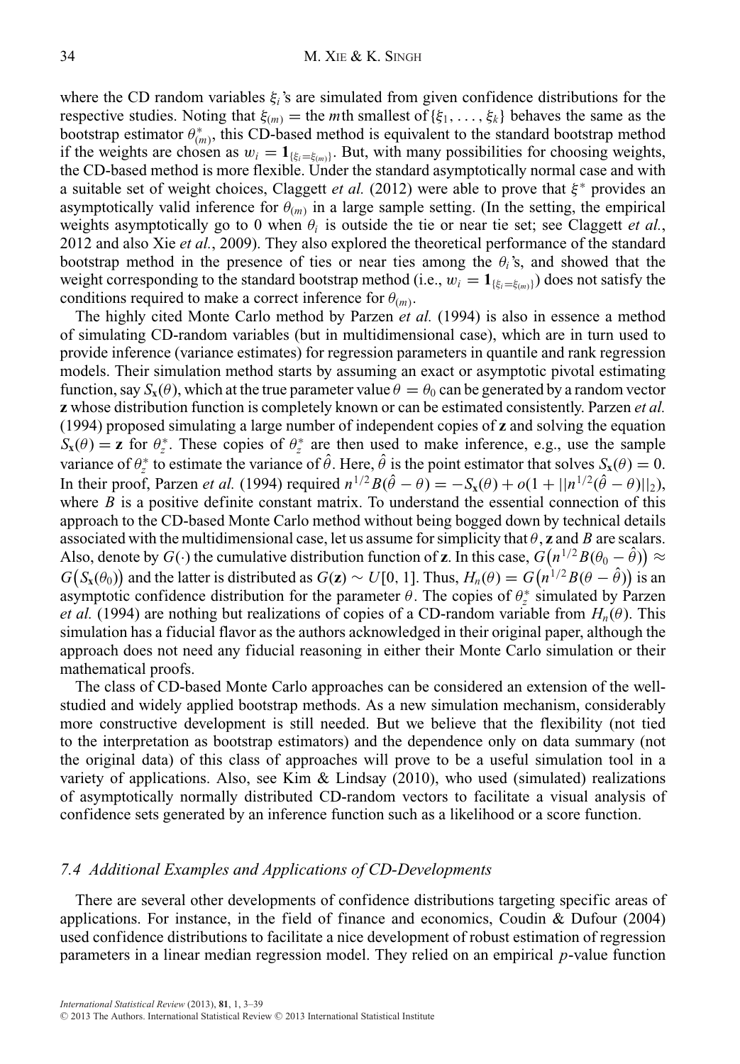where the CD random variables $\xi_i$'s are simulated from given confidence distributions for the respective studies. Noting that $\xi_{(m)}$ = the $m$th smallest of $\{\xi_1, \ldots, \xi_k\}$ behaves the same as the bootstrap estimator $\theta^*_{(m)}$, this CD-based method is equivalent to the standard bootstrap method if the weights are chosen as $w_i = \mathbf{1}_{\{\xi_i = \xi_{(m)}\}}$. But, with many possibilities for choosing weights, the CD-based method is more flexible. Under the standard asymptotically normal case and with a suitable set of weight choices, Claggett *et al.* (2012) were able to prove that $\xi^*$ provides an asymptotically valid inference for $\theta_{(m)}$ in a large sample setting. (In the setting, the empirical weights asymptotically go to 0 when $\theta_i$ is outside the tie or near tie set; see Claggett *et al.*, 2012 and also Xie *et al.*, 2009). They also explored the theoretical performance of the standard bootstrap method in the presence of ties or near ties among the $\theta_i$'s, and showed that the weight corresponding to the standard bootstrap method (i.e., $w_i = \mathbf{1}_{\{\xi_i = \xi_{(m)}\}}$) does not satisfy the conditions required to make a correct inference for $\theta_{(m)}$.

The highly cited Monte Carlo method by Parzen *et al.* (1994) is also in essence a method of simulating CD-random variables (but in multidimensional case), which are in turn used to provide inference (variance estimates) for regression parameters in quantile and rank regression models. Their simulation method starts by assuming an exact or asymptotic pivotal estimating function, say $S_{\mathbf{x}}(\theta)$, which at the true parameter value $\theta = \theta_0$ can be generated by a random vector $\mathbf{z}$ whose distribution function is completely known or can be estimated consistently. Parzen *et al.* (1994) proposed simulating a large number of independent copies of $\mathbf{z}$ and solving the equation $S_{\mathbf{x}}(\theta) = \mathbf{z}$ for $\theta^*_z$. These copies of $\theta^*_z$ are then used to make inference, e.g., use the sample variance of $\theta^*_z$ to estimate the variance of $\hat{\theta}$. Here, $\hat{\theta}$ is the point estimator that solves $S_{\mathbf{x}}(\theta) = 0$. In their proof, Parzen *et al.* (1994) required $n^{1/2}B(\hat{\theta} - \theta) = -S_{\mathbf{x}}(\theta) + o(1 + ||n^{1/2}(\hat{\theta} - \theta)||_2)$, where $B$ is a positive definite constant matrix. To understand the essential connection of this approach to the CD-based Monte Carlo method without being bogged down by technical details associated with the multidimensional case, let us assume for simplicity that $\theta$, $\mathbf{z}$ and $B$ are scalars. Also, denote by $G(\cdot)$ the cumulative distribution function of $\mathbf{z}$. In this case, $G\big(n^{1/2}B(\theta_0 - \hat{\theta})\big) \approx G\big(S_{\mathbf{x}}(\theta_0)\big)$ and the latter is distributed as $G(\mathbf{z}) \sim U[0, 1]$. Thus, $H_n(\theta) = G\big(n^{1/2}B(\theta - \hat{\theta})\big)$ is an asymptotic confidence distribution for the parameter $\theta$. The copies of $\theta^*_z$ simulated by Parzen *et al.* (1994) are nothing but realizations of copies of a CD-random variable from $H_n(\theta)$. This simulation has a fiducial flavor as the authors acknowledged in their original paper, although the approach does not need any fiducial reasoning in either their Monte Carlo simulation or their mathematical proofs.

The class of CD-based Monte Carlo approaches can be considered an extension of the well-studied and widely applied bootstrap methods. As a new simulation mechanism, considerably more constructive development is still needed. But we believe that the flexibility (not tied to the interpretation as bootstrap estimators) and the dependence only on data summary (not the original data) of this class of approaches will prove to be a useful simulation tool in a variety of applications. Also, see Kim & Lindsay (2010), who used (simulated) realizations of asymptotically normally distributed CD-random vectors to facilitate a visual analysis of confidence sets generated by an inference function such as a likelihood or a score function.

### *7.4 Additional Examples and Applications of CD-Developments*

There are several other developments of confidence distributions targeting specific areas of applications. For instance, in the field of finance and economics, Coudin & Dufour (2004) used confidence distributions to facilitate a nice development of robust estimation of regression parameters in a linear median regression model. They relied on an empirical $p$-value function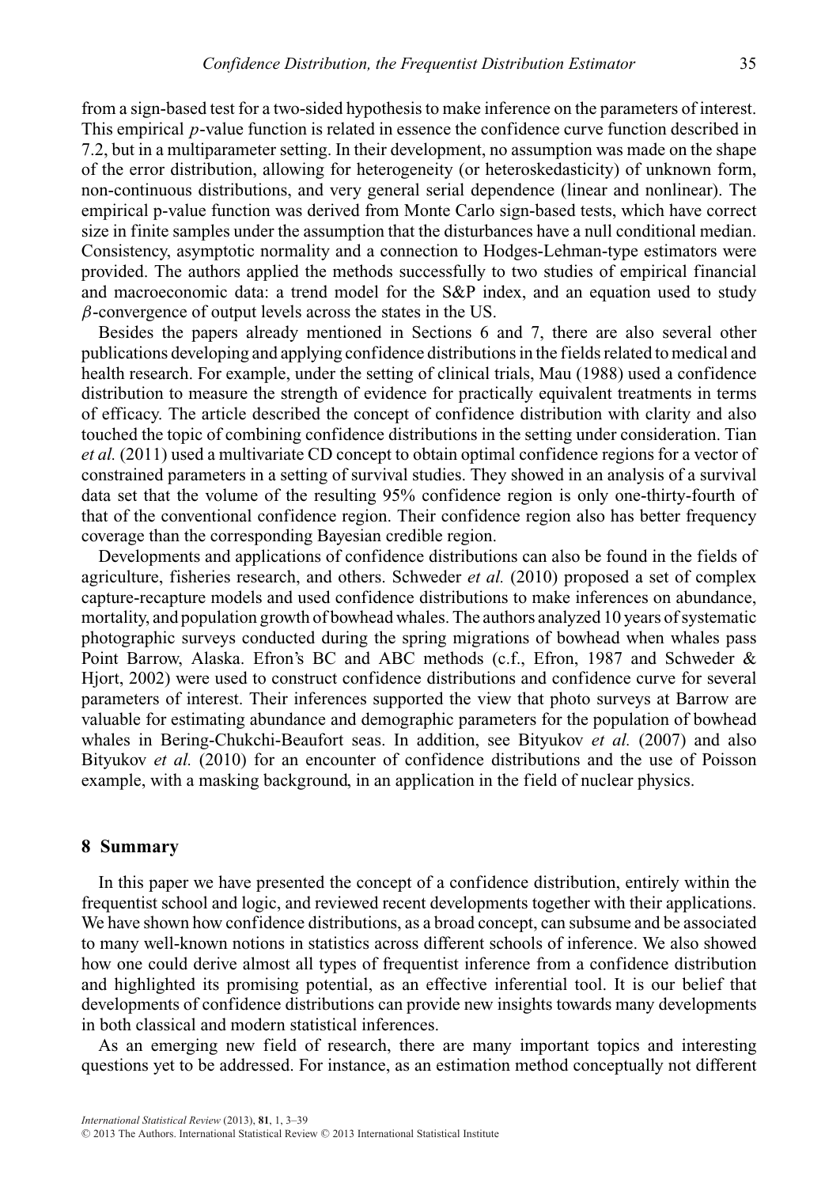from a sign-based test for a two-sided hypothesis to make inference on the parameters of interest. This empirical $p$-value function is related in essence the confidence curve function described in 7.2, but in a multiparameter setting. In their development, no assumption was made on the shape of the error distribution, allowing for heterogeneity (or heteroskedasticity) of unknown form, non-continuous distributions, and very general serial dependence (linear and nonlinear). The empirical p-value function was derived from Monte Carlo sign-based tests, which have correct size in finite samples under the assumption that the disturbances have a null conditional median. Consistency, asymptotic normality and a connection to Hodges-Lehman-type estimators were provided. The authors applied the methods successfully to two studies of empirical financial and macroeconomic data: a trend model for the S&P index, and an equation used to study $\beta$-convergence of output levels across the states in the US.

Besides the papers already mentioned in Sections 6 and 7, there are also several other publications developing and applying confidence distributions in the fields related to medical and health research. For example, under the setting of clinical trials, Mau (1988) used a confidence distribution to measure the strength of evidence for practically equivalent treatments in terms of efficacy. The article described the concept of confidence distribution with clarity and also touched the topic of combining confidence distributions in the setting under consideration. Tian *et al.* (2011) used a multivariate CD concept to obtain optimal confidence regions for a vector of constrained parameters in a setting of survival studies. They showed in an analysis of a survival data set that the volume of the resulting 95% confidence region is only one-thirty-fourth of that of the conventional confidence region. Their confidence region also has better frequency coverage than the corresponding Bayesian credible region.

Developments and applications of confidence distributions can also be found in the fields of agriculture, fisheries research, and others. Schweder *et al.* (2010) proposed a set of complex capture-recapture models and used confidence distributions to make inferences on abundance, mortality, and population growth of bowhead whales. The authors analyzed 10 years of systematic photographic surveys conducted during the spring migrations of bowhead when whales pass Point Barrow, Alaska. Efron's BC and ABC methods (c.f., Efron, 1987 and Schweder & Hjort, 2002) were used to construct confidence distributions and confidence curve for several parameters of interest. Their inferences supported the view that photo surveys at Barrow are valuable for estimating abundance and demographic parameters for the population of bowhead whales in Bering-Chukchi-Beaufort seas. In addition, see Bityukov *et al.* (2007) and also Bityukov *et al.* (2010) for an encounter of confidence distributions and the use of Poisson example, with a masking background, in an application in the field of nuclear physics.

## 8 Summary

In this paper we have presented the concept of a confidence distribution, entirely within the frequentist school and logic, and reviewed recent developments together with their applications. We have shown how confidence distributions, as a broad concept, can subsume and be associated to many well-known notions in statistics across different schools of inference. We also showed how one could derive almost all types of frequentist inference from a confidence distribution and highlighted its promising potential, as an effective inferential tool. It is our belief that developments of confidence distributions can provide new insights towards many developments in both classical and modern statistical inferences.

As an emerging new field of research, there are many important topics and interesting questions yet to be addressed. For instance, as an estimation method conceptually not different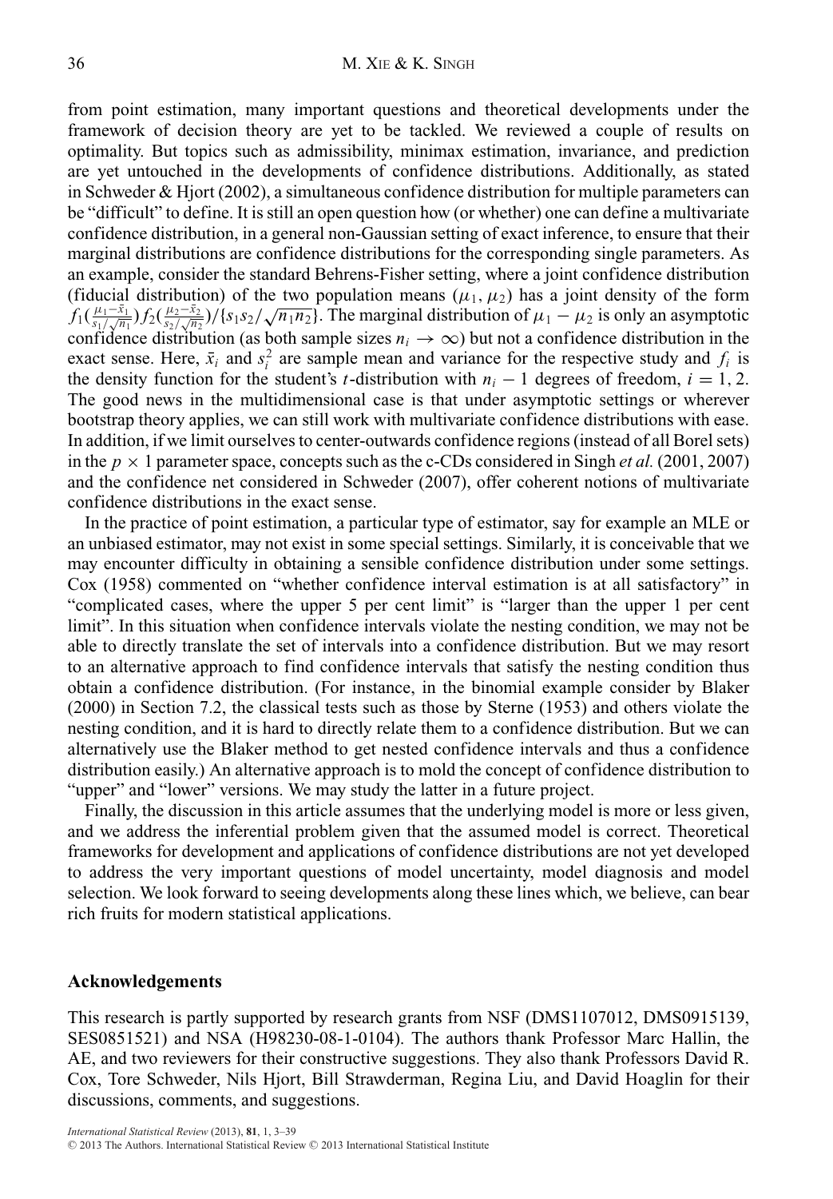from point estimation, many important questions and theoretical developments under the framework of decision theory are yet to be tackled. We reviewed a couple of results on optimality. But topics such as admissibility, minimax estimation, invariance, and prediction are yet untouched in the developments of confidence distributions. Additionally, as stated in Schweder & Hjort (2002), a simultaneous confidence distribution for multiple parameters can be "difficult" to define. It is still an open question how (or whether) one can define a multivariate confidence distribution, in a general non-Gaussian setting of exact inference, to ensure that their marginal distributions are confidence distributions for the corresponding single parameters. As an example, consider the standard Behrens-Fisher setting, where a joint confidence distribution (fiducial distribution) of the two population means $(\mu_1, \mu_2)$ has a joint density of the form $f_1(\frac{\mu_1 - \bar{x}_1}{s_1/\sqrt{n_1}}) f_2(\frac{\mu_2 - \bar{x}_2}{s_2/\sqrt{n_2}})/\{s_1 s_2/\sqrt{n_1 n_2}\}$. The marginal distribution of $\mu_1 - \mu_2$ is only an asymptotic confidence distribution (as both sample sizes $n_i \to \infty$) but not a confidence distribution in the exact sense. Here, $\bar{x}_i$ and $s_i^2$ are sample mean and variance for the respective study and $f_i$ is the density function for the student's $t$-distribution with $n_i - 1$ degrees of freedom, $i = 1, 2$. The good news in the multidimensional case is that under asymptotic settings or wherever bootstrap theory applies, we can still work with multivariate confidence distributions with ease. In addition, if we limit ourselves to center-outwards confidence regions (instead of all Borel sets) in the $p \times 1$ parameter space, concepts such as the c-CDs considered in Singh *et al.* (2001, 2007) and the confidence net considered in Schweder (2007), offer coherent notions of multivariate confidence distributions in the exact sense.

In the practice of point estimation, a particular type of estimator, say for example an MLE or an unbiased estimator, may not exist in some special settings. Similarly, it is conceivable that we may encounter difficulty in obtaining a sensible confidence distribution under some settings. Cox (1958) commented on "whether confidence interval estimation is at all satisfactory" in "complicated cases, where the upper 5 per cent limit" is "larger than the upper 1 per cent limit". In this situation when confidence intervals violate the nesting condition, we may not be able to directly translate the set of intervals into a confidence distribution. But we may resort to an alternative approach to find confidence intervals that satisfy the nesting condition thus obtain a confidence distribution. (For instance, in the binomial example consider by Blaker (2000) in Section 7.2, the classical tests such as those by Sterne (1953) and others violate the nesting condition, and it is hard to directly relate them to a confidence distribution. But we can alternatively use the Blaker method to get nested confidence intervals and thus a confidence distribution easily.) An alternative approach is to mold the concept of confidence distribution to "upper" and "lower" versions. We may study the latter in a future project.

Finally, the discussion in this article assumes that the underlying model is more or less given, and we address the inferential problem given that the assumed model is correct. Theoretical frameworks for development and applications of confidence distributions are not yet developed to address the very important questions of model uncertainty, model diagnosis and model selection. We look forward to seeing developments along these lines which, we believe, can bear rich fruits for modern statistical applications.

## Acknowledgements

This research is partly supported by research grants from NSF (DMS1107012, DMS0915139, SES0851521) and NSA (H98230-08-1-0104). The authors thank Professor Marc Hallin, the AE, and two reviewers for their constructive suggestions. They also thank Professors David R. Cox, Tore Schweder, Nils Hjort, Bill Strawderman, Regina Liu, and David Hoaglin for their discussions, comments, and suggestions.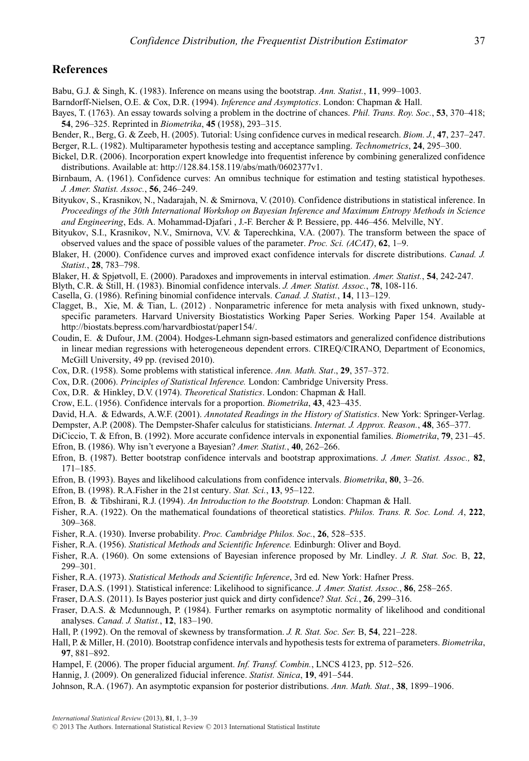## References

Babu, G.J. & Singh, K. (1983). Inference on means using the bootstrap. *Ann. Statist.*, **11**, 999–1003.

Barndorff-Nielsen, O.E. & Cox, D.R. (1994). *Inference and Asymptotics*. London: Chapman & Hall.

Bayes, T. (1763). An essay towards solving a problem in the doctrine of chances. *Phil. Trans. Roy. Soc.*, **53**, 370–418; **54**, 296–325. Reprinted in *Biometrika*, **45** (1958), 293–315.

Bender, R., Berg, G. & Zeeb, H. (2005). Tutorial: Using confidence curves in medical research. *Biom. J.*, **47**, 237–247.

Berger, R.L. (1982). Multiparameter hypothesis testing and acceptance sampling. *Technometrics*, **24**, 295–300.

Bickel, D.R. (2006). Incorporation expert knowledge into frequentist inference by combining generalized confidence distributions. Available at: http://128.84.158.119/abs/math/0602377v1.

Birnbaum, A. (1961). Confidence curves: An omnibus technique for estimation and testing statistical hypotheses. *J. Amer. Statist. Assoc.*, **56**, 246–249.

Bityukov, S., Krasnikov, N., Nadarajah, N. & Smirnova, V. (2010). Confidence distributions in statistical inference. In *Proceedings of the 30th International Workshop on Bayesian Inference and Maximum Entropy Methods in Science and Engineering*, Eds. A. Mohammad-Djafari , J.-F. Bercher & P. Bessiere, pp. 446–456. Melville, NY.

Bityukov, S.I., Krasnikov, N.V., Smirnova, V.V. & Taperechkina, V.A. (2007). The transform between the space of observed values and the space of possible values of the parameter. *Proc. Sci. (ACAT)*, **62**, 1–9.

Blaker, H. (2000). Confidence curves and improved exact confidence intervals for discrete distributions. *Canad. J. Statist.*, **28**, 783–798.

Blaker, H. & Spjøtvoll, E. (2000). Paradoxes and improvements in interval estimation. *Amer. Statist.*, **54**, 242-247.

Blyth, C.R. & Still, H. (1983). Binomial confidence intervals. *J. Amer. Statist. Assoc.*, **78**, 108-116.

Casella, G. (1986). Refining binomial confidence intervals. *Canad. J. Statist.*, **14**, 113–129.

Clagget, B., Xie, M. & Tian, L. (2012) . Nonparametric inference for meta analysis with fixed unknown, study-specific parameters. Harvard University Biostatistics Working Paper Series. Working Paper 154. Available at http://biostats.bepress.com/harvardbiostat/paper154/.

Coudin, E. & Dufour, J.M. (2004). Hodges-Lehmann sign-based estimators and generalized confidence distributions in linear median regressions with heterogeneous dependent errors. CIREQ/CIRANO, Department of Economics, McGill University, 49 pp. (revised 2010).

Cox, D.R. (1958). Some problems with statistical inference. *Ann. Math. Stat*., **29**, 357–372.

Cox, D.R. (2006). *Principles of Statistical Inference.* London: Cambridge University Press.

Cox, D.R. & Hinkley, D.V. (1974). *Theoretical Statistics*. London: Chapman & Hall.

Crow, E.L. (1956). Confidence intervals for a proportion. *Biometrika*, **43**, 423–435.

David, H.A. & Edwards, A.W.F. (2001). *Annotated Readings in the History of Statistics*. New York: Springer-Verlag.

Dempster, A.P. (2008). The Dempster-Shafer calculus for statisticians. *Internat. J. Approx. Reason.*, **48**, 365–377.

DiCiccio, T. & Efron, B. (1992). More accurate confidence intervals in exponential families. *Biometrika*, **79**, 231–45.

Efron, B. (1986). Why isn't everyone a Bayesian? *Amer. Statist.*, **40**, 262–266.

Efron, B. (1987). Better bootstrap confidence intervals and bootstrap approximations. *J. Amer. Statist. Assoc.,* **82**, 171–185.

Efron, B. (1993). Bayes and likelihood calculations from confidence intervals. *Biometrika*, **80**, 3–26.

Efron, B. (1998). R.A.Fisher in the 21st century. *Stat. Sci.*, **13**, 95–122.

Efron, B. & Tibshirani, R.J. (1994). *An Introduction to the Bootstrap.* London: Chapman & Hall.

Fisher, R.A. (1922). On the mathematical foundations of theoretical statistics. *Philos. Trans. R. Soc. Lond. A*, **222**, 309–368.

Fisher, R.A. (1930). Inverse probability. *Proc. Cambridge Philos. Soc.*, **26**, 528–535.

Fisher, R.A. (1956). *Statistical Methods and Scientific Inference.* Edinburgh: Oliver and Boyd.

Fisher, R.A. (1960). On some extensions of Bayesian inference proposed by Mr. Lindley. *J. R. Stat. Soc.* B, **22**, 299–301.

Fisher, R.A. (1973). *Statistical Methods and Scientific Inference*, 3rd ed. New York: Hafner Press.

Fraser, D.A.S. (1991). Statistical inference: Likelihood to significance. *J. Amer. Statist. Assoc.*, **86**, 258–265.

Fraser, D.A.S. (2011). Is Bayes posterior just quick and dirty confidence? *Stat. Sci.*, **26**, 299–316.

Fraser, D.A.S. & Mcdunnough, P. (1984). Further remarks on asymptotic normality of likelihood and conditional analyses. *Canad. J. Statist.*, **12**, 183–190.

Hall, P. (1992). On the removal of skewness by transformation. *J. R. Stat. Soc. Ser.* B, **54**, 221–228.

Hall, P. & Miller, H. (2010). Bootstrap confidence intervals and hypothesis tests for extrema of parameters. *Biometrika*, **97**, 881–892.

Hampel, F. (2006). The proper fiducial argument. *Inf. Transf. Combin.*, LNCS 4123, pp. 512–526.

Hannig, J. (2009). On generalized fiducial inference. *Statist. Sinica*, **19**, 491–544.

Johnson, R.A. (1967). An asymptotic expansion for posterior distributions. *Ann. Math. Stat.*, **38**, 1899–1906.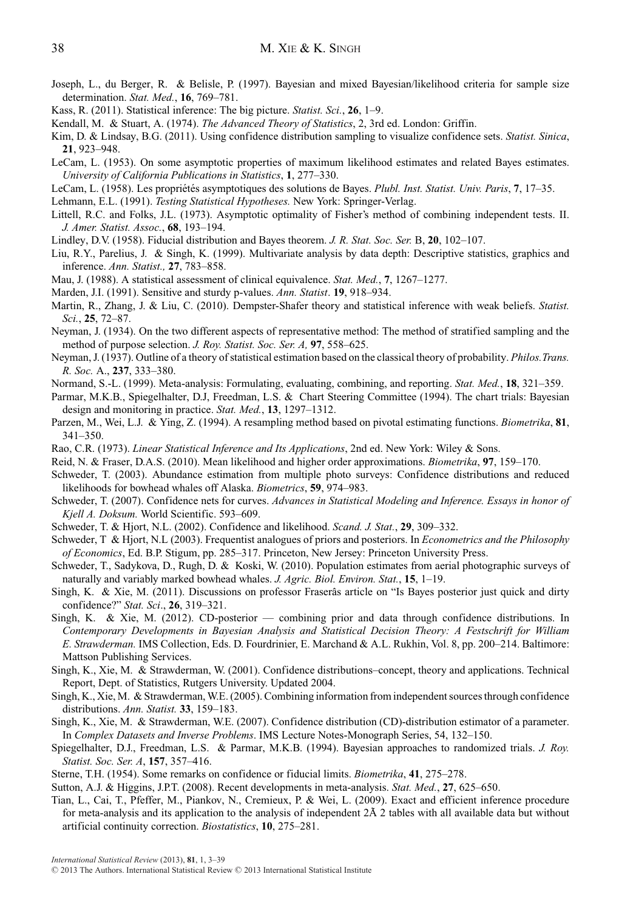Joseph, L., du Berger, R. & Belisle, P. (1997). Bayesian and mixed Bayesian/likelihood criteria for sample size determination. *Stat. Med.*, **16**, 769–781.

Kass, R. (2011). Statistical inference: The big picture. *Statist. Sci.*, **26**, 1–9.

Kendall, M. & Stuart, A. (1974). *The Advanced Theory of Statistics*, 2, 3rd ed. London: Griffin.

Kim, D. & Lindsay, B.G. (2011). Using confidence distribution sampling to visualize confidence sets. *Statist. Sinica*, **21**, 923–948.

LeCam, L. (1953). On some asymptotic properties of maximum likelihood estimates and related Bayes estimates. *University of California Publications in Statistics*, **1**, 277–330.

LeCam, L. (1958). Les propriétés asymptotiques des solutions de Bayes. *Plubl. Inst. Statist. Univ. Paris*, **7**, 17–35.

Lehmann, E.L. (1991). *Testing Statistical Hypotheses.* New York: Springer-Verlag.

Littell, R.C. and Folks, J.L. (1973). Asymptotic optimality of Fisher's method of combining independent tests. II. *J. Amer. Statist. Assoc.*, **68**, 193–194.

Lindley, D.V. (1958). Fiducial distribution and Bayes theorem. *J. R. Stat. Soc. Ser.* B, **20**, 102–107.

Liu, R.Y., Parelius, J. & Singh, K. (1999). Multivariate analysis by data depth: Descriptive statistics, graphics and inference. *Ann. Statist.,* **27**, 783–858.

Mau, J. (1988). A statistical assessment of clinical equivalence. *Stat. Med.*, **7**, 1267–1277.

Marden, J.I. (1991). Sensitive and sturdy p-values. *Ann. Statist*. **19**, 918–934.

Martin, R., Zhang, J. & Liu, C. (2010). Dempster-Shafer theory and statistical inference with weak beliefs. *Statist. Sci.*, **25**, 72–87.

Neyman, J. (1934). On the two different aspects of representative method: The method of stratified sampling and the method of purpose selection. *J. Roy. Statist. Soc. Ser. A,* **97**, 558–625.

Neyman, J. (1937). Outline of a theory of statistical estimation based on the classical theory of probability. *Philos.Trans. R. Soc.* A., **237**, 333–380.

Normand, S.-L. (1999). Meta-analysis: Formulating, evaluating, combining, and reporting. *Stat. Med.*, **18**, 321–359.

Parmar, M.K.B., Spiegelhalter, D.J, Freedman, L.S. & Chart Steering Committee (1994). The chart trials: Bayesian design and monitoring in practice. *Stat. Med.*, **13**, 1297–1312.

Parzen, M., Wei, L.J. & Ying, Z. (1994). A resampling method based on pivotal estimating functions. *Biometrika*, **81**, 341–350.

Rao, C.R. (1973). *Linear Statistical Inference and Its Applications*, 2nd ed. New York: Wiley & Sons.

Reid, N. & Fraser, D.A.S. (2010). Mean likelihood and higher order approximations. *Biometrika*, **97**, 159–170.

Schweder, T. (2003). Abundance estimation from multiple photo surveys: Confidence distributions and reduced likelihoods for bowhead whales off Alaska. *Biometrics*, **59**, 974–983.

Schweder, T. (2007). Confidence nets for curves. *Advances in Statistical Modeling and Inference. Essays in honor of Kjell A. Doksum.* World Scientific. 593–609.

Schweder, T. & Hjort, N.L. (2002). Confidence and likelihood. *Scand. J. Stat.*, **29**, 309–332.

Schweder, T & Hjort, N.L (2003). Frequentist analogues of priors and posteriors. In *Econometrics and the Philosophy of Economics*, Ed. B.P. Stigum, pp. 285–317. Princeton, New Jersey: Princeton University Press.

Schweder, T., Sadykova, D., Rugh, D. & Koski, W. (2010). Population estimates from aerial photographic surveys of naturally and variably marked bowhead whales. *J. Agric. Biol. Environ. Stat.*, **15**, 1–19.

Singh, K. & Xie, M. (2011). Discussions on professor Fraserâs article on "Is Bayes posterior just quick and dirty confidence?" *Stat. Sci*., **26**, 319–321.

Singh, K. & Xie, M. (2012). CD-posterior — combining prior and data through confidence distributions. In *Contemporary Developments in Bayesian Analysis and Statistical Decision Theory: A Festschrift for William E. Strawderman.* IMS Collection, Eds. D. Fourdrinier, E. Marchand & A.L. Rukhin, Vol. 8, pp. 200–214. Baltimore: Mattson Publishing Services.

Singh, K., Xie, M. & Strawderman, W. (2001). Confidence distributions–concept, theory and applications. Technical Report, Dept. of Statistics, Rutgers University. Updated 2004.

Singh, K., Xie, M. & Strawderman, W.E. (2005). Combining information from independent sources through confidence distributions. *Ann. Statist.* **33**, 159–183.

Singh, K., Xie, M. & Strawderman, W.E. (2007). Confidence distribution (CD)-distribution estimator of a parameter. In *Complex Datasets and Inverse Problems*. IMS Lecture Notes-Monograph Series, 54, 132–150.

Spiegelhalter, D.J., Freedman, L.S. & Parmar, M.K.B. (1994). Bayesian approaches to randomized trials. *J. Roy. Statist. Soc. Ser. A*, **157**, 357–416.

Sterne, T.H. (1954). Some remarks on confidence or fiducial limits. *Biometrika*, **41**, 275–278.

Sutton, A.J. & Higgins, J.P.T. (2008). Recent developments in meta-analysis. *Stat. Med.*, **27**, 625–650.

Tian, L., Cai, T., Pfeffer, M., Piankov, N., Cremieux, P. & Wei, L. (2009). Exact and efficient inference procedure for meta-analysis and its application to the analysis of independent 2Ã 2 tables with all available data but without artificial continuity correction. *Biostatistics*, **10**, 275–281.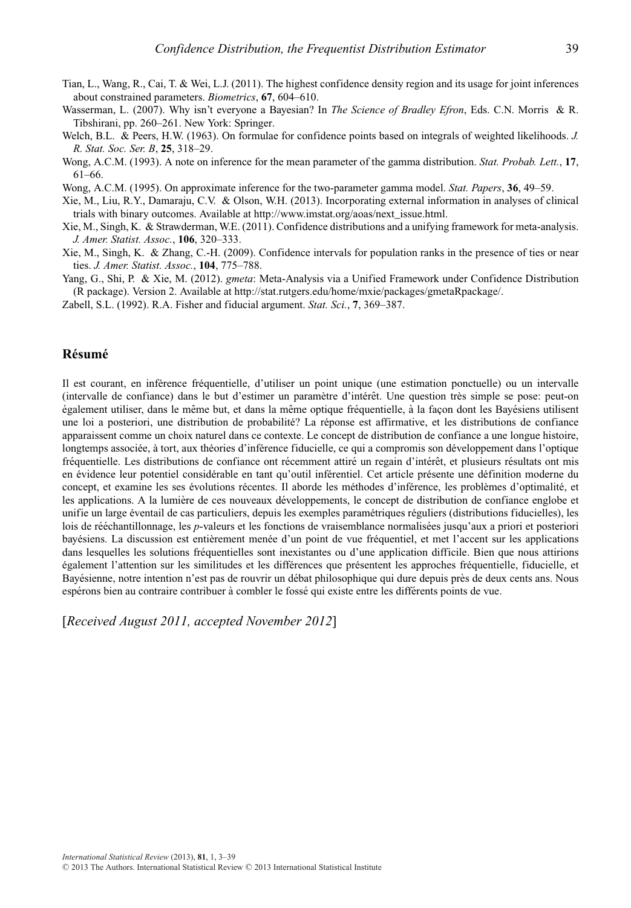Tian, L., Wang, R., Cai, T. & Wei, L.J. (2011). The highest confidence density region and its usage for joint inferences about constrained parameters. *Biometrics*, **67**, 604–610.

Wasserman, L. (2007). Why isn't everyone a Bayesian? In *The Science of Bradley Efron*, Eds. C.N. Morris & R. Tibshirani, pp. 260–261. New York: Springer.

Welch, B.L. & Peers, H.W. (1963). On formulae for confidence points based on integrals of weighted likelihoods. *J. R. Stat. Soc. Ser. B*, **25**, 318–29.

Wong, A.C.M. (1993). A note on inference for the mean parameter of the gamma distribution. *Stat. Probab. Lett.*, **17**, 61–66.

Wong, A.C.M. (1995). On approximate inference for the two-parameter gamma model. *Stat. Papers*, **36**, 49–59.

Xie, M., Liu, R.Y., Damaraju, C.V. & Olson, W.H. (2013). Incorporating external information in analyses of clinical trials with binary outcomes. Available at http://www.imstat.org/aoas/next_issue.html.

Xie, M., Singh, K. & Strawderman, W.E. (2011). Confidence distributions and a unifying framework for meta-analysis. *J. Amer. Statist. Assoc.*, **106**, 320–333.

Xie, M., Singh, K. & Zhang, C.-H. (2009). Confidence intervals for population ranks in the presence of ties or near ties. *J. Amer. Statist. Assoc.*, **104**, 775–788.

Yang, G., Shi, P. & Xie, M. (2012). *gmeta*: Meta-Analysis via a Unified Framework under Confidence Distribution (R package). Version 2. Available at http://stat.rutgers.edu/home/mxie/packages/gmetaRpackage/.

Zabell, S.L. (1992). R.A. Fisher and fiducial argument. *Stat. Sci.*, **7**, 369–387.

## Résumé

Il est courant, en inférence fréquentielle, d'utiliser un point unique (une estimation ponctuelle) ou un intervalle (intervalle de confiance) dans le but d'estimer un paramètre d'intérêt. Une question très simple se pose: peut-on également utiliser, dans le même but, et dans la même optique fréquentielle, à la façon dont les Bayésiens utilisent une loi a posteriori, une distribution de probabilité? La réponse est affirmative, et les distributions de confiance apparaissent comme un choix naturel dans ce contexte. Le concept de distribution de confiance a une longue histoire, longtemps associée, à tort, aux théories d'inférence fiducielle, ce qui a compromis son développement dans l'optique fréquentielle. Les distributions de confiance ont récemment attiré un regain d'intérêt, et plusieurs résultats ont mis en évidence leur potentiel considérable en tant qu'outil inférentiel. Cet article présente une définition moderne du concept, et examine les ses évolutions récentes. Il aborde les méthodes d'inférence, les problèmes d'optimalité, et les applications. A la lumière de ces nouveaux développements, le concept de distribution de confiance englobe et unifie un large éventail de cas particuliers, depuis les exemples paramétriques réguliers (distributions fiducielles), les lois de rééchantillonnage, les *p*-valeurs et les fonctions de vraisemblance normalisées jusqu'aux a priori et posteriori bayésiens. La discussion est entièrement menée d'un point de vue fréquentiel, et met l'accent sur les applications dans lesquelles les solutions fréquentielles sont inexistantes ou d'une application difficile. Bien que nous attirions également l'attention sur les similitudes et les différences que présentent les approches fréquentielle, fiducielle, et Bayésienne, notre intention n'est pas de rouvrir un débat philosophique qui dure depuis près de deux cents ans. Nous espérons bien au contraire contribuer à combler le fossé qui existe entre les différents points de vue.

[*Received August 2011, accepted November 2012*]